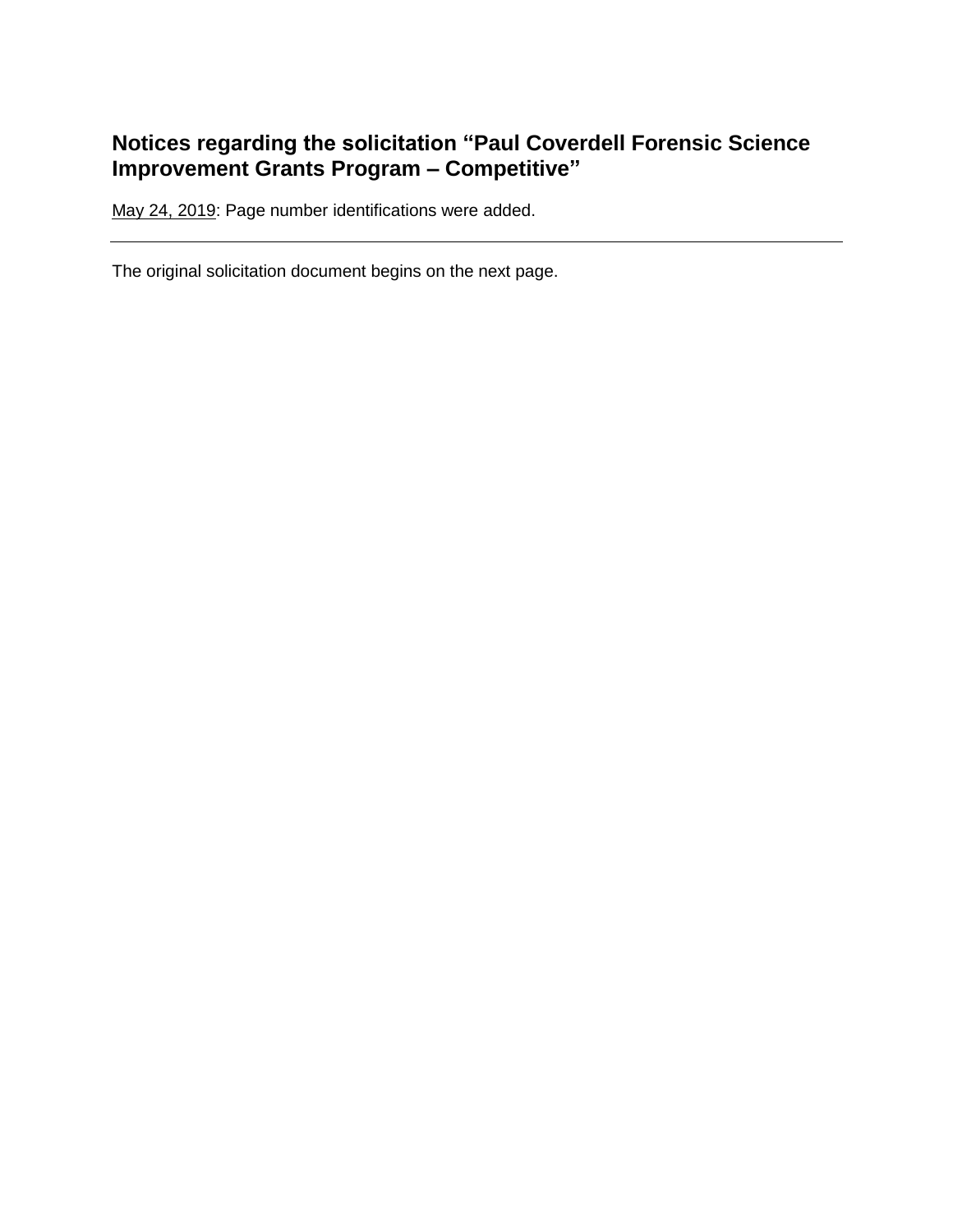## Notices regarding the solicitation "Paul Coverdell Forensic Science Improvement Grants Program – Competitive"

May 24, 2019: Page number identifications were added.

---

The original solicitation document begins on the next page.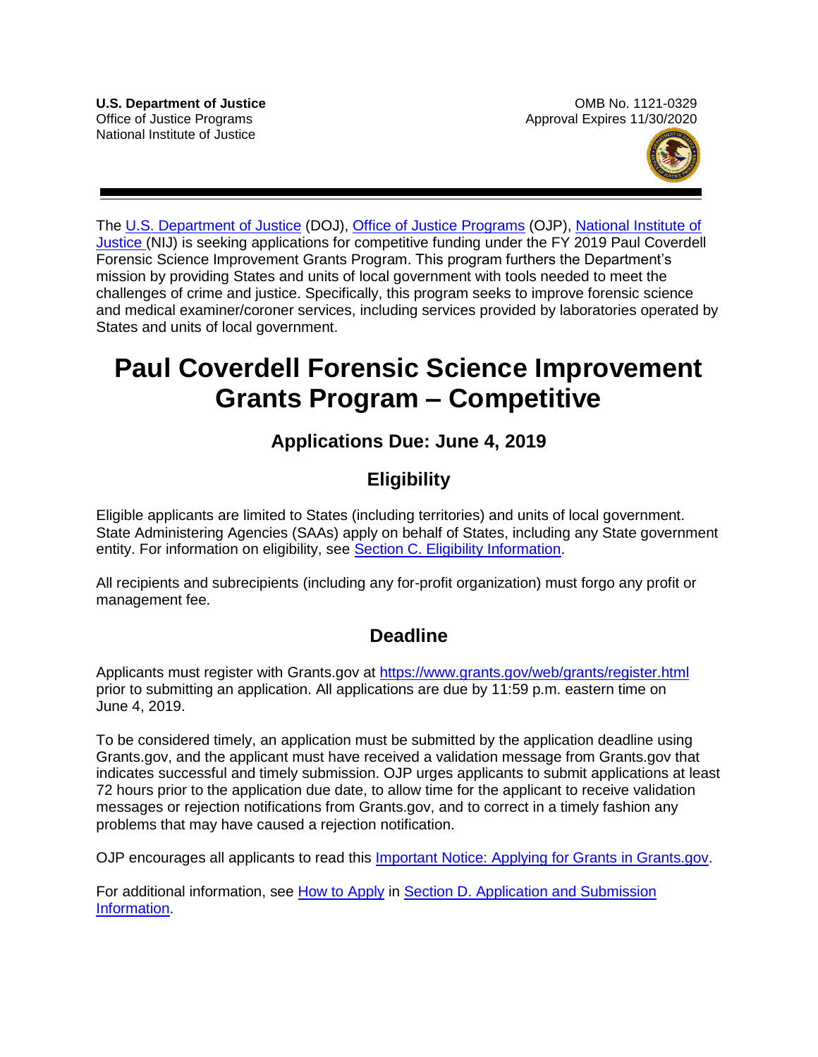**U.S. Department of Justice**
Office of Justice Programs
National Institute of Justice

OMB No. 1121-0329
Approval Expires 11/30/2020

The U.S. Department of Justice (DOJ), Office of Justice Programs (OJP), National Institute of Justice (NIJ) is seeking applications for competitive funding under the FY 2019 Paul Coverdell Forensic Science Improvement Grants Program. This program furthers the Department's mission by providing States and units of local government with tools needed to meet the challenges of crime and justice. Specifically, this program seeks to improve forensic science and medical examiner/coroner services, including services provided by laboratories operated by States and units of local government.

# Paul Coverdell Forensic Science Improvement Grants Program – Competitive

## Applications Due: June 4, 2019

## Eligibility

Eligible applicants are limited to States (including territories) and units of local government. State Administering Agencies (SAAs) apply on behalf of States, including any State government entity. For information on eligibility, see Section C. Eligibility Information.

All recipients and subrecipients (including any for-profit organization) must forgo any profit or management fee.

## Deadline

Applicants must register with Grants.gov at https://www.grants.gov/web/grants/register.html prior to submitting an application. All applications are due by 11:59 p.m. eastern time on June 4, 2019.

To be considered timely, an application must be submitted by the application deadline using Grants.gov, and the applicant must have received a validation message from Grants.gov that indicates successful and timely submission. OJP urges applicants to submit applications at least 72 hours prior to the application due date, to allow time for the applicant to receive validation messages or rejection notifications from Grants.gov, and to correct in a timely fashion any problems that may have caused a rejection notification.

OJP encourages all applicants to read this Important Notice: Applying for Grants in Grants.gov.

For additional information, see How to Apply in Section D. Application and Submission Information.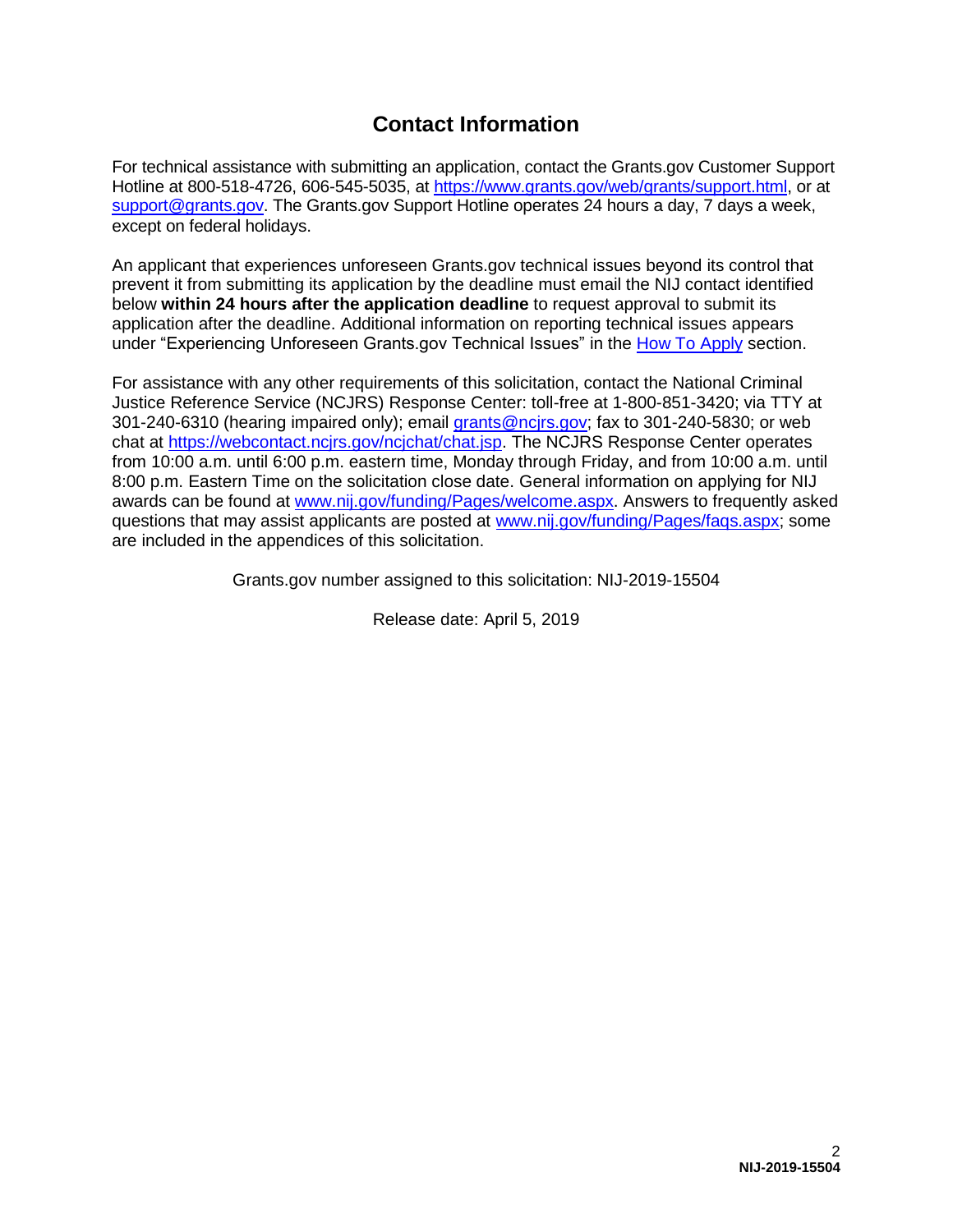## Contact Information

For technical assistance with submitting an application, contact the Grants.gov Customer Support Hotline at 800-518-4726, 606-545-5035, at https://www.grants.gov/web/grants/support.html, or at support@grants.gov. The Grants.gov Support Hotline operates 24 hours a day, 7 days a week, except on federal holidays.

An applicant that experiences unforeseen Grants.gov technical issues beyond its control that prevent it from submitting its application by the deadline must email the NIJ contact identified below **within 24 hours after the application deadline** to request approval to submit its application after the deadline. Additional information on reporting technical issues appears under "Experiencing Unforeseen Grants.gov Technical Issues" in the How To Apply section.

For assistance with any other requirements of this solicitation, contact the National Criminal Justice Reference Service (NCJRS) Response Center: toll-free at 1-800-851-3420; via TTY at 301-240-6310 (hearing impaired only); email grants@ncjrs.gov; fax to 301-240-5830; or web chat at https://webcontact.ncjrs.gov/ncjchat/chat.jsp. The NCJRS Response Center operates from 10:00 a.m. until 6:00 p.m. eastern time, Monday through Friday, and from 10:00 a.m. until 8:00 p.m. Eastern Time on the solicitation close date. General information on applying for NIJ awards can be found at www.nij.gov/funding/Pages/welcome.aspx. Answers to frequently asked questions that may assist applicants are posted at www.nij.gov/funding/Pages/faqs.aspx; some are included in the appendices of this solicitation.

Grants.gov number assigned to this solicitation: NIJ-2019-15504

Release date: April 5, 2019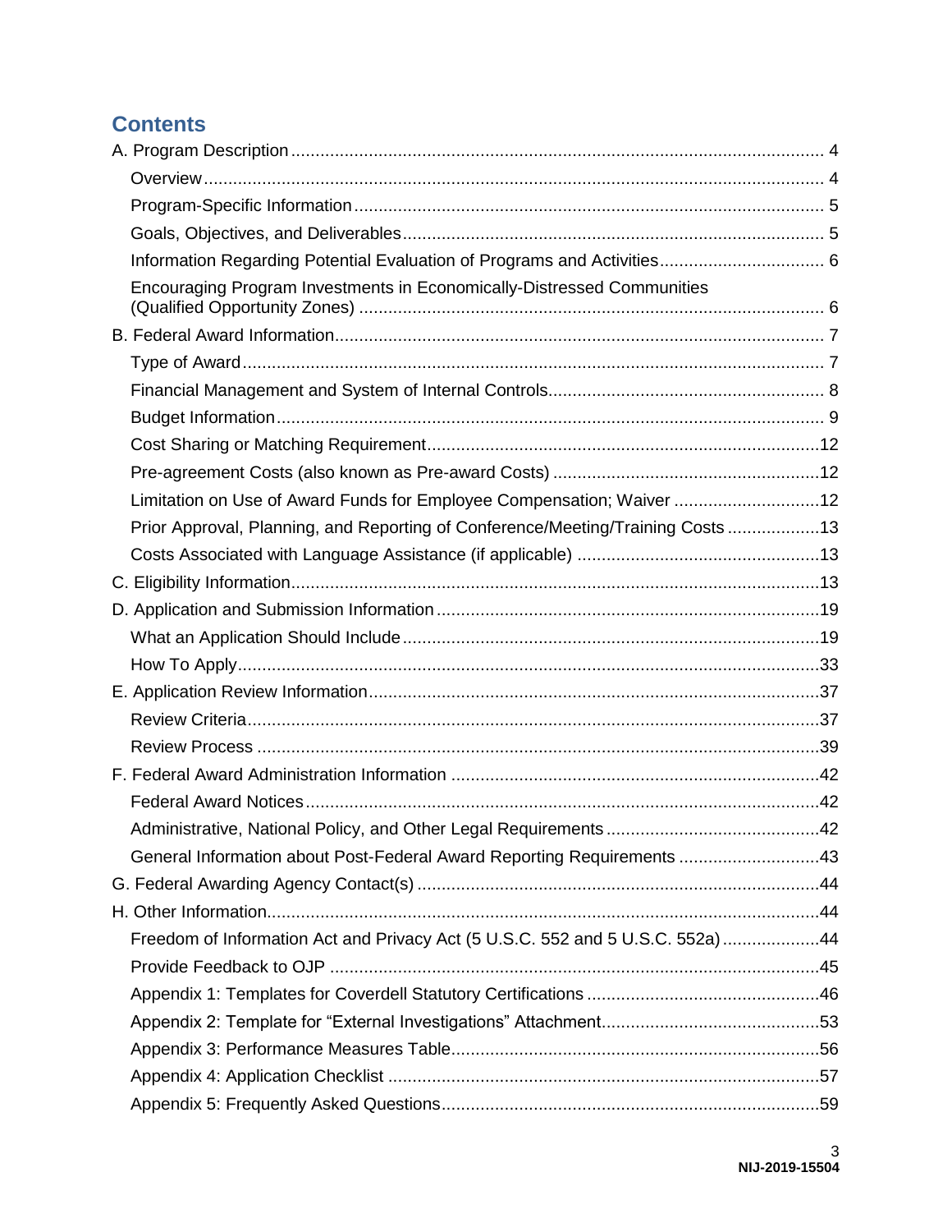## Contents

- A. Program Description ... 4
  - Overview ... 4
  - Program-Specific Information ... 5
  - Goals, Objectives, and Deliverables ... 5
  - Information Regarding Potential Evaluation of Programs and Activities ... 6
  - Encouraging Program Investments in Economically-Distressed Communities (Qualified Opportunity Zones) ... 6
- B. Federal Award Information ... 7
  - Type of Award ... 7
  - Financial Management and System of Internal Controls ... 8
  - Budget Information ... 9
  - Cost Sharing or Matching Requirement ... 12
  - Pre-agreement Costs (also known as Pre-award Costs) ... 12
  - Limitation on Use of Award Funds for Employee Compensation; Waiver ... 12
  - Prior Approval, Planning, and Reporting of Conference/Meeting/Training Costs ... 13
  - Costs Associated with Language Assistance (if applicable) ... 13
- C. Eligibility Information ... 13
- D. Application and Submission Information ... 19
  - What an Application Should Include ... 19
  - How To Apply ... 33
- E. Application Review Information ... 37
  - Review Criteria ... 37
  - Review Process ... 39
- F. Federal Award Administration Information ... 42
  - Federal Award Notices ... 42
  - Administrative, National Policy, and Other Legal Requirements ... 42
  - General Information about Post-Federal Award Reporting Requirements ... 43
- G. Federal Awarding Agency Contact(s) ... 44
- H. Other Information ... 44
  - Freedom of Information Act and Privacy Act (5 U.S.C. 552 and 5 U.S.C. 552a) ... 44
  - Provide Feedback to OJP ... 45
  - Appendix 1: Templates for Coverdell Statutory Certifications ... 46
  - Appendix 2: Template for "External Investigations" Attachment ... 53
  - Appendix 3: Performance Measures Table ... 56
  - Appendix 4: Application Checklist ... 57
  - Appendix 5: Frequently Asked Questions ... 59

NIJ-2019-15504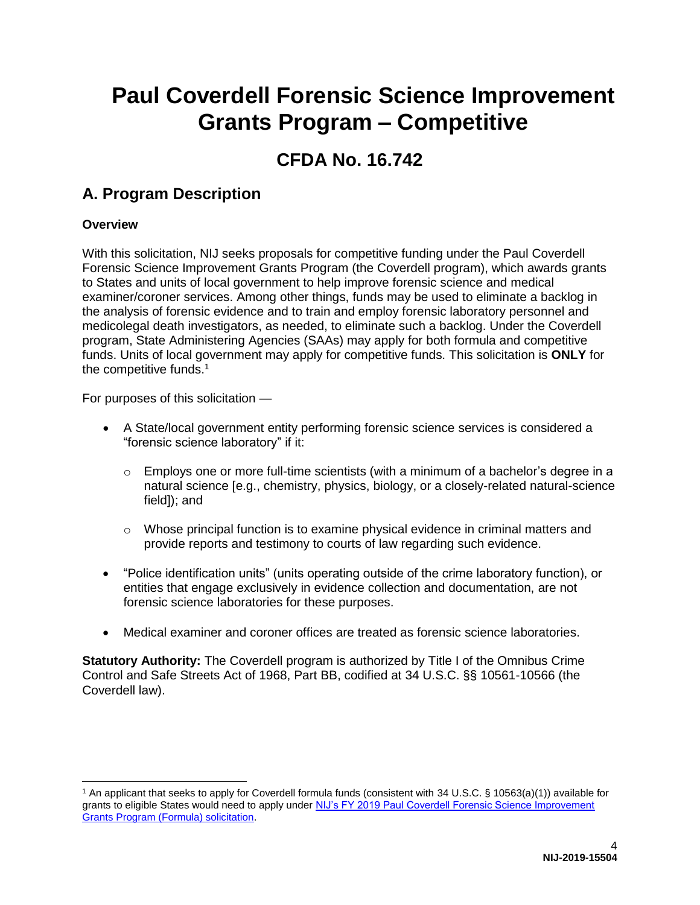# Paul Coverdell Forensic Science Improvement Grants Program – Competitive

## CFDA No. 16.742

## A. Program Description

### Overview

With this solicitation, NIJ seeks proposals for competitive funding under the Paul Coverdell Forensic Science Improvement Grants Program (the Coverdell program), which awards grants to States and units of local government to help improve forensic science and medical examiner/coroner services. Among other things, funds may be used to eliminate a backlog in the analysis of forensic evidence and to train and employ forensic laboratory personnel and medicolegal death investigators, as needed, to eliminate such a backlog. Under the Coverdell program, State Administering Agencies (SAAs) may apply for both formula and competitive funds. Units of local government may apply for competitive funds. This solicitation is **ONLY** for the competitive funds.[1]

For purposes of this solicitation —

- A State/local government entity performing forensic science services is considered a "forensic science laboratory" if it:
  - Employs one or more full-time scientists (with a minimum of a bachelor's degree in a natural science [e.g., chemistry, physics, biology, or a closely-related natural-science field]); and
  - Whose principal function is to examine physical evidence in criminal matters and provide reports and testimony to courts of law regarding such evidence.
- "Police identification units" (units operating outside of the crime laboratory function), or entities that engage exclusively in evidence collection and documentation, are not forensic science laboratories for these purposes.
- Medical examiner and coroner offices are treated as forensic science laboratories.

**Statutory Authority:** The Coverdell program is authorized by Title I of the Omnibus Crime Control and Safe Streets Act of 1968, Part BB, codified at 34 U.S.C. §§ 10561-10566 (the Coverdell law).

---

[1] An applicant that seeks to apply for Coverdell formula funds (consistent with 34 U.S.C. § 10563(a)(1)) available for grants to eligible States would need to apply under NIJ's FY 2019 Paul Coverdell Forensic Science Improvement Grants Program (Formula) solicitation.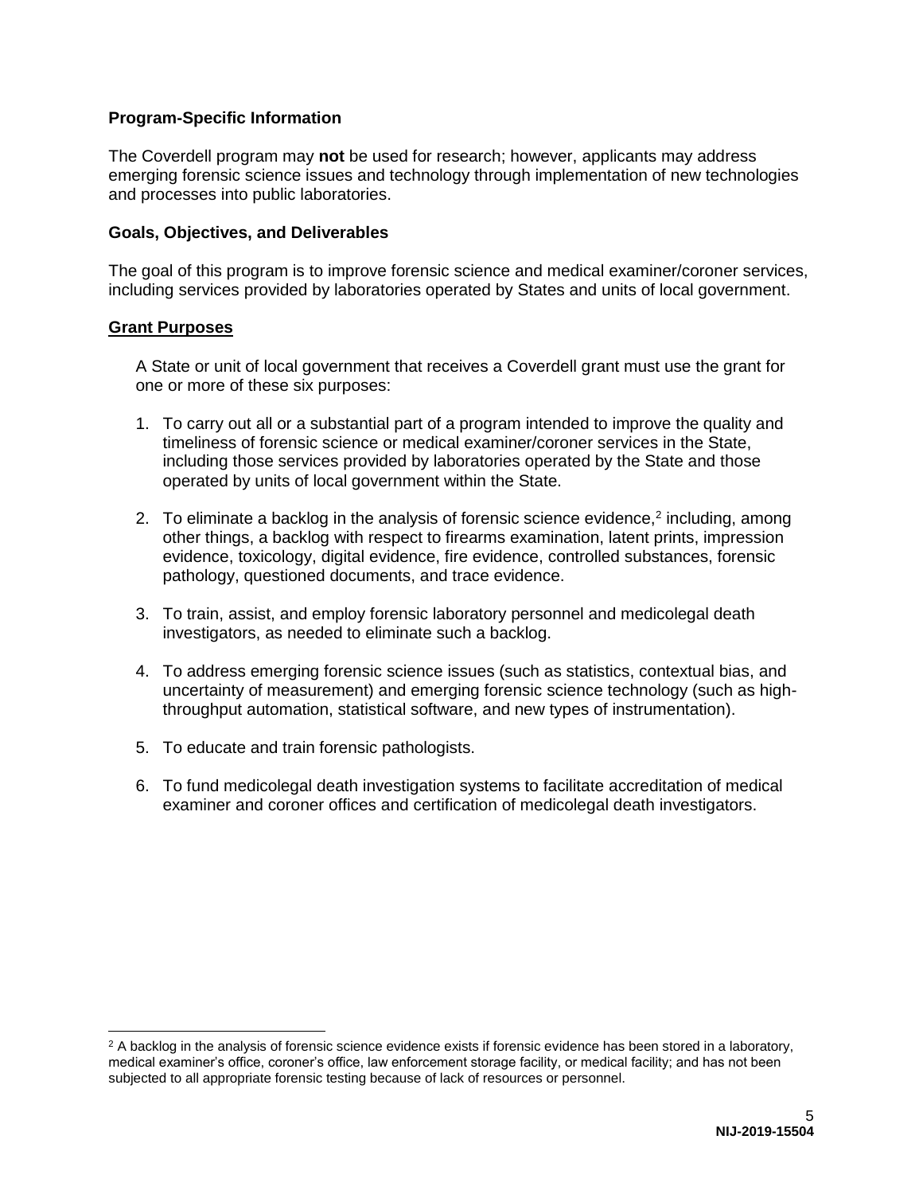**Program-Specific Information**

The Coverdell program may **not** be used for research; however, applicants may address emerging forensic science issues and technology through implementation of new technologies and processes into public laboratories.

**Goals, Objectives, and Deliverables**

The goal of this program is to improve forensic science and medical examiner/coroner services, including services provided by laboratories operated by States and units of local government.

**Grant Purposes**

A State or unit of local government that receives a Coverdell grant must use the grant for one or more of these six purposes:

1. To carry out all or a substantial part of a program intended to improve the quality and timeliness of forensic science or medical examiner/coroner services in the State, including those services provided by laboratories operated by the State and those operated by units of local government within the State.

2. To eliminate a backlog in the analysis of forensic science evidence,[2] including, among other things, a backlog with respect to firearms examination, latent prints, impression evidence, toxicology, digital evidence, fire evidence, controlled substances, forensic pathology, questioned documents, and trace evidence.

3. To train, assist, and employ forensic laboratory personnel and medicolegal death investigators, as needed to eliminate such a backlog.

4. To address emerging forensic science issues (such as statistics, contextual bias, and uncertainty of measurement) and emerging forensic science technology (such as high-throughput automation, statistical software, and new types of instrumentation).

5. To educate and train forensic pathologists.

6. To fund medicolegal death investigation systems to facilitate accreditation of medical examiner and coroner offices and certification of medicolegal death investigators.

[2] A backlog in the analysis of forensic science evidence exists if forensic evidence has been stored in a laboratory, medical examiner's office, coroner's office, law enforcement storage facility, or medical facility; and has not been subjected to all appropriate forensic testing because of lack of resources or personnel.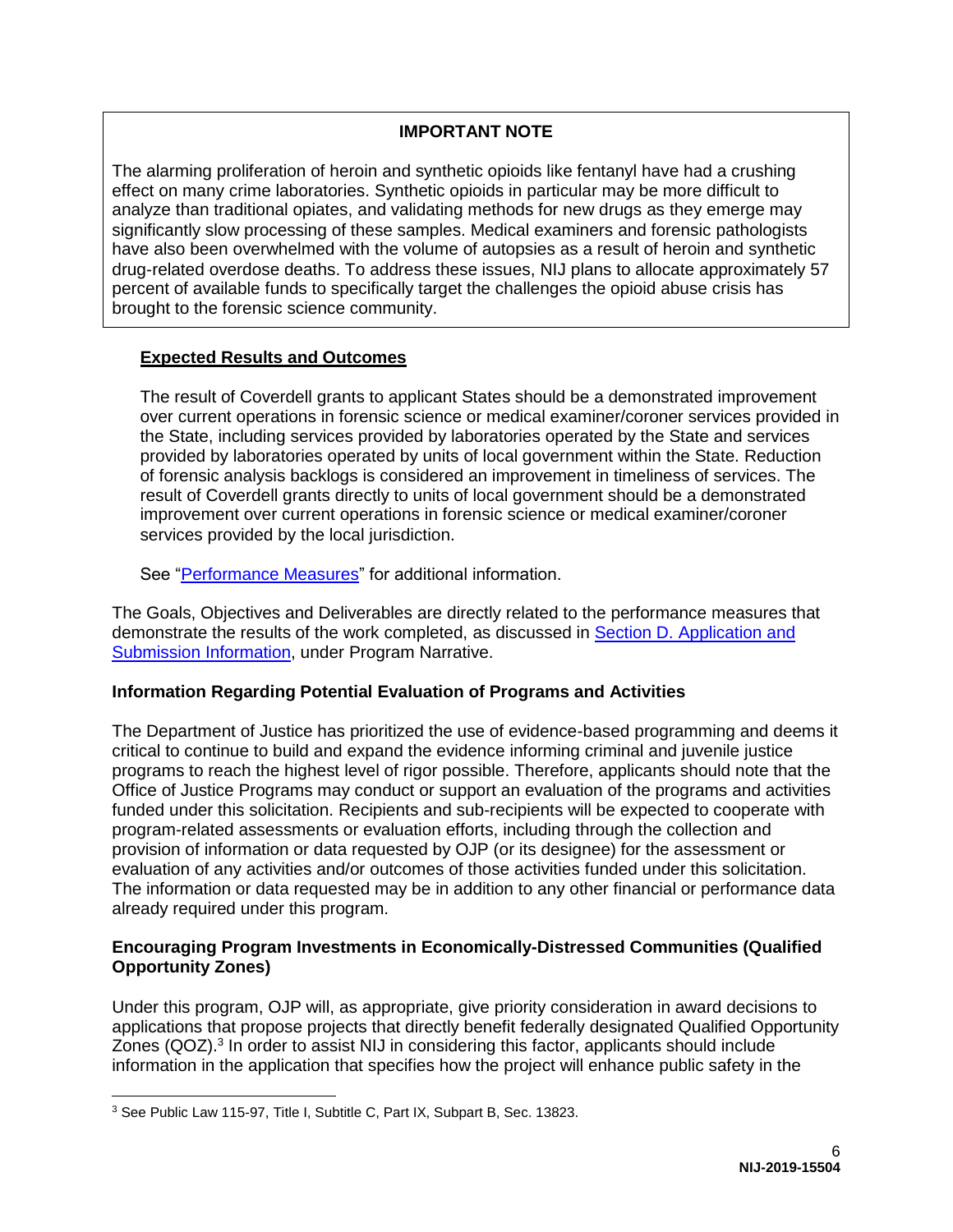**IMPORTANT NOTE**

The alarming proliferation of heroin and synthetic opioids like fentanyl have had a crushing effect on many crime laboratories. Synthetic opioids in particular may be more difficult to analyze than traditional opiates, and validating methods for new drugs as they emerge may significantly slow processing of these samples. Medical examiners and forensic pathologists have also been overwhelmed with the volume of autopsies as a result of heroin and synthetic drug-related overdose deaths. To address these issues, NIJ plans to allocate approximately 57 percent of available funds to specifically target the challenges the opioid abuse crisis has brought to the forensic science community.

**Expected Results and Outcomes**

The result of Coverdell grants to applicant States should be a demonstrated improvement over current operations in forensic science or medical examiner/coroner services provided in the State, including services provided by laboratories operated by the State and services provided by laboratories operated by units of local government within the State. Reduction of forensic analysis backlogs is considered an improvement in timeliness of services. The result of Coverdell grants directly to units of local government should be a demonstrated improvement over current operations in forensic science or medical examiner/coroner services provided by the local jurisdiction.

See "Performance Measures" for additional information.

The Goals, Objectives and Deliverables are directly related to the performance measures that demonstrate the results of the work completed, as discussed in Section D. Application and Submission Information, under Program Narrative.

**Information Regarding Potential Evaluation of Programs and Activities**

The Department of Justice has prioritized the use of evidence-based programming and deems it critical to continue to build and expand the evidence informing criminal and juvenile justice programs to reach the highest level of rigor possible. Therefore, applicants should note that the Office of Justice Programs may conduct or support an evaluation of the programs and activities funded under this solicitation. Recipients and sub-recipients will be expected to cooperate with program-related assessments or evaluation efforts, including through the collection and provision of information or data requested by OJP (or its designee) for the assessment or evaluation of any activities and/or outcomes of those activities funded under this solicitation. The information or data requested may be in addition to any other financial or performance data already required under this program.

**Encouraging Program Investments in Economically-Distressed Communities (Qualified Opportunity Zones)**

Under this program, OJP will, as appropriate, give priority consideration in award decisions to applications that propose projects that directly benefit federally designated Qualified Opportunity Zones (QOZ).[3] In order to assist NIJ in considering this factor, applicants should include information in the application that specifies how the project will enhance public safety in the

[3] See Public Law 115-97, Title I, Subtitle C, Part IX, Subpart B, Sec. 13823.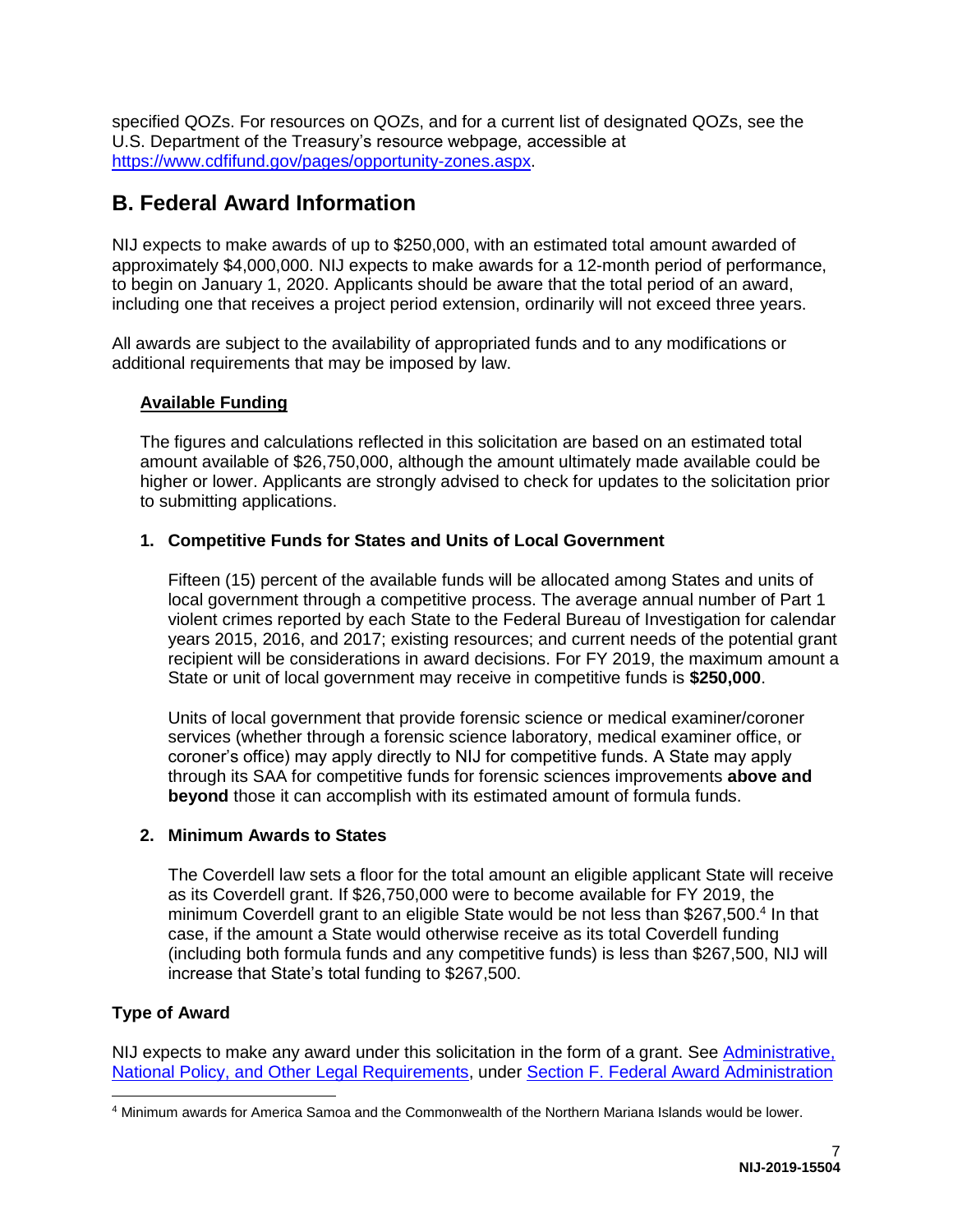specified QOZs. For resources on QOZs, and for a current list of designated QOZs, see the U.S. Department of the Treasury's resource webpage, accessible at [https://www.cdfifund.gov/pages/opportunity-zones.aspx](https://www.cdfifund.gov/pages/opportunity-zones.aspx).

## B. Federal Award Information

NIJ expects to make awards of up to $250,000, with an estimated total amount awarded of approximately $4,000,000. NIJ expects to make awards for a 12-month period of performance, to begin on January 1, 2020. Applicants should be aware that the total period of an award, including one that receives a project period extension, ordinarily will not exceed three years.

All awards are subject to the availability of appropriated funds and to any modifications or additional requirements that may be imposed by law.

**Available Funding**

The figures and calculations reflected in this solicitation are based on an estimated total amount available of $26,750,000, although the amount ultimately made available could be higher or lower. Applicants are strongly advised to check for updates to the solicitation prior to submitting applications.

**1. Competitive Funds for States and Units of Local Government**

Fifteen (15) percent of the available funds will be allocated among States and units of local government through a competitive process. The average annual number of Part 1 violent crimes reported by each State to the Federal Bureau of Investigation for calendar years 2015, 2016, and 2017; existing resources; and current needs of the potential grant recipient will be considerations in award decisions. For FY 2019, the maximum amount a State or unit of local government may receive in competitive funds is **$250,000**.

Units of local government that provide forensic science or medical examiner/coroner services (whether through a forensic science laboratory, medical examiner office, or coroner's office) may apply directly to NIJ for competitive funds. A State may apply through its SAA for competitive funds for forensic sciences improvements **above and beyond** those it can accomplish with its estimated amount of formula funds.

**2. Minimum Awards to States**

The Coverdell law sets a floor for the total amount an eligible applicant State will receive as its Coverdell grant. If $26,750,000 were to become available for FY 2019, the minimum Coverdell grant to an eligible State would be not less than $267,500.[4] In that case, if the amount a State would otherwise receive as its total Coverdell funding (including both formula funds and any competitive funds) is less than $267,500, NIJ will increase that State's total funding to $267,500.

**Type of Award**

NIJ expects to make any award under this solicitation in the form of a grant. See Administrative, National Policy, and Other Legal Requirements, under Section F. Federal Award Administration

[4] Minimum awards for America Samoa and the Commonwealth of the Northern Mariana Islands would be lower.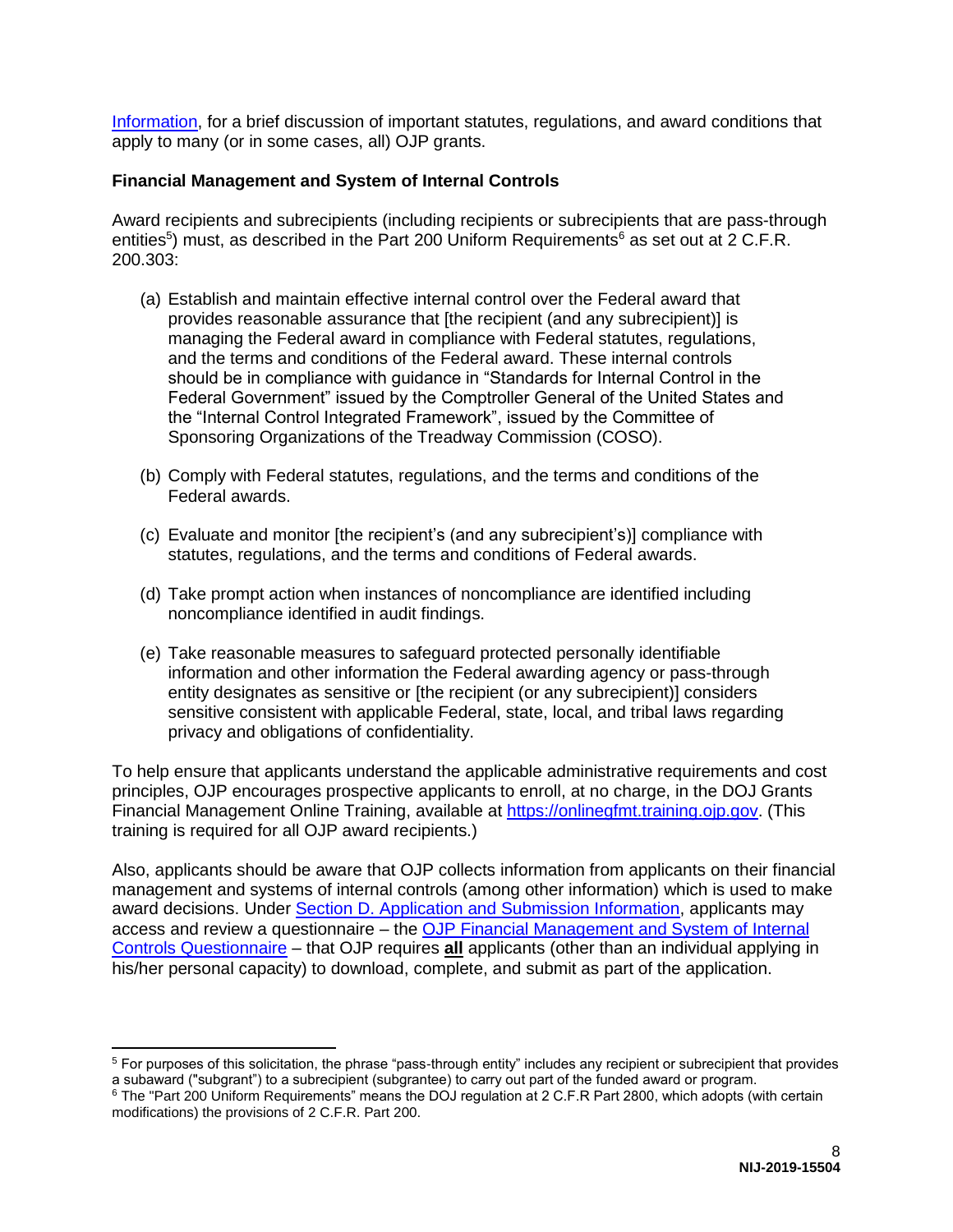Information, for a brief discussion of important statutes, regulations, and award conditions that apply to many (or in some cases, all) OJP grants.

**Financial Management and System of Internal Controls**

Award recipients and subrecipients (including recipients or subrecipients that are pass-through entities[5]) must, as described in the Part 200 Uniform Requirements[6] as set out at 2 C.F.R. 200.303:

(a) Establish and maintain effective internal control over the Federal award that provides reasonable assurance that [the recipient (and any subrecipient)] is managing the Federal award in compliance with Federal statutes, regulations, and the terms and conditions of the Federal award. These internal controls should be in compliance with guidance in "Standards for Internal Control in the Federal Government" issued by the Comptroller General of the United States and the "Internal Control Integrated Framework", issued by the Committee of Sponsoring Organizations of the Treadway Commission (COSO).

(b) Comply with Federal statutes, regulations, and the terms and conditions of the Federal awards.

(c) Evaluate and monitor [the recipient's (and any subrecipient's)] compliance with statutes, regulations, and the terms and conditions of Federal awards.

(d) Take prompt action when instances of noncompliance are identified including noncompliance identified in audit findings.

(e) Take reasonable measures to safeguard protected personally identifiable information and other information the Federal awarding agency or pass-through entity designates as sensitive or [the recipient (or any subrecipient)] considers sensitive consistent with applicable Federal, state, local, and tribal laws regarding privacy and obligations of confidentiality.

To help ensure that applicants understand the applicable administrative requirements and cost principles, OJP encourages prospective applicants to enroll, at no charge, in the DOJ Grants Financial Management Online Training, available at https://onlinegfmt.training.ojp.gov. (This training is required for all OJP award recipients.)

Also, applicants should be aware that OJP collects information from applicants on their financial management and systems of internal controls (among other information) which is used to make award decisions. Under Section D. Application and Submission Information, applicants may access and review a questionnaire – the OJP Financial Management and System of Internal Controls Questionnaire – that OJP requires **all** applicants (other than an individual applying in his/her personal capacity) to download, complete, and submit as part of the application.

---

[5] For purposes of this solicitation, the phrase "pass-through entity" includes any recipient or subrecipient that provides a subaward ("subgrant") to a subrecipient (subgrantee) to carry out part of the funded award or program.

[6] The "Part 200 Uniform Requirements" means the DOJ regulation at 2 C.F.R Part 2800, which adopts (with certain modifications) the provisions of 2 C.F.R. Part 200.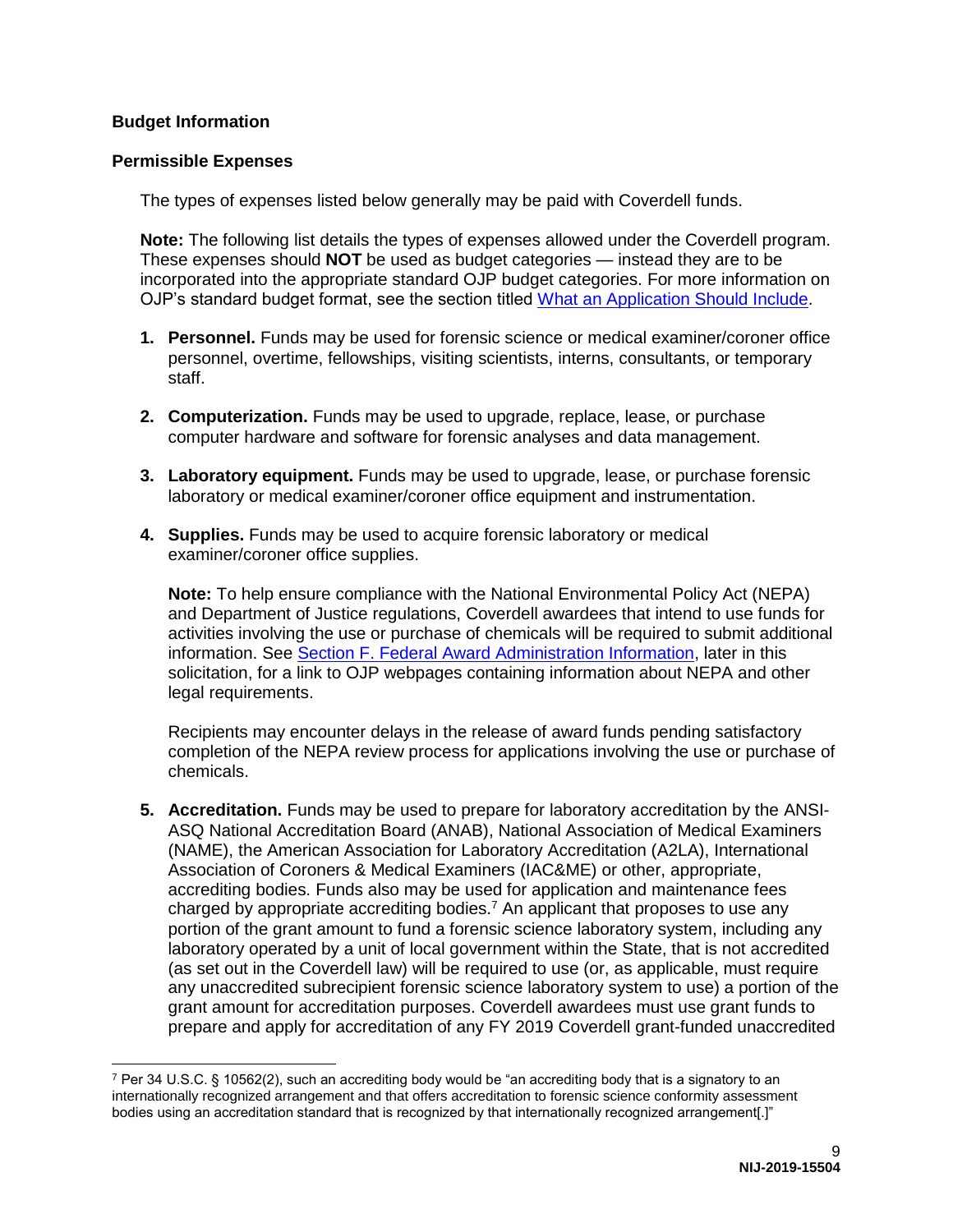### Budget Information

### Permissible Expenses

The types of expenses listed below generally may be paid with Coverdell funds.

**Note:** The following list details the types of expenses allowed under the Coverdell program. These expenses should **NOT** be used as budget categories — instead they are to be incorporated into the appropriate standard OJP budget categories. For more information on OJP's standard budget format, see the section titled What an Application Should Include.

1. **Personnel.** Funds may be used for forensic science or medical examiner/coroner office personnel, overtime, fellowships, visiting scientists, interns, consultants, or temporary staff.

2. **Computerization.** Funds may be used to upgrade, replace, lease, or purchase computer hardware and software for forensic analyses and data management.

3. **Laboratory equipment.** Funds may be used to upgrade, lease, or purchase forensic laboratory or medical examiner/coroner office equipment and instrumentation.

4. **Supplies.** Funds may be used to acquire forensic laboratory or medical examiner/coroner office supplies.

   **Note:** To help ensure compliance with the National Environmental Policy Act (NEPA) and Department of Justice regulations, Coverdell awardees that intend to use funds for activities involving the use or purchase of chemicals will be required to submit additional information. See Section F. Federal Award Administration Information, later in this solicitation, for a link to OJP webpages containing information about NEPA and other legal requirements.

   Recipients may encounter delays in the release of award funds pending satisfactory completion of the NEPA review process for applications involving the use or purchase of chemicals.

5. **Accreditation.** Funds may be used to prepare for laboratory accreditation by the ANSI-ASQ National Accreditation Board (ANAB), National Association of Medical Examiners (NAME), the American Association for Laboratory Accreditation (A2LA), International Association of Coroners & Medical Examiners (IAC&ME) or other, appropriate, accrediting bodies. Funds also may be used for application and maintenance fees charged by appropriate accrediting bodies.[7] An applicant that proposes to use any portion of the grant amount to fund a forensic science laboratory system, including any laboratory operated by a unit of local government within the State, that is not accredited (as set out in the Coverdell law) will be required to use (or, as applicable, must require any unaccredited subrecipient forensic science laboratory system to use) a portion of the grant amount for accreditation purposes. Coverdell awardees must use grant funds to prepare and apply for accreditation of any FY 2019 Coverdell grant-funded unaccredited

[7] Per 34 U.S.C. § 10562(2), such an accrediting body would be "an accrediting body that is a signatory to an internationally recognized arrangement and that offers accreditation to forensic science conformity assessment bodies using an accreditation standard that is recognized by that internationally recognized arrangement[.]"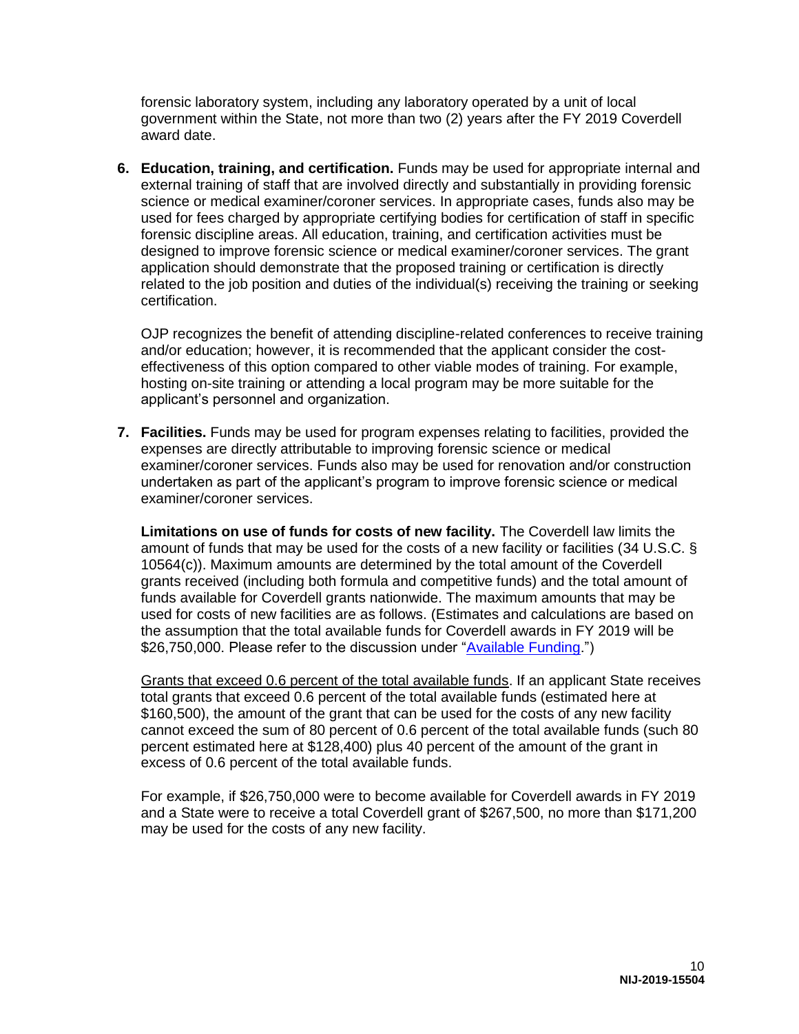forensic laboratory system, including any laboratory operated by a unit of local government within the State, not more than two (2) years after the FY 2019 Coverdell award date.

6. **Education, training, and certification.** Funds may be used for appropriate internal and external training of staff that are involved directly and substantially in providing forensic science or medical examiner/coroner services. In appropriate cases, funds also may be used for fees charged by appropriate certifying bodies for certification of staff in specific forensic discipline areas. All education, training, and certification activities must be designed to improve forensic science or medical examiner/coroner services. The grant application should demonstrate that the proposed training or certification is directly related to the job position and duties of the individual(s) receiving the training or seeking certification.

   OJP recognizes the benefit of attending discipline-related conferences to receive training and/or education; however, it is recommended that the applicant consider the cost-effectiveness of this option compared to other viable modes of training. For example, hosting on-site training or attending a local program may be more suitable for the applicant's personnel and organization.

7. **Facilities.** Funds may be used for program expenses relating to facilities, provided the expenses are directly attributable to improving forensic science or medical examiner/coroner services. Funds also may be used for renovation and/or construction undertaken as part of the applicant's program to improve forensic science or medical examiner/coroner services.

   **Limitations on use of funds for costs of new facility.** The Coverdell law limits the amount of funds that may be used for the costs of a new facility or facilities (34 U.S.C. § 10564(c)). Maximum amounts are determined by the total amount of the Coverdell grants received (including both formula and competitive funds) and the total amount of funds available for Coverdell grants nationwide. The maximum amounts that may be used for costs of new facilities are as follows. (Estimates and calculations are based on the assumption that the total available funds for Coverdell awards in FY 2019 will be $26,750,000. Please refer to the discussion under "Available Funding.")

   Grants that exceed 0.6 percent of the total available funds. If an applicant State receives total grants that exceed 0.6 percent of the total available funds (estimated here at $160,500), the amount of the grant that can be used for the costs of any new facility cannot exceed the sum of 80 percent of 0.6 percent of the total available funds (such 80 percent estimated here at $128,400) plus 40 percent of the amount of the grant in excess of 0.6 percent of the total available funds.

   For example, if $26,750,000 were to become available for Coverdell awards in FY 2019 and a State were to receive a total Coverdell grant of $267,500, no more than $171,200 may be used for the costs of any new facility.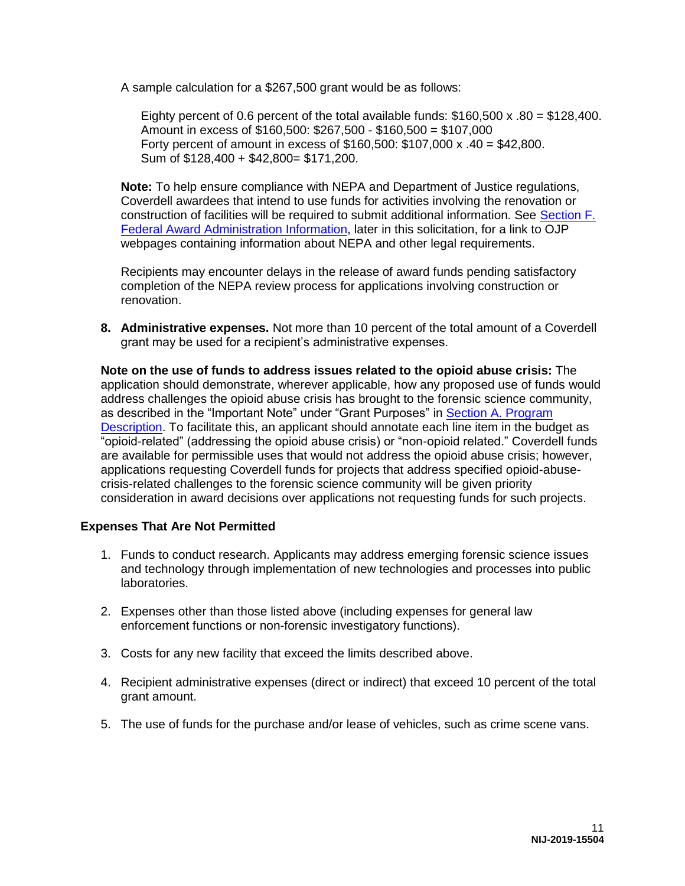A sample calculation for a $267,500 grant would be as follows:

> Eighty percent of 0.6 percent of the total available funds: $160,500 x .80 = $128,400.
> Amount in excess of $160,500: $267,500 - $160,500 = $107,000
> Forty percent of amount in excess of $160,500: $107,000 x .40 = $42,800.
> Sum of $128,400 + $42,800= $171,200.

**Note:** To help ensure compliance with NEPA and Department of Justice regulations, Coverdell awardees that intend to use funds for activities involving the renovation or construction of facilities will be required to submit additional information. See Section F. Federal Award Administration Information, later in this solicitation, for a link to OJP webpages containing information about NEPA and other legal requirements.

Recipients may encounter delays in the release of award funds pending satisfactory completion of the NEPA review process for applications involving construction or renovation.

8. **Administrative expenses.** Not more than 10 percent of the total amount of a Coverdell grant may be used for a recipient's administrative expenses.

**Note on the use of funds to address issues related to the opioid abuse crisis:** The application should demonstrate, wherever applicable, how any proposed use of funds would address challenges the opioid abuse crisis has brought to the forensic science community, as described in the "Important Note" under "Grant Purposes" in Section A. Program Description. To facilitate this, an applicant should annotate each line item in the budget as "opioid-related" (addressing the opioid abuse crisis) or "non-opioid related." Coverdell funds are available for permissible uses that would not address the opioid abuse crisis; however, applications requesting Coverdell funds for projects that address specified opioid-abuse-crisis-related challenges to the forensic science community will be given priority consideration in award decisions over applications not requesting funds for such projects.

### Expenses That Are Not Permitted

1. Funds to conduct research. Applicants may address emerging forensic science issues and technology through implementation of new technologies and processes into public laboratories.

2. Expenses other than those listed above (including expenses for general law enforcement functions or non-forensic investigatory functions).

3. Costs for any new facility that exceed the limits described above.

4. Recipient administrative expenses (direct or indirect) that exceed 10 percent of the total grant amount.

5. The use of funds for the purchase and/or lease of vehicles, such as crime scene vans.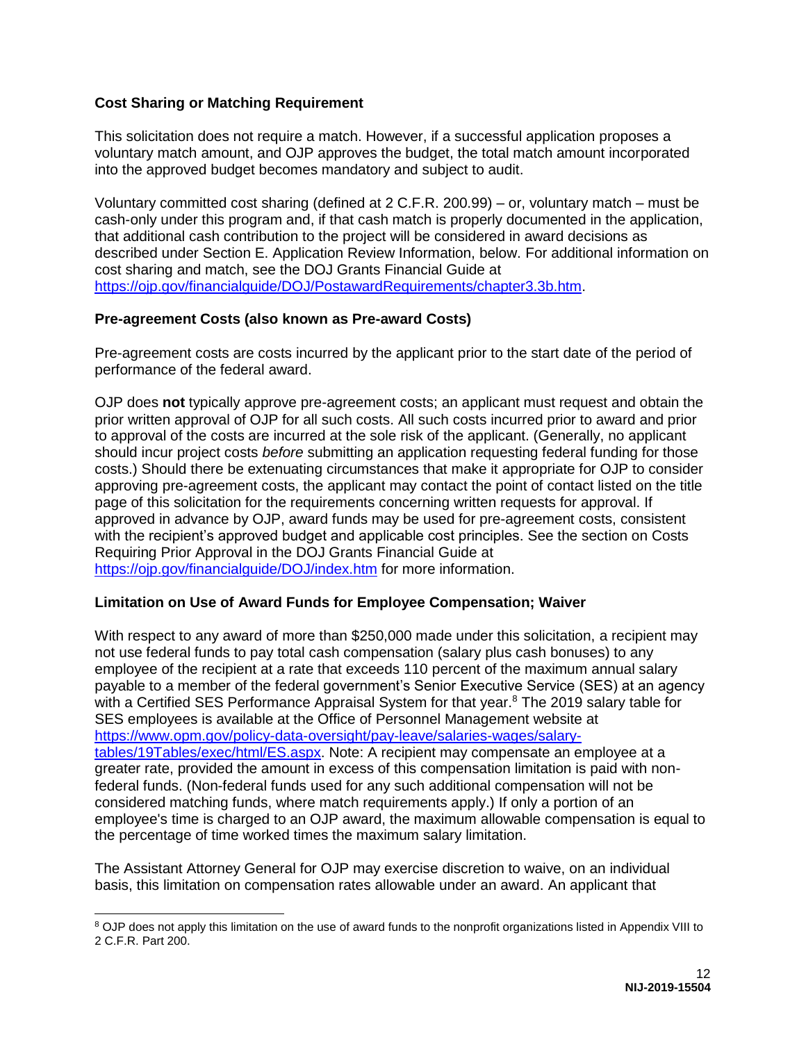### Cost Sharing or Matching Requirement

This solicitation does not require a match. However, if a successful application proposes a voluntary match amount, and OJP approves the budget, the total match amount incorporated into the approved budget becomes mandatory and subject to audit.

Voluntary committed cost sharing (defined at 2 C.F.R. 200.99) – or, voluntary match – must be cash-only under this program and, if that cash match is properly documented in the application, that additional cash contribution to the project will be considered in award decisions as described under Section E. Application Review Information, below. For additional information on cost sharing and match, see the DOJ Grants Financial Guide at https://ojp.gov/financialguide/DOJ/PostawardRequirements/chapter3.3b.htm.

### Pre-agreement Costs (also known as Pre-award Costs)

Pre-agreement costs are costs incurred by the applicant prior to the start date of the period of performance of the federal award.

OJP does **not** typically approve pre-agreement costs; an applicant must request and obtain the prior written approval of OJP for all such costs. All such costs incurred prior to award and prior to approval of the costs are incurred at the sole risk of the applicant. (Generally, no applicant should incur project costs *before* submitting an application requesting federal funding for those costs.) Should there be extenuating circumstances that make it appropriate for OJP to consider approving pre-agreement costs, the applicant may contact the point of contact listed on the title page of this solicitation for the requirements concerning written requests for approval. If approved in advance by OJP, award funds may be used for pre-agreement costs, consistent with the recipient's approved budget and applicable cost principles. See the section on Costs Requiring Prior Approval in the DOJ Grants Financial Guide at https://ojp.gov/financialguide/DOJ/index.htm for more information.

### Limitation on Use of Award Funds for Employee Compensation; Waiver

With respect to any award of more than $250,000 made under this solicitation, a recipient may not use federal funds to pay total cash compensation (salary plus cash bonuses) to any employee of the recipient at a rate that exceeds 110 percent of the maximum annual salary payable to a member of the federal government's Senior Executive Service (SES) at an agency with a Certified SES Performance Appraisal System for that year.[8] The 2019 salary table for SES employees is available at the Office of Personnel Management website at https://www.opm.gov/policy-data-oversight/pay-leave/salaries-wages/salary-tables/19Tables/exec/html/ES.aspx. Note: A recipient may compensate an employee at a greater rate, provided the amount in excess of this compensation limitation is paid with non-federal funds. (Non-federal funds used for any such additional compensation will not be considered matching funds, where match requirements apply.) If only a portion of an employee's time is charged to an OJP award, the maximum allowable compensation is equal to the percentage of time worked times the maximum salary limitation.

The Assistant Attorney General for OJP may exercise discretion to waive, on an individual basis, this limitation on compensation rates allowable under an award. An applicant that

[8] OJP does not apply this limitation on the use of award funds to the nonprofit organizations listed in Appendix VIII to 2 C.F.R. Part 200.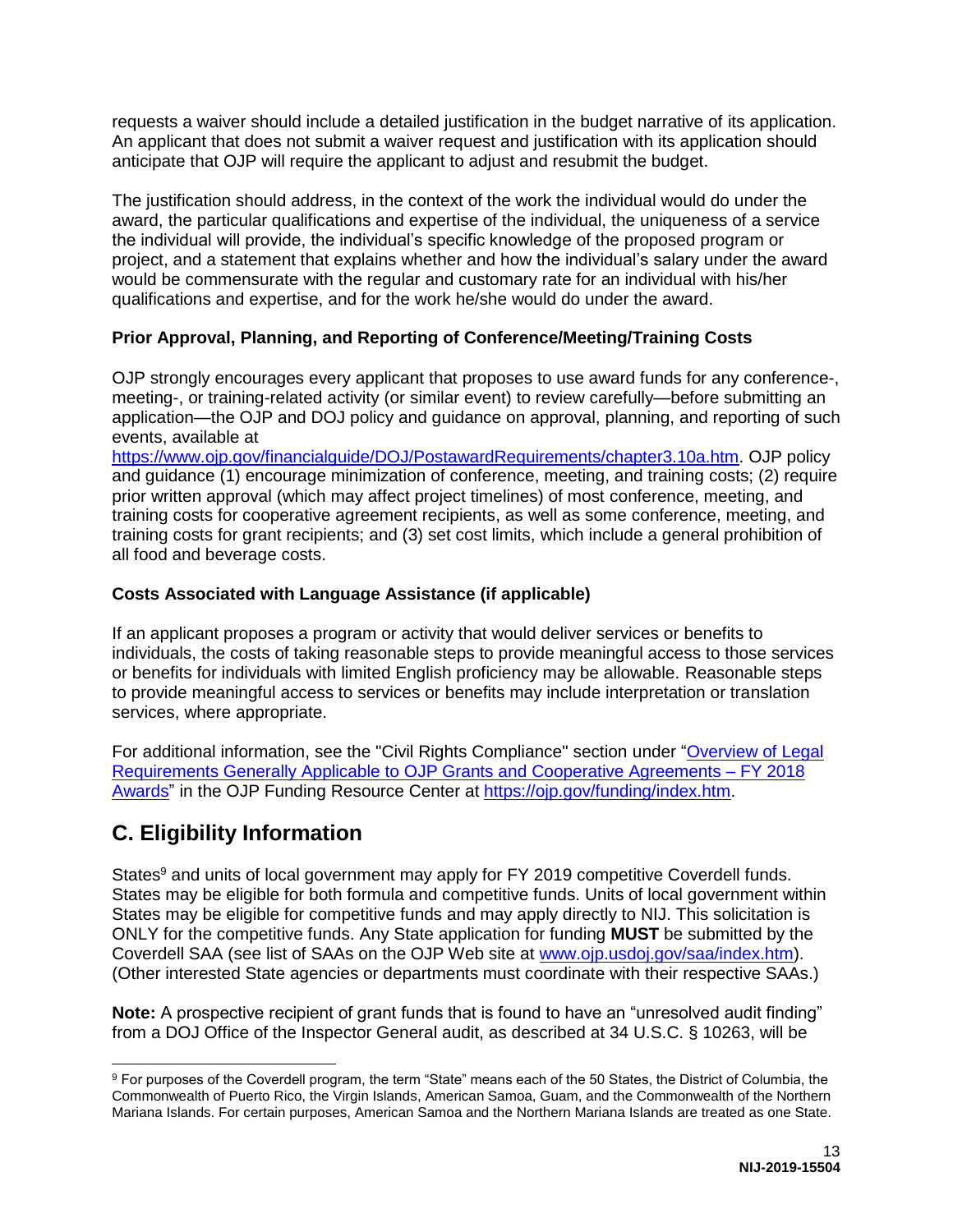requests a waiver should include a detailed justification in the budget narrative of its application. An applicant that does not submit a waiver request and justification with its application should anticipate that OJP will require the applicant to adjust and resubmit the budget.

The justification should address, in the context of the work the individual would do under the award, the particular qualifications and expertise of the individual, the uniqueness of a service the individual will provide, the individual's specific knowledge of the proposed program or project, and a statement that explains whether and how the individual's salary under the award would be commensurate with the regular and customary rate for an individual with his/her qualifications and expertise, and for the work he/she would do under the award.

**Prior Approval, Planning, and Reporting of Conference/Meeting/Training Costs**

OJP strongly encourages every applicant that proposes to use award funds for any conference-, meeting-, or training-related activity (or similar event) to review carefully—before submitting an application—the OJP and DOJ policy and guidance on approval, planning, and reporting of such events, available at [https://www.ojp.gov/financialguide/DOJ/PostawardRequirements/chapter3.10a.htm](https://www.ojp.gov/financialguide/DOJ/PostawardRequirements/chapter3.10a.htm). OJP policy and guidance (1) encourage minimization of conference, meeting, and training costs; (2) require prior written approval (which may affect project timelines) of most conference, meeting, and training costs for cooperative agreement recipients, as well as some conference, meeting, and training costs for grant recipients; and (3) set cost limits, which include a general prohibition of all food and beverage costs.

**Costs Associated with Language Assistance (if applicable)**

If an applicant proposes a program or activity that would deliver services or benefits to individuals, the costs of taking reasonable steps to provide meaningful access to those services or benefits for individuals with limited English proficiency may be allowable. Reasonable steps to provide meaningful access to services or benefits may include interpretation or translation services, where appropriate.

For additional information, see the "Civil Rights Compliance" section under "Overview of Legal Requirements Generally Applicable to OJP Grants and Cooperative Agreements – FY 2018 Awards" in the OJP Funding Resource Center at [https://ojp.gov/funding/index.htm](https://ojp.gov/funding/index.htm).

## C. Eligibility Information

States[9] and units of local government may apply for FY 2019 competitive Coverdell funds. States may be eligible for both formula and competitive funds. Units of local government within States may be eligible for competitive funds and may apply directly to NIJ. This solicitation is ONLY for the competitive funds. Any State application for funding **MUST** be submitted by the Coverdell SAA (see list of SAAs on the OJP Web site at [www.ojp.usdoj.gov/saa/index.htm](www.ojp.usdoj.gov/saa/index.htm)). (Other interested State agencies or departments must coordinate with their respective SAAs.)

**Note:** A prospective recipient of grant funds that is found to have an "unresolved audit finding" from a DOJ Office of the Inspector General audit, as described at 34 U.S.C. § 10263, will be

[9] For purposes of the Coverdell program, the term "State" means each of the 50 States, the District of Columbia, the Commonwealth of Puerto Rico, the Virgin Islands, American Samoa, Guam, and the Commonwealth of the Northern Mariana Islands. For certain purposes, American Samoa and the Northern Mariana Islands are treated as one State.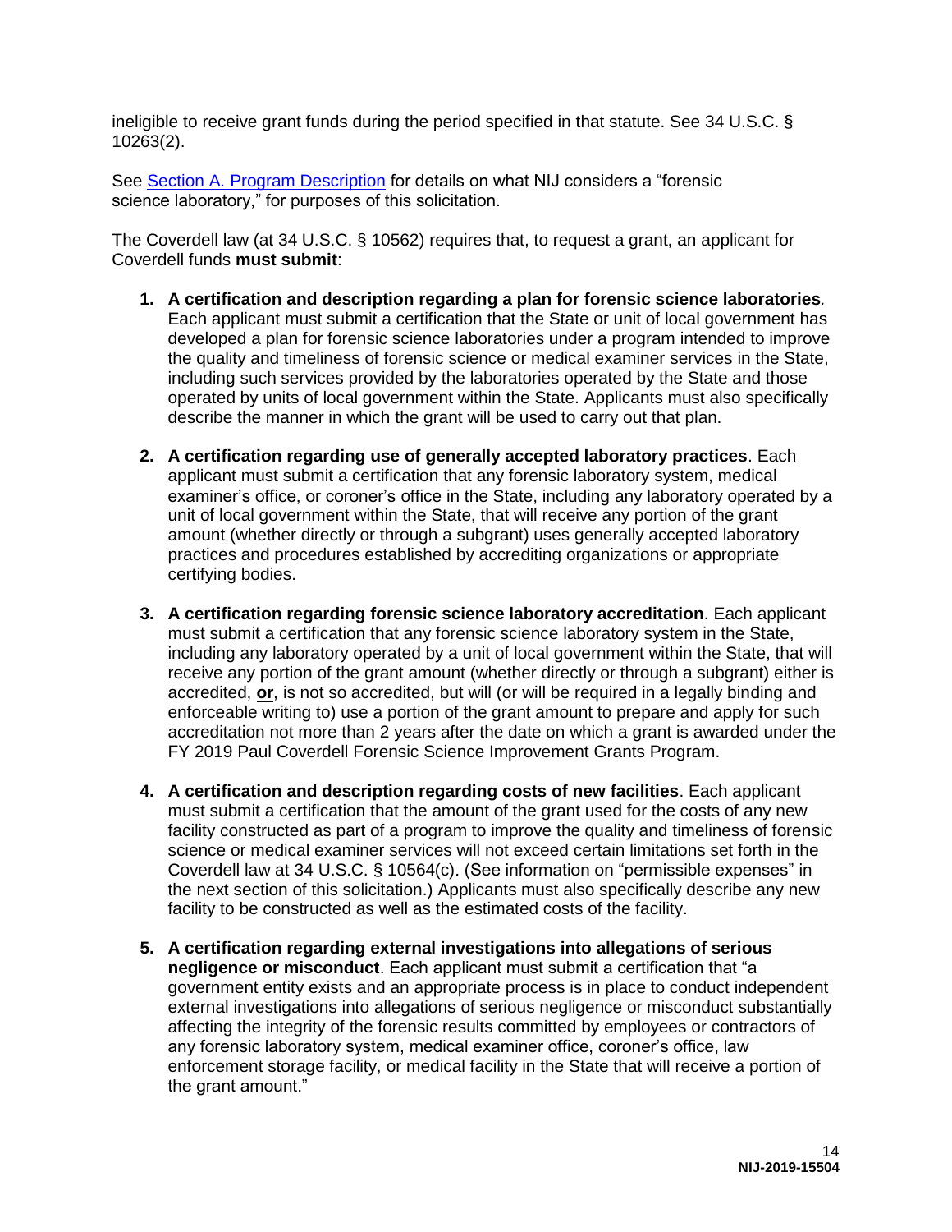ineligible to receive grant funds during the period specified in that statute. See 34 U.S.C. § 10263(2).

See Section A. Program Description for details on what NIJ considers a "forensic science laboratory," for purposes of this solicitation.

The Coverdell law (at 34 U.S.C. § 10562) requires that, to request a grant, an applicant for Coverdell funds **must submit**:

1. **A certification and description regarding a plan for forensic science laboratories**. Each applicant must submit a certification that the State or unit of local government has developed a plan for forensic science laboratories under a program intended to improve the quality and timeliness of forensic science or medical examiner services in the State, including such services provided by the laboratories operated by the State and those operated by units of local government within the State. Applicants must also specifically describe the manner in which the grant will be used to carry out that plan.

2. **A certification regarding use of generally accepted laboratory practices**. Each applicant must submit a certification that any forensic laboratory system, medical examiner's office, or coroner's office in the State, including any laboratory operated by a unit of local government within the State, that will receive any portion of the grant amount (whether directly or through a subgrant) uses generally accepted laboratory practices and procedures established by accrediting organizations or appropriate certifying bodies.

3. **A certification regarding forensic science laboratory accreditation**. Each applicant must submit a certification that any forensic science laboratory system in the State, including any laboratory operated by a unit of local government within the State, that will receive any portion of the grant amount (whether directly or through a subgrant) either is accredited, **or**, is not so accredited, but will (or will be required in a legally binding and enforceable writing to) use a portion of the grant amount to prepare and apply for such accreditation not more than 2 years after the date on which a grant is awarded under the FY 2019 Paul Coverdell Forensic Science Improvement Grants Program.

4. **A certification and description regarding costs of new facilities**. Each applicant must submit a certification that the amount of the grant used for the costs of any new facility constructed as part of a program to improve the quality and timeliness of forensic science or medical examiner services will not exceed certain limitations set forth in the Coverdell law at 34 U.S.C. § 10564(c). (See information on "permissible expenses" in the next section of this solicitation.) Applicants must also specifically describe any new facility to be constructed as well as the estimated costs of the facility.

5. **A certification regarding external investigations into allegations of serious negligence or misconduct**. Each applicant must submit a certification that "a government entity exists and an appropriate process is in place to conduct independent external investigations into allegations of serious negligence or misconduct substantially affecting the integrity of the forensic results committed by employees or contractors of any forensic laboratory system, medical examiner office, coroner's office, law enforcement storage facility, or medical facility in the State that will receive a portion of the grant amount."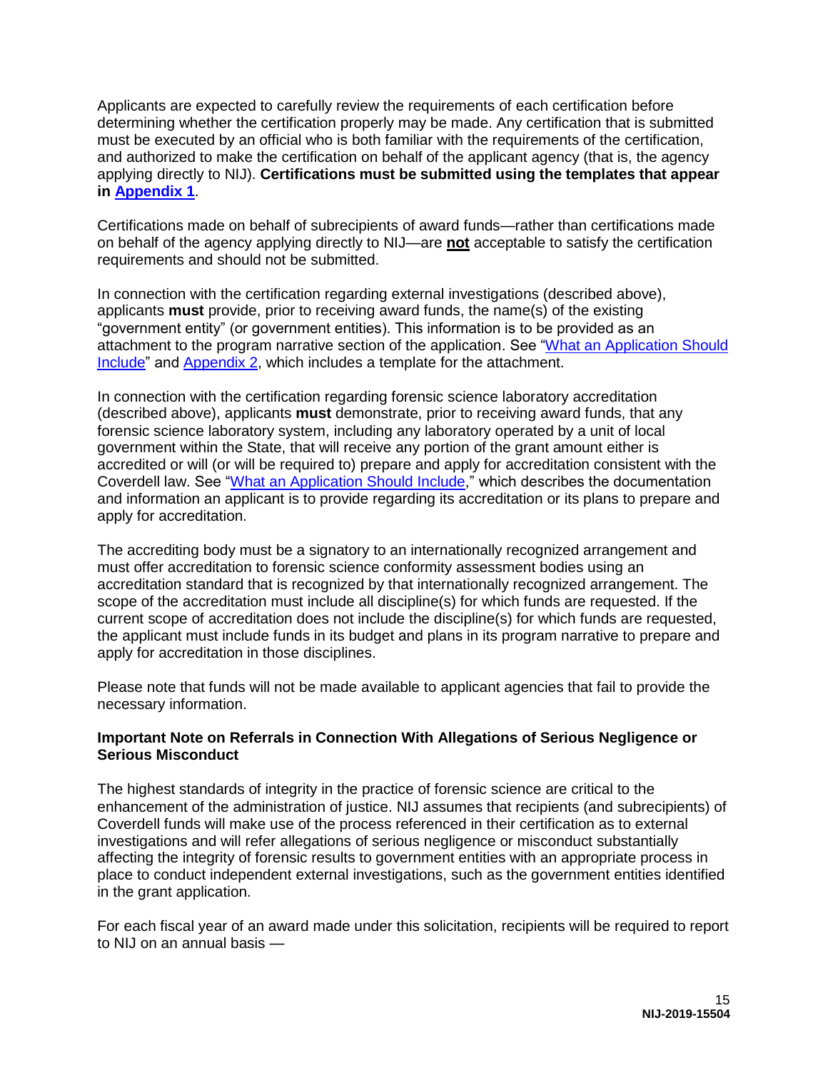Applicants are expected to carefully review the requirements of each certification before determining whether the certification properly may be made. Any certification that is submitted must be executed by an official who is both familiar with the requirements of the certification, and authorized to make the certification on behalf of the applicant agency (that is, the agency applying directly to NIJ). **Certifications must be submitted using the templates that appear in Appendix 1**.

Certifications made on behalf of subrecipients of award funds—rather than certifications made on behalf of the agency applying directly to NIJ—are **not** acceptable to satisfy the certification requirements and should not be submitted.

In connection with the certification regarding external investigations (described above), applicants **must** provide, prior to receiving award funds, the name(s) of the existing "government entity" (or government entities). This information is to be provided as an attachment to the program narrative section of the application. See "What an Application Should Include" and Appendix 2, which includes a template for the attachment.

In connection with the certification regarding forensic science laboratory accreditation (described above), applicants **must** demonstrate, prior to receiving award funds, that any forensic science laboratory system, including any laboratory operated by a unit of local government within the State, that will receive any portion of the grant amount either is accredited or will (or will be required to) prepare and apply for accreditation consistent with the Coverdell law. See "What an Application Should Include," which describes the documentation and information an applicant is to provide regarding its accreditation or its plans to prepare and apply for accreditation.

The accrediting body must be a signatory to an internationally recognized arrangement and must offer accreditation to forensic science conformity assessment bodies using an accreditation standard that is recognized by that internationally recognized arrangement. The scope of the accreditation must include all discipline(s) for which funds are requested. If the current scope of accreditation does not include the discipline(s) for which funds are requested, the applicant must include funds in its budget and plans in its program narrative to prepare and apply for accreditation in those disciplines.

Please note that funds will not be made available to applicant agencies that fail to provide the necessary information.

**Important Note on Referrals in Connection With Allegations of Serious Negligence or Serious Misconduct**

The highest standards of integrity in the practice of forensic science are critical to the enhancement of the administration of justice. NIJ assumes that recipients (and subrecipients) of Coverdell funds will make use of the process referenced in their certification as to external investigations and will refer allegations of serious negligence or misconduct substantially affecting the integrity of forensic results to government entities with an appropriate process in place to conduct independent external investigations, such as the government entities identified in the grant application.

For each fiscal year of an award made under this solicitation, recipients will be required to report to NIJ on an annual basis —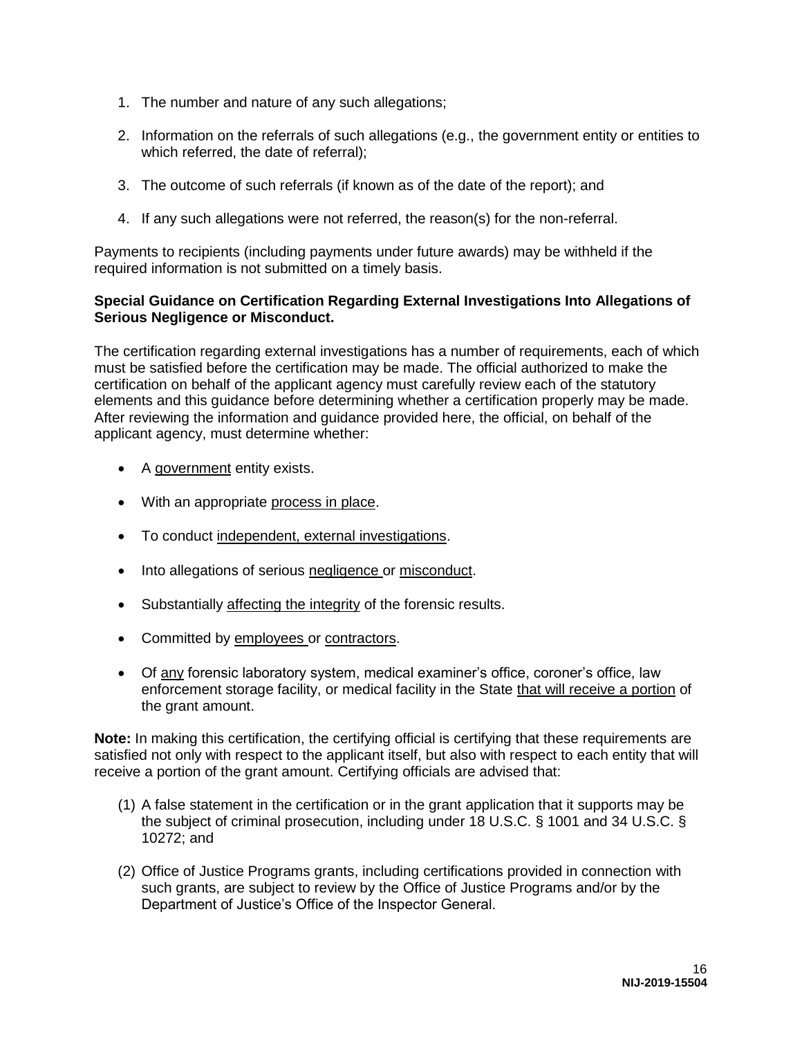1. The number and nature of any such allegations;
2. Information on the referrals of such allegations (e.g., the government entity or entities to which referred, the date of referral);
3. The outcome of such referrals (if known as of the date of the report); and
4. If any such allegations were not referred, the reason(s) for the non-referral.

Payments to recipients (including payments under future awards) may be withheld if the required information is not submitted on a timely basis.

**Special Guidance on Certification Regarding External Investigations Into Allegations of Serious Negligence or Misconduct.**

The certification regarding external investigations has a number of requirements, each of which must be satisfied before the certification may be made. The official authorized to make the certification on behalf of the applicant agency must carefully review each of the statutory elements and this guidance before determining whether a certification properly may be made. After reviewing the information and guidance provided here, the official, on behalf of the applicant agency, must determine whether:

- A government entity exists.
- With an appropriate process in place.
- To conduct independent, external investigations.
- Into allegations of serious negligence or misconduct.
- Substantially affecting the integrity of the forensic results.
- Committed by employees or contractors.
- Of any forensic laboratory system, medical examiner's office, coroner's office, law enforcement storage facility, or medical facility in the State that will receive a portion of the grant amount.

**Note:** In making this certification, the certifying official is certifying that these requirements are satisfied not only with respect to the applicant itself, but also with respect to each entity that will receive a portion of the grant amount. Certifying officials are advised that:

(1) A false statement in the certification or in the grant application that it supports may be the subject of criminal prosecution, including under 18 U.S.C. § 1001 and 34 U.S.C. § 10272; and

(2) Office of Justice Programs grants, including certifications provided in connection with such grants, are subject to review by the Office of Justice Programs and/or by the Department of Justice's Office of the Inspector General.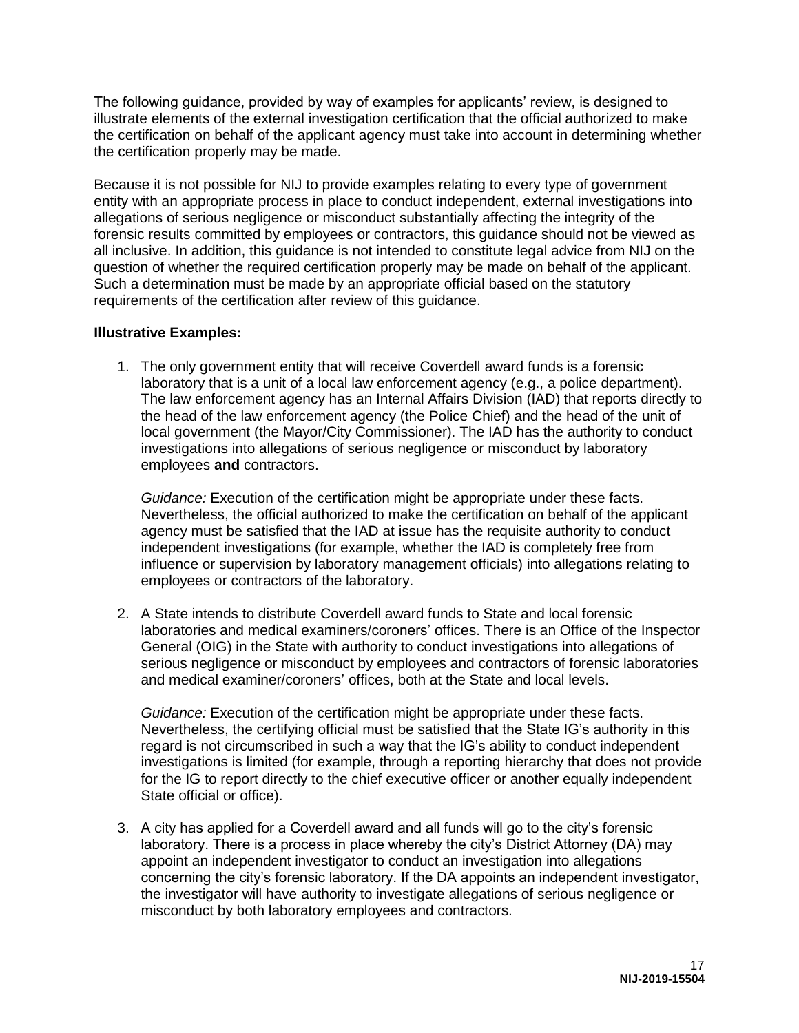The following guidance, provided by way of examples for applicants' review, is designed to illustrate elements of the external investigation certification that the official authorized to make the certification on behalf of the applicant agency must take into account in determining whether the certification properly may be made.

Because it is not possible for NIJ to provide examples relating to every type of government entity with an appropriate process in place to conduct independent, external investigations into allegations of serious negligence or misconduct substantially affecting the integrity of the forensic results committed by employees or contractors, this guidance should not be viewed as all inclusive. In addition, this guidance is not intended to constitute legal advice from NIJ on the question of whether the required certification properly may be made on behalf of the applicant. Such a determination must be made by an appropriate official based on the statutory requirements of the certification after review of this guidance.

**Illustrative Examples:**

1. The only government entity that will receive Coverdell award funds is a forensic laboratory that is a unit of a local law enforcement agency (e.g., a police department). The law enforcement agency has an Internal Affairs Division (IAD) that reports directly to the head of the law enforcement agency (the Police Chief) and the head of the unit of local government (the Mayor/City Commissioner). The IAD has the authority to conduct investigations into allegations of serious negligence or misconduct by laboratory employees **and** contractors.

   *Guidance:* Execution of the certification might be appropriate under these facts. Nevertheless, the official authorized to make the certification on behalf of the applicant agency must be satisfied that the IAD at issue has the requisite authority to conduct independent investigations (for example, whether the IAD is completely free from influence or supervision by laboratory management officials) into allegations relating to employees or contractors of the laboratory.

2. A State intends to distribute Coverdell award funds to State and local forensic laboratories and medical examiners/coroners' offices. There is an Office of the Inspector General (OIG) in the State with authority to conduct investigations into allegations of serious negligence or misconduct by employees and contractors of forensic laboratories and medical examiner/coroners' offices, both at the State and local levels.

   *Guidance:* Execution of the certification might be appropriate under these facts. Nevertheless, the certifying official must be satisfied that the State IG's authority in this regard is not circumscribed in such a way that the IG's ability to conduct independent investigations is limited (for example, through a reporting hierarchy that does not provide for the IG to report directly to the chief executive officer or another equally independent State official or office).

3. A city has applied for a Coverdell award and all funds will go to the city's forensic laboratory. There is a process in place whereby the city's District Attorney (DA) may appoint an independent investigator to conduct an investigation into allegations concerning the city's forensic laboratory. If the DA appoints an independent investigator, the investigator will have authority to investigate allegations of serious negligence or misconduct by both laboratory employees and contractors.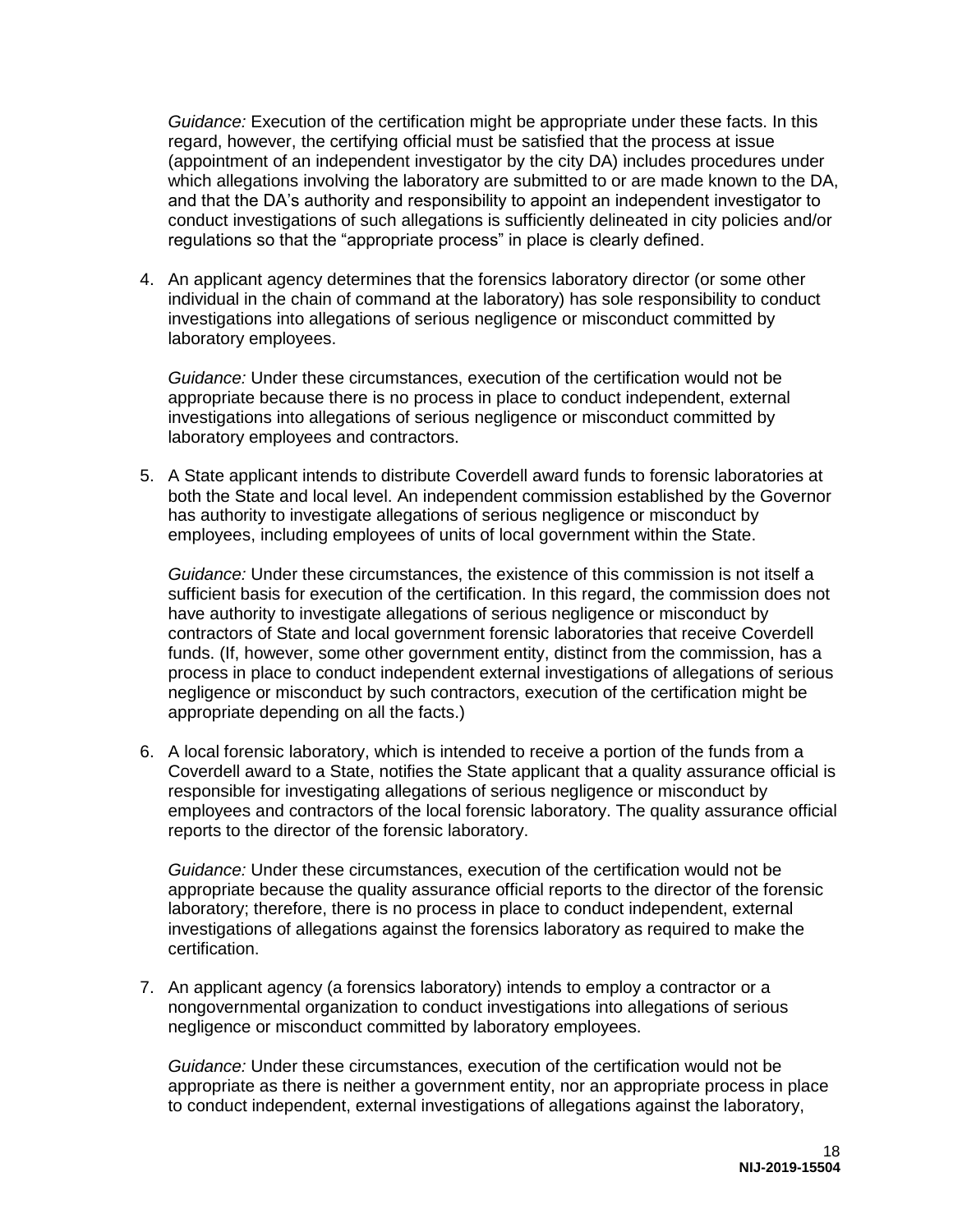*Guidance:* Execution of the certification might be appropriate under these facts. In this regard, however, the certifying official must be satisfied that the process at issue (appointment of an independent investigator by the city DA) includes procedures under which allegations involving the laboratory are submitted to or are made known to the DA, and that the DA's authority and responsibility to appoint an independent investigator to conduct investigations of such allegations is sufficiently delineated in city policies and/or regulations so that the "appropriate process" in place is clearly defined.

4. An applicant agency determines that the forensics laboratory director (or some other individual in the chain of command at the laboratory) has sole responsibility to conduct investigations into allegations of serious negligence or misconduct committed by laboratory employees.

   *Guidance:* Under these circumstances, execution of the certification would not be appropriate because there is no process in place to conduct independent, external investigations into allegations of serious negligence or misconduct committed by laboratory employees and contractors.

5. A State applicant intends to distribute Coverdell award funds to forensic laboratories at both the State and local level. An independent commission established by the Governor has authority to investigate allegations of serious negligence or misconduct by employees, including employees of units of local government within the State.

   *Guidance:* Under these circumstances, the existence of this commission is not itself a sufficient basis for execution of the certification. In this regard, the commission does not have authority to investigate allegations of serious negligence or misconduct by contractors of State and local government forensic laboratories that receive Coverdell funds. (If, however, some other government entity, distinct from the commission, has a process in place to conduct independent external investigations of allegations of serious negligence or misconduct by such contractors, execution of the certification might be appropriate depending on all the facts.)

6. A local forensic laboratory, which is intended to receive a portion of the funds from a Coverdell award to a State, notifies the State applicant that a quality assurance official is responsible for investigating allegations of serious negligence or misconduct by employees and contractors of the local forensic laboratory. The quality assurance official reports to the director of the forensic laboratory.

   *Guidance:* Under these circumstances, execution of the certification would not be appropriate because the quality assurance official reports to the director of the forensic laboratory; therefore, there is no process in place to conduct independent, external investigations of allegations against the forensics laboratory as required to make the certification.

7. An applicant agency (a forensics laboratory) intends to employ a contractor or a nongovernmental organization to conduct investigations into allegations of serious negligence or misconduct committed by laboratory employees.

   *Guidance:* Under these circumstances, execution of the certification would not be appropriate as there is neither a government entity, nor an appropriate process in place to conduct independent, external investigations of allegations against the laboratory,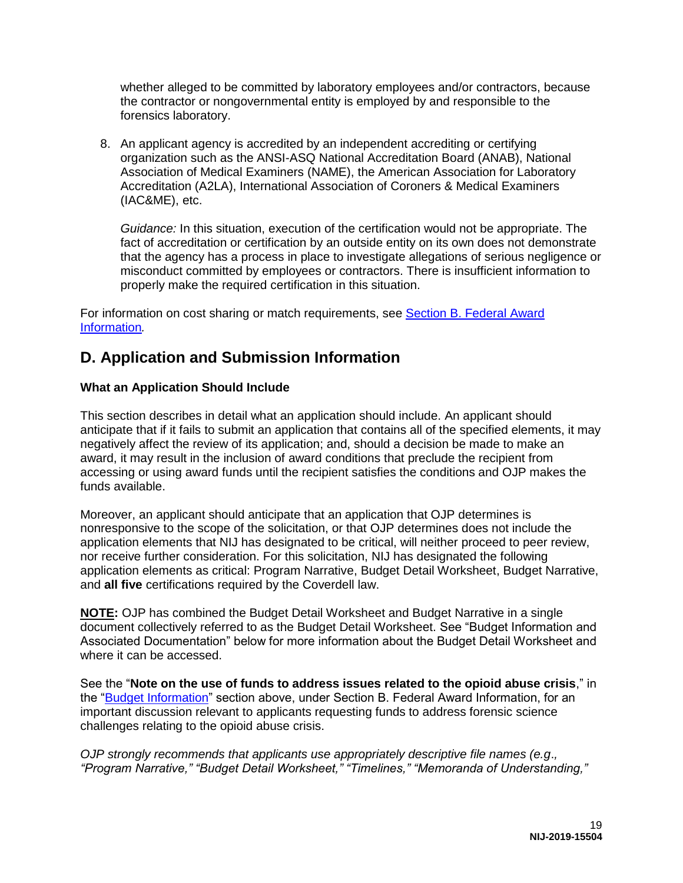whether alleged to be committed by laboratory employees and/or contractors, because the contractor or nongovernmental entity is employed by and responsible to the forensics laboratory.

8. An applicant agency is accredited by an independent accrediting or certifying organization such as the ANSI-ASQ National Accreditation Board (ANAB), National Association of Medical Examiners (NAME), the American Association for Laboratory Accreditation (A2LA), International Association of Coroners & Medical Examiners (IAC&ME), etc.

   *Guidance:* In this situation, execution of the certification would not be appropriate. The fact of accreditation or certification by an outside entity on its own does not demonstrate that the agency has a process in place to investigate allegations of serious negligence or misconduct committed by employees or contractors. There is insufficient information to properly make the required certification in this situation.

For information on cost sharing or match requirements, see Section B. Federal Award Information*.*

## D. Application and Submission Information

### What an Application Should Include

This section describes in detail what an application should include. An applicant should anticipate that if it fails to submit an application that contains all of the specified elements, it may negatively affect the review of its application; and, should a decision be made to make an award, it may result in the inclusion of award conditions that preclude the recipient from accessing or using award funds until the recipient satisfies the conditions and OJP makes the funds available.

Moreover, an applicant should anticipate that an application that OJP determines is nonresponsive to the scope of the solicitation, or that OJP determines does not include the application elements that NIJ has designated to be critical, will neither proceed to peer review, nor receive further consideration. For this solicitation, NIJ has designated the following application elements as critical: Program Narrative, Budget Detail Worksheet, Budget Narrative, and **all five** certifications required by the Coverdell law.

**NOTE:** OJP has combined the Budget Detail Worksheet and Budget Narrative in a single document collectively referred to as the Budget Detail Worksheet. See "Budget Information and Associated Documentation" below for more information about the Budget Detail Worksheet and where it can be accessed.

See the "**Note on the use of funds to address issues related to the opioid abuse crisis**," in the "Budget Information" section above, under Section B. Federal Award Information, for an important discussion relevant to applicants requesting funds to address forensic science challenges relating to the opioid abuse crisis.

*OJP strongly recommends that applicants use appropriately descriptive file names (e.g., "Program Narrative," "Budget Detail Worksheet," "Timelines," "Memoranda of Understanding,"*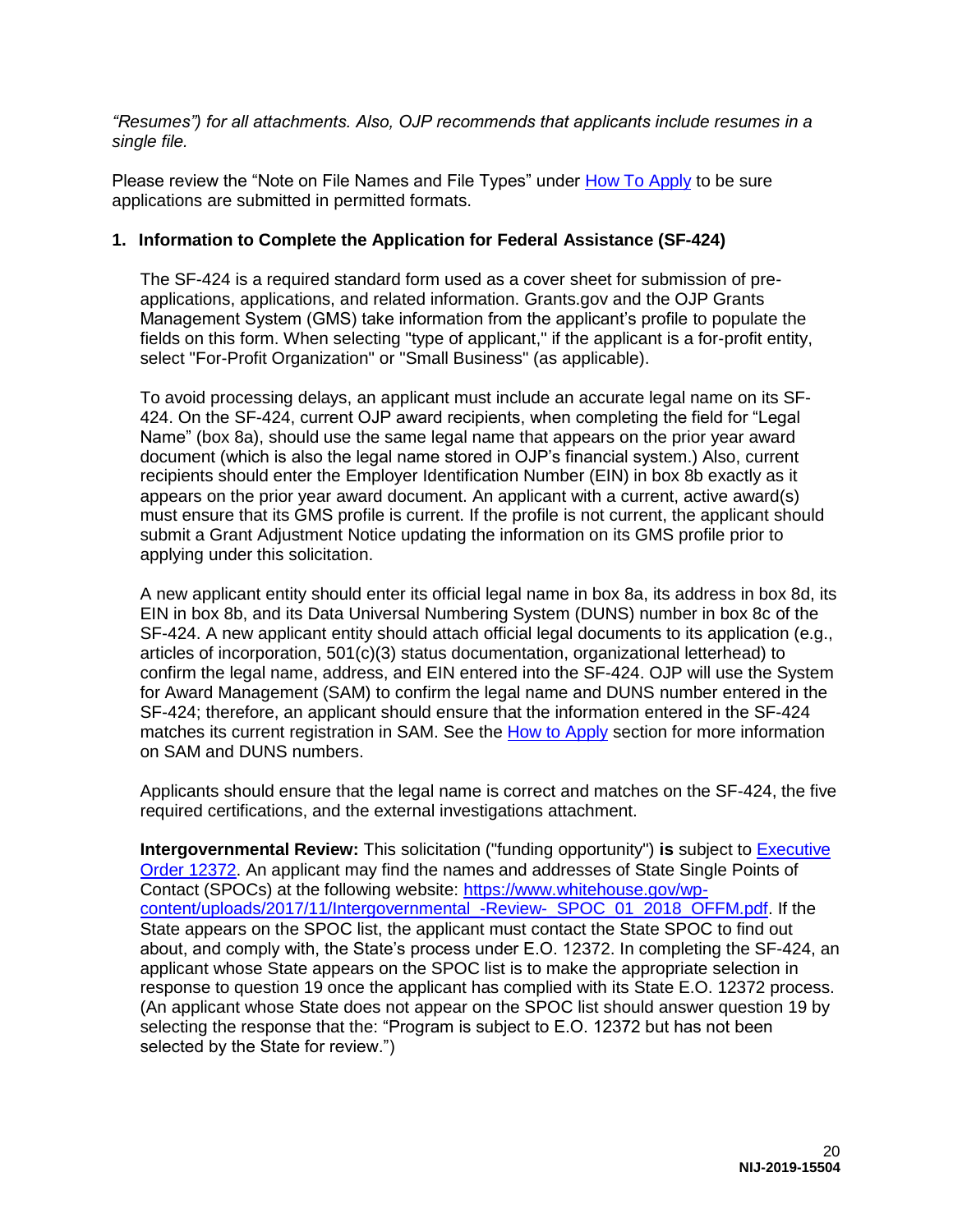*"Resumes") for all attachments. Also, OJP recommends that applicants include resumes in a single file.*

Please review the "Note on File Names and File Types" under How To Apply to be sure applications are submitted in permitted formats.

### 1. Information to Complete the Application for Federal Assistance (SF-424)

The SF-424 is a required standard form used as a cover sheet for submission of pre-applications, applications, and related information. Grants.gov and the OJP Grants Management System (GMS) take information from the applicant's profile to populate the fields on this form. When selecting "type of applicant," if the applicant is a for-profit entity, select "For-Profit Organization" or "Small Business" (as applicable).

To avoid processing delays, an applicant must include an accurate legal name on its SF-424. On the SF-424, current OJP award recipients, when completing the field for "Legal Name" (box 8a), should use the same legal name that appears on the prior year award document (which is also the legal name stored in OJP's financial system.) Also, current recipients should enter the Employer Identification Number (EIN) in box 8b exactly as it appears on the prior year award document. An applicant with a current, active award(s) must ensure that its GMS profile is current. If the profile is not current, the applicant should submit a Grant Adjustment Notice updating the information on its GMS profile prior to applying under this solicitation.

A new applicant entity should enter its official legal name in box 8a, its address in box 8d, its EIN in box 8b, and its Data Universal Numbering System (DUNS) number in box 8c of the SF-424. A new applicant entity should attach official legal documents to its application (e.g., articles of incorporation, 501(c)(3) status documentation, organizational letterhead) to confirm the legal name, address, and EIN entered into the SF-424. OJP will use the System for Award Management (SAM) to confirm the legal name and DUNS number entered in the SF-424; therefore, an applicant should ensure that the information entered in the SF-424 matches its current registration in SAM. See the How to Apply section for more information on SAM and DUNS numbers.

Applicants should ensure that the legal name is correct and matches on the SF-424, the five required certifications, and the external investigations attachment.

**Intergovernmental Review:** This solicitation ("funding opportunity") **is** subject to Executive Order 12372. An applicant may find the names and addresses of State Single Points of Contact (SPOCs) at the following website: https://www.whitehouse.gov/wp-content/uploads/2017/11/Intergovernmental_-Review-_SPOC_01_2018_OFFM.pdf. If the State appears on the SPOC list, the applicant must contact the State SPOC to find out about, and comply with, the State's process under E.O. 12372. In completing the SF-424, an applicant whose State appears on the SPOC list is to make the appropriate selection in response to question 19 once the applicant has complied with its State E.O. 12372 process. (An applicant whose State does not appear on the SPOC list should answer question 19 by selecting the response that the: "Program is subject to E.O. 12372 but has not been selected by the State for review.")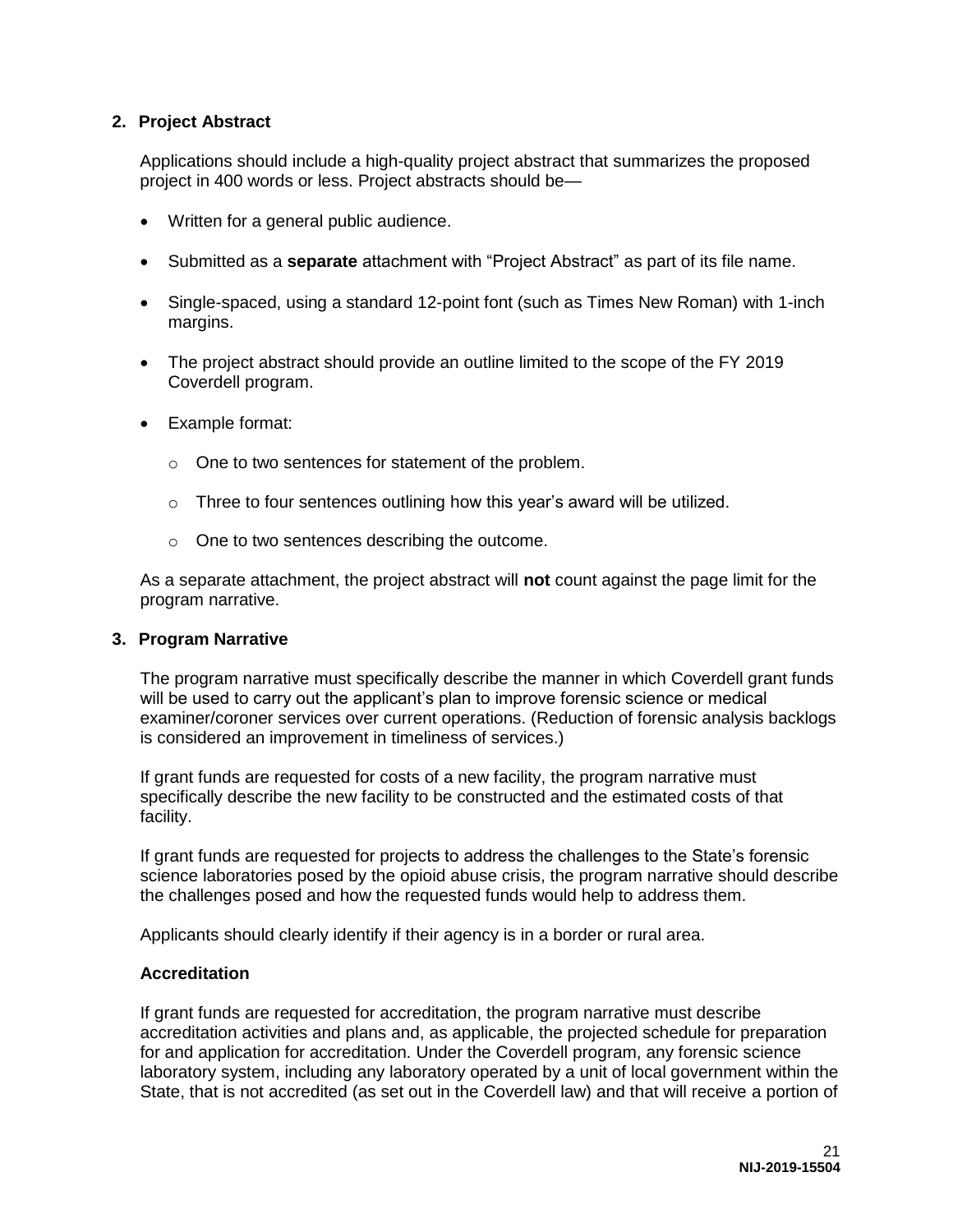## 2. Project Abstract

Applications should include a high-quality project abstract that summarizes the proposed project in 400 words or less. Project abstracts should be—

- Written for a general public audience.
- Submitted as a **separate** attachment with “Project Abstract” as part of its file name.
- Single-spaced, using a standard 12-point font (such as Times New Roman) with 1-inch margins.
- The project abstract should provide an outline limited to the scope of the FY 2019 Coverdell program.
- Example format:
    - One to two sentences for statement of the problem.
    - Three to four sentences outlining how this year’s award will be utilized.
    - One to two sentences describing the outcome.

As a separate attachment, the project abstract will **not** count against the page limit for the program narrative.

## 3. Program Narrative

The program narrative must specifically describe the manner in which Coverdell grant funds will be used to carry out the applicant’s plan to improve forensic science or medical examiner/coroner services over current operations. (Reduction of forensic analysis backlogs is considered an improvement in timeliness of services.)

If grant funds are requested for costs of a new facility, the program narrative must specifically describe the new facility to be constructed and the estimated costs of that facility.

If grant funds are requested for projects to address the challenges to the State’s forensic science laboratories posed by the opioid abuse crisis, the program narrative should describe the challenges posed and how the requested funds would help to address them.

Applicants should clearly identify if their agency is in a border or rural area.

### Accreditation

If grant funds are requested for accreditation, the program narrative must describe accreditation activities and plans and, as applicable, the projected schedule for preparation for and application for accreditation. Under the Coverdell program, any forensic science laboratory system, including any laboratory operated by a unit of local government within the State, that is not accredited (as set out in the Coverdell law) and that will receive a portion of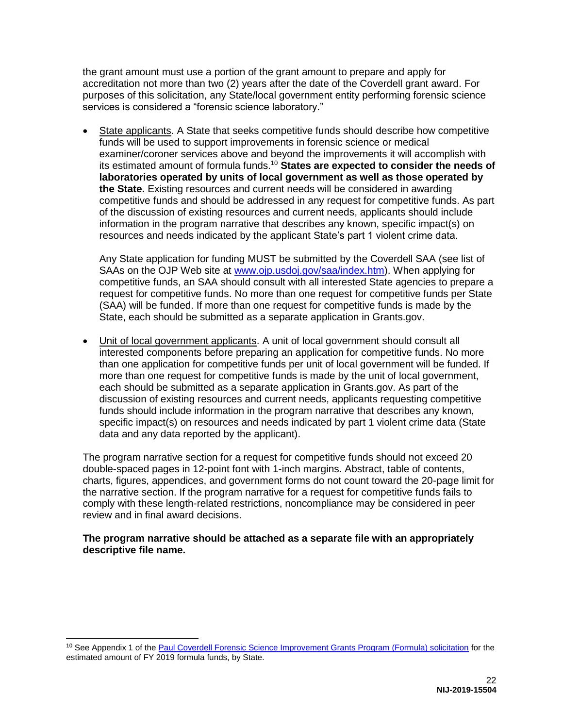the grant amount must use a portion of the grant amount to prepare and apply for accreditation not more than two (2) years after the date of the Coverdell grant award. For purposes of this solicitation, any State/local government entity performing forensic science services is considered a "forensic science laboratory."

- State applicants. A State that seeks competitive funds should describe how competitive funds will be used to support improvements in forensic science or medical examiner/coroner services above and beyond the improvements it will accomplish with its estimated amount of formula funds.[10] **States are expected to consider the needs of laboratories operated by units of local government as well as those operated by the State.** Existing resources and current needs will be considered in awarding competitive funds and should be addressed in any request for competitive funds. As part of the discussion of existing resources and current needs, applicants should include information in the program narrative that describes any known, specific impact(s) on resources and needs indicated by the applicant State's part 1 violent crime data.

  Any State application for funding MUST be submitted by the Coverdell SAA (see list of SAAs on the OJP Web site at [www.ojp.usdoj.gov/saa/index.htm](www.ojp.usdoj.gov/saa/index.htm)). When applying for competitive funds, an SAA should consult with all interested State agencies to prepare a request for competitive funds. No more than one request for competitive funds per State (SAA) will be funded. If more than one request for competitive funds is made by the State, each should be submitted as a separate application in Grants.gov.

- Unit of local government applicants. A unit of local government should consult all interested components before preparing an application for competitive funds. No more than one application for competitive funds per unit of local government will be funded. If more than one request for competitive funds is made by the unit of local government, each should be submitted as a separate application in Grants.gov. As part of the discussion of existing resources and current needs, applicants requesting competitive funds should include information in the program narrative that describes any known, specific impact(s) on resources and needs indicated by part 1 violent crime data (State data and any data reported by the applicant).

The program narrative section for a request for competitive funds should not exceed 20 double-spaced pages in 12-point font with 1-inch margins. Abstract, table of contents, charts, figures, appendices, and government forms do not count toward the 20-page limit for the narrative section. If the program narrative for a request for competitive funds fails to comply with these length-related restrictions, noncompliance may be considered in peer review and in final award decisions.

**The program narrative should be attached as a separate file with an appropriately descriptive file name.**

[10] See Appendix 1 of the Paul Coverdell Forensic Science Improvement Grants Program (Formula) solicitation for the estimated amount of FY 2019 formula funds, by State.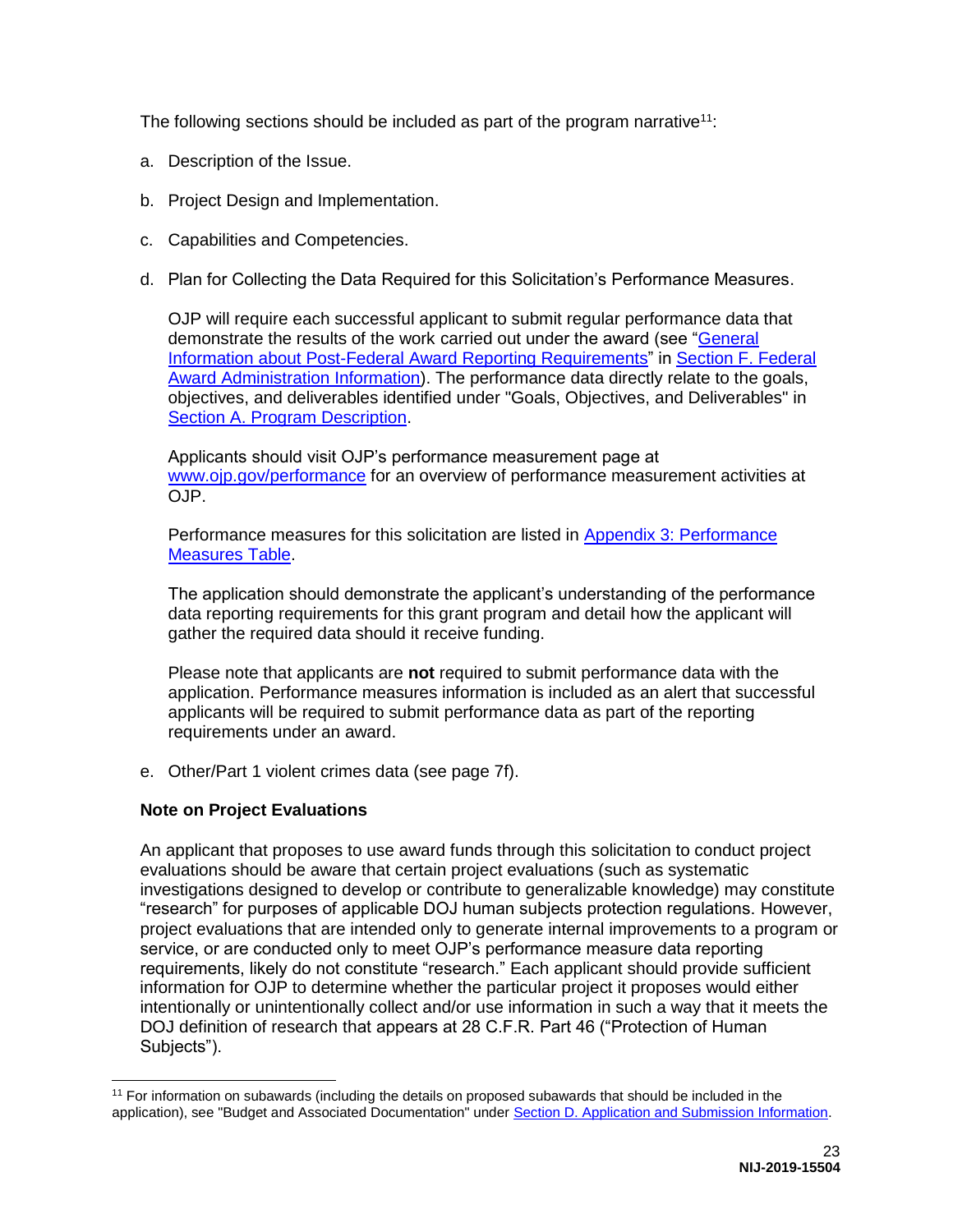The following sections should be included as part of the program narrative[11]:

a. Description of the Issue.

b. Project Design and Implementation.

c. Capabilities and Competencies.

d. Plan for Collecting the Data Required for this Solicitation's Performance Measures.

   OJP will require each successful applicant to submit regular performance data that demonstrate the results of the work carried out under the award (see "General Information about Post-Federal Award Reporting Requirements" in Section F. Federal Award Administration Information). The performance data directly relate to the goals, objectives, and deliverables identified under "Goals, Objectives, and Deliverables" in Section A. Program Description.

   Applicants should visit OJP's performance measurement page at www.ojp.gov/performance for an overview of performance measurement activities at OJP.

   Performance measures for this solicitation are listed in Appendix 3: Performance Measures Table.

   The application should demonstrate the applicant's understanding of the performance data reporting requirements for this grant program and detail how the applicant will gather the required data should it receive funding.

   Please note that applicants are **not** required to submit performance data with the application. Performance measures information is included as an alert that successful applicants will be required to submit performance data as part of the reporting requirements under an award.

e. Other/Part 1 violent crimes data (see page 7f).

**Note on Project Evaluations**

An applicant that proposes to use award funds through this solicitation to conduct project evaluations should be aware that certain project evaluations (such as systematic investigations designed to develop or contribute to generalizable knowledge) may constitute "research" for purposes of applicable DOJ human subjects protection regulations. However, project evaluations that are intended only to generate internal improvements to a program or service, or are conducted only to meet OJP's performance measure data reporting requirements, likely do not constitute "research." Each applicant should provide sufficient information for OJP to determine whether the particular project it proposes would either intentionally or unintentionally collect and/or use information in such a way that it meets the DOJ definition of research that appears at 28 C.F.R. Part 46 ("Protection of Human Subjects").

---

[11] For information on subawards (including the details on proposed subawards that should be included in the application), see "Budget and Associated Documentation" under Section D. Application and Submission Information.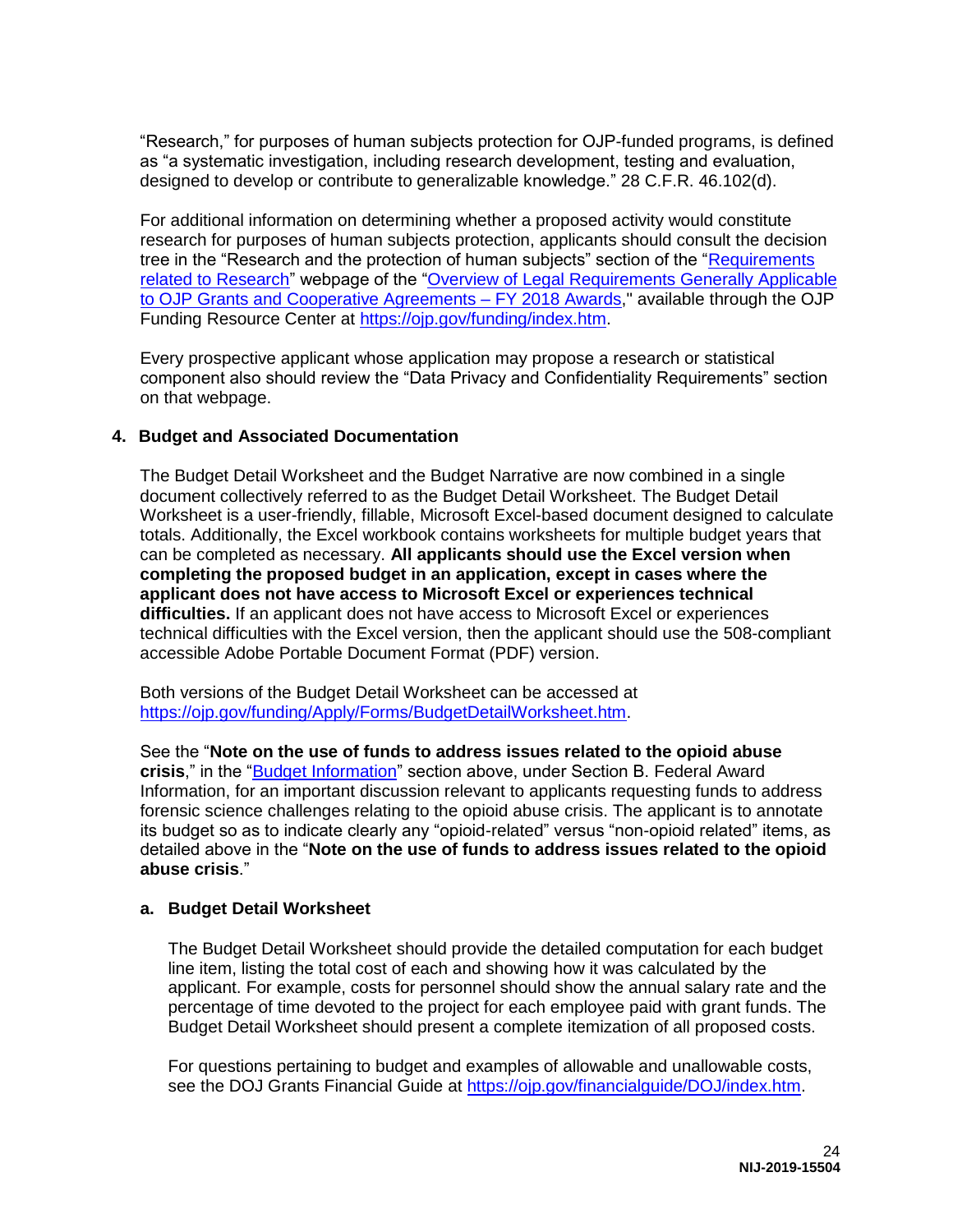"Research," for purposes of human subjects protection for OJP-funded programs, is defined as "a systematic investigation, including research development, testing and evaluation, designed to develop or contribute to generalizable knowledge." 28 C.F.R. 46.102(d).

For additional information on determining whether a proposed activity would constitute research for purposes of human subjects protection, applicants should consult the decision tree in the "Research and the protection of human subjects" section of the "Requirements related to Research" webpage of the "Overview of Legal Requirements Generally Applicable to OJP Grants and Cooperative Agreements – FY 2018 Awards," available through the OJP Funding Resource Center at https://ojp.gov/funding/index.htm.

Every prospective applicant whose application may propose a research or statistical component also should review the "Data Privacy and Confidentiality Requirements" section on that webpage.

### 4. Budget and Associated Documentation

The Budget Detail Worksheet and the Budget Narrative are now combined in a single document collectively referred to as the Budget Detail Worksheet. The Budget Detail Worksheet is a user-friendly, fillable, Microsoft Excel-based document designed to calculate totals. Additionally, the Excel workbook contains worksheets for multiple budget years that can be completed as necessary. **All applicants should use the Excel version when completing the proposed budget in an application, except in cases where the applicant does not have access to Microsoft Excel or experiences technical difficulties.** If an applicant does not have access to Microsoft Excel or experiences technical difficulties with the Excel version, then the applicant should use the 508-compliant accessible Adobe Portable Document Format (PDF) version.

Both versions of the Budget Detail Worksheet can be accessed at https://ojp.gov/funding/Apply/Forms/BudgetDetailWorksheet.htm.

See the "**Note on the use of funds to address issues related to the opioid abuse crisis**," in the "Budget Information" section above, under Section B. Federal Award Information, for an important discussion relevant to applicants requesting funds to address forensic science challenges relating to the opioid abuse crisis. The applicant is to annotate its budget so as to indicate clearly any "opioid-related" versus "non-opioid related" items, as detailed above in the "**Note on the use of funds to address issues related to the opioid abuse crisis**."

#### a. Budget Detail Worksheet

The Budget Detail Worksheet should provide the detailed computation for each budget line item, listing the total cost of each and showing how it was calculated by the applicant. For example, costs for personnel should show the annual salary rate and the percentage of time devoted to the project for each employee paid with grant funds. The Budget Detail Worksheet should present a complete itemization of all proposed costs.

For questions pertaining to budget and examples of allowable and unallowable costs, see the DOJ Grants Financial Guide at https://ojp.gov/financialguide/DOJ/index.htm.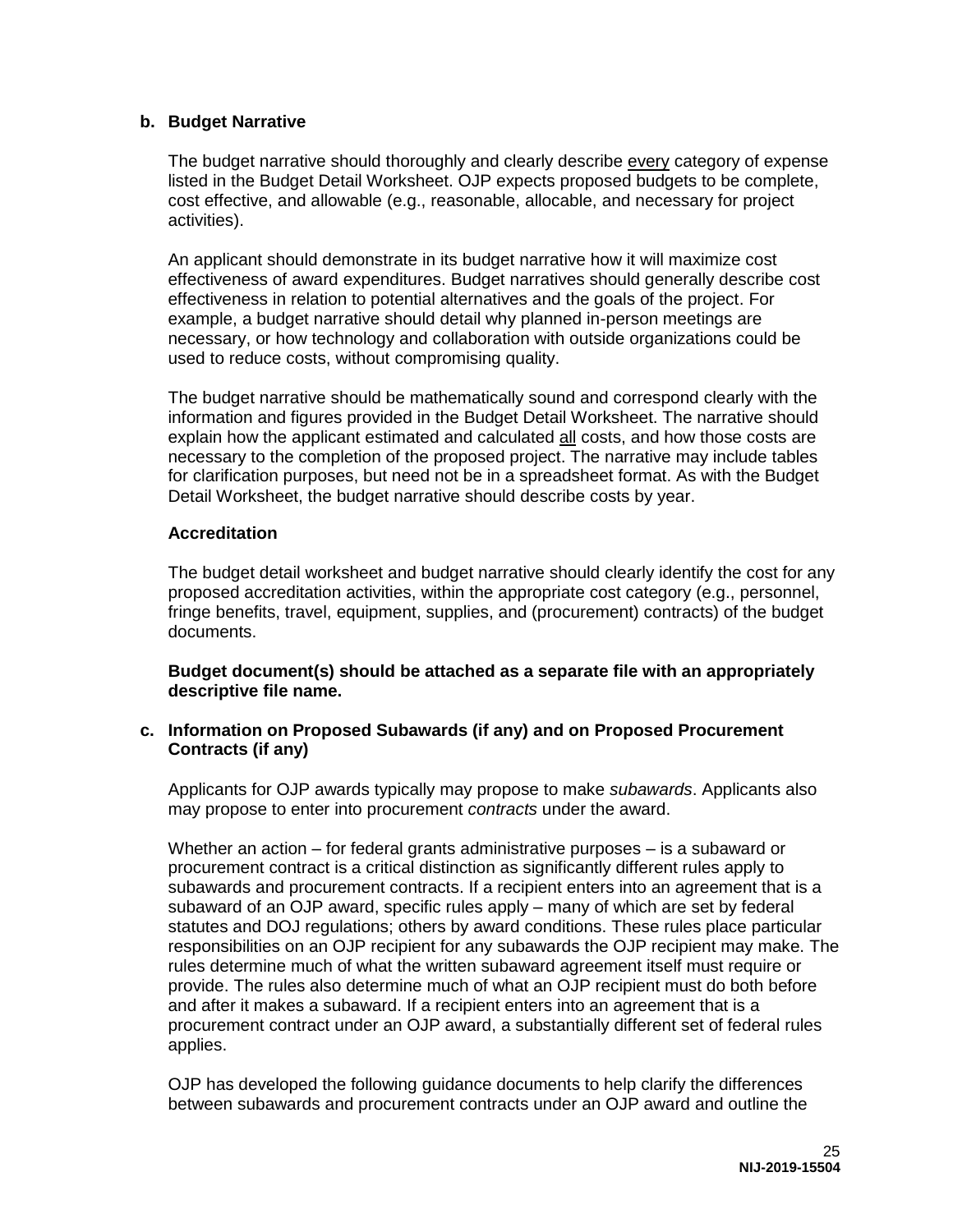**b. Budget Narrative**

The budget narrative should thoroughly and clearly describe <u>every</u> category of expense listed in the Budget Detail Worksheet. OJP expects proposed budgets to be complete, cost effective, and allowable (e.g., reasonable, allocable, and necessary for project activities).

An applicant should demonstrate in its budget narrative how it will maximize cost effectiveness of award expenditures. Budget narratives should generally describe cost effectiveness in relation to potential alternatives and the goals of the project. For example, a budget narrative should detail why planned in-person meetings are necessary, or how technology and collaboration with outside organizations could be used to reduce costs, without compromising quality.

The budget narrative should be mathematically sound and correspond clearly with the information and figures provided in the Budget Detail Worksheet. The narrative should explain how the applicant estimated and calculated <u>all</u> costs, and how those costs are necessary to the completion of the proposed project. The narrative may include tables for clarification purposes, but need not be in a spreadsheet format. As with the Budget Detail Worksheet, the budget narrative should describe costs by year.

**Accreditation**

The budget detail worksheet and budget narrative should clearly identify the cost for any proposed accreditation activities, within the appropriate cost category (e.g., personnel, fringe benefits, travel, equipment, supplies, and (procurement) contracts) of the budget documents.

**Budget document(s) should be attached as a separate file with an appropriately descriptive file name.**

**c. Information on Proposed Subawards (if any) and on Proposed Procurement Contracts (if any)**

Applicants for OJP awards typically may propose to make *subawards*. Applicants also may propose to enter into procurement *contracts* under the award.

Whether an action – for federal grants administrative purposes – is a subaward or procurement contract is a critical distinction as significantly different rules apply to subawards and procurement contracts. If a recipient enters into an agreement that is a subaward of an OJP award, specific rules apply – many of which are set by federal statutes and DOJ regulations; others by award conditions. These rules place particular responsibilities on an OJP recipient for any subawards the OJP recipient may make. The rules determine much of what the written subaward agreement itself must require or provide. The rules also determine much of what an OJP recipient must do both before and after it makes a subaward. If a recipient enters into an agreement that is a procurement contract under an OJP award, a substantially different set of federal rules applies.

OJP has developed the following guidance documents to help clarify the differences between subawards and procurement contracts under an OJP award and outline the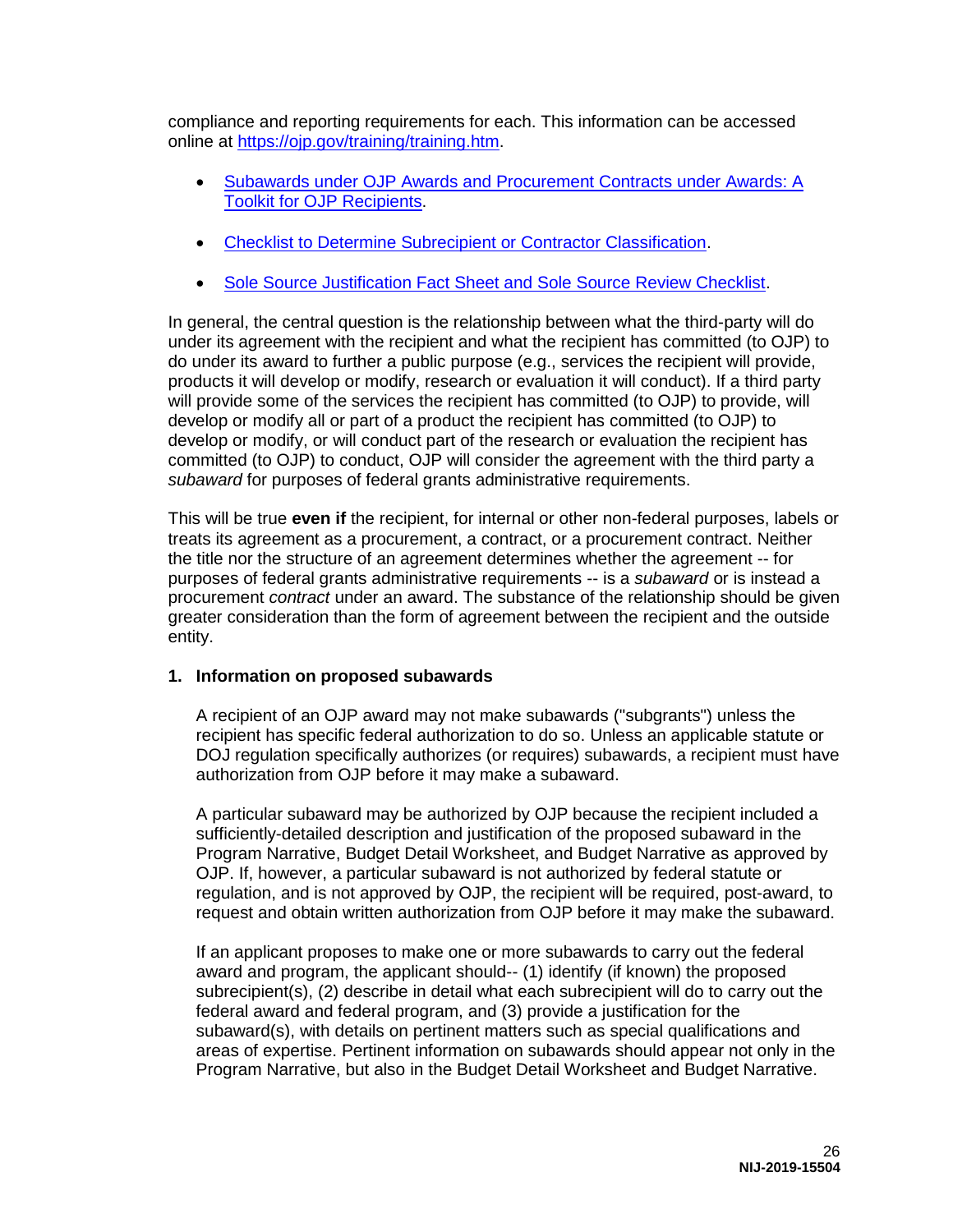compliance and reporting requirements for each. This information can be accessed online at [https://ojp.gov/training/training.htm](https://ojp.gov/training/training.htm).

- [Subawards under OJP Awards and Procurement Contracts under Awards: A Toolkit for OJP Recipients](#).
- [Checklist to Determine Subrecipient or Contractor Classification](#).
- [Sole Source Justification Fact Sheet and Sole Source Review Checklist](#).

In general, the central question is the relationship between what the third-party will do under its agreement with the recipient and what the recipient has committed (to OJP) to do under its award to further a public purpose (e.g., services the recipient will provide, products it will develop or modify, research or evaluation it will conduct). If a third party will provide some of the services the recipient has committed (to OJP) to provide, will develop or modify all or part of a product the recipient has committed (to OJP) to develop or modify, or will conduct part of the research or evaluation the recipient has committed (to OJP) to conduct, OJP will consider the agreement with the third party a *subaward* for purposes of federal grants administrative requirements.

This will be true **even if** the recipient, for internal or other non-federal purposes, labels or treats its agreement as a procurement, a contract, or a procurement contract. Neither the title nor the structure of an agreement determines whether the agreement -- for purposes of federal grants administrative requirements -- is a *subaward* or is instead a procurement *contract* under an award. The substance of the relationship should be given greater consideration than the form of agreement between the recipient and the outside entity.

**1. Information on proposed subawards**

A recipient of an OJP award may not make subawards ("subgrants") unless the recipient has specific federal authorization to do so. Unless an applicable statute or DOJ regulation specifically authorizes (or requires) subawards, a recipient must have authorization from OJP before it may make a subaward.

A particular subaward may be authorized by OJP because the recipient included a sufficiently-detailed description and justification of the proposed subaward in the Program Narrative, Budget Detail Worksheet, and Budget Narrative as approved by OJP. If, however, a particular subaward is not authorized by federal statute or regulation, and is not approved by OJP, the recipient will be required, post-award, to request and obtain written authorization from OJP before it may make the subaward.

If an applicant proposes to make one or more subawards to carry out the federal award and program, the applicant should-- (1) identify (if known) the proposed subrecipient(s), (2) describe in detail what each subrecipient will do to carry out the federal award and federal program, and (3) provide a justification for the subaward(s), with details on pertinent matters such as special qualifications and areas of expertise. Pertinent information on subawards should appear not only in the Program Narrative, but also in the Budget Detail Worksheet and Budget Narrative.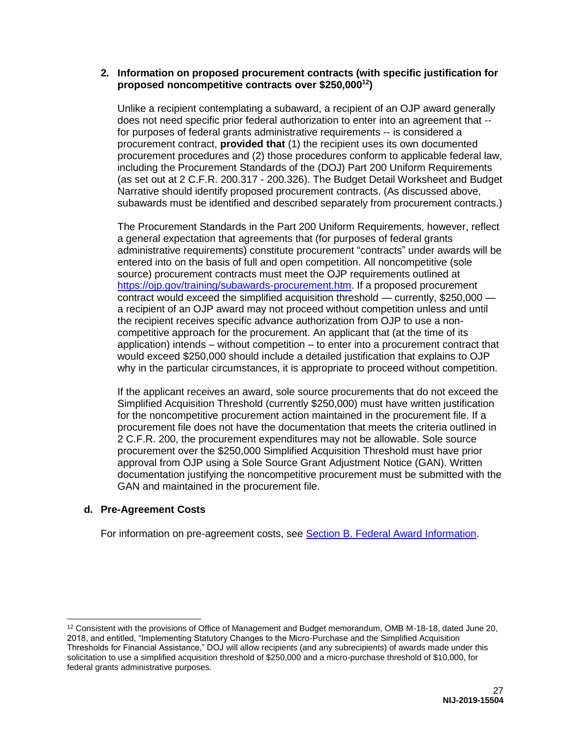**2. Information on proposed procurement contracts (with specific justification for proposed noncompetitive contracts over $250,000[12])**

Unlike a recipient contemplating a subaward, a recipient of an OJP award generally does not need specific prior federal authorization to enter into an agreement that -- for purposes of federal grants administrative requirements -- is considered a procurement contract, **provided that** (1) the recipient uses its own documented procurement procedures and (2) those procedures conform to applicable federal law, including the Procurement Standards of the (DOJ) Part 200 Uniform Requirements (as set out at 2 C.F.R. 200.317 - 200.326). The Budget Detail Worksheet and Budget Narrative should identify proposed procurement contracts. (As discussed above, subawards must be identified and described separately from procurement contracts.)

The Procurement Standards in the Part 200 Uniform Requirements, however, reflect a general expectation that agreements that (for purposes of federal grants administrative requirements) constitute procurement "contracts" under awards will be entered into on the basis of full and open competition. All noncompetitive (sole source) procurement contracts must meet the OJP requirements outlined at [https://ojp.gov/training/subawards-procurement.htm](https://ojp.gov/training/subawards-procurement.htm). If a proposed procurement contract would exceed the simplified acquisition threshold — currently, $250,000 — a recipient of an OJP award may not proceed without competition unless and until the recipient receives specific advance authorization from OJP to use a non-competitive approach for the procurement. An applicant that (at the time of its application) intends – without competition – to enter into a procurement contract that would exceed $250,000 should include a detailed justification that explains to OJP why in the particular circumstances, it is appropriate to proceed without competition.

If the applicant receives an award, sole source procurements that do not exceed the Simplified Acquisition Threshold (currently $250,000) must have written justification for the noncompetitive procurement action maintained in the procurement file. If a procurement file does not have the documentation that meets the criteria outlined in 2 C.F.R. 200, the procurement expenditures may not be allowable. Sole source procurement over the $250,000 Simplified Acquisition Threshold must have prior approval from OJP using a Sole Source Grant Adjustment Notice (GAN). Written documentation justifying the noncompetitive procurement must be submitted with the GAN and maintained in the procurement file.

### d. Pre-Agreement Costs

For information on pre-agreement costs, see Section B. Federal Award Information.

---

[12] Consistent with the provisions of Office of Management and Budget memorandum, OMB M-18-18, dated June 20, 2018, and entitled, "Implementing Statutory Changes to the Micro-Purchase and the Simplified Acquisition Thresholds for Financial Assistance," DOJ will allow recipients (and any subrecipients) of awards made under this solicitation to use a simplified acquisition threshold of $250,000 and a micro-purchase threshold of $10,000, for federal grants administrative purposes.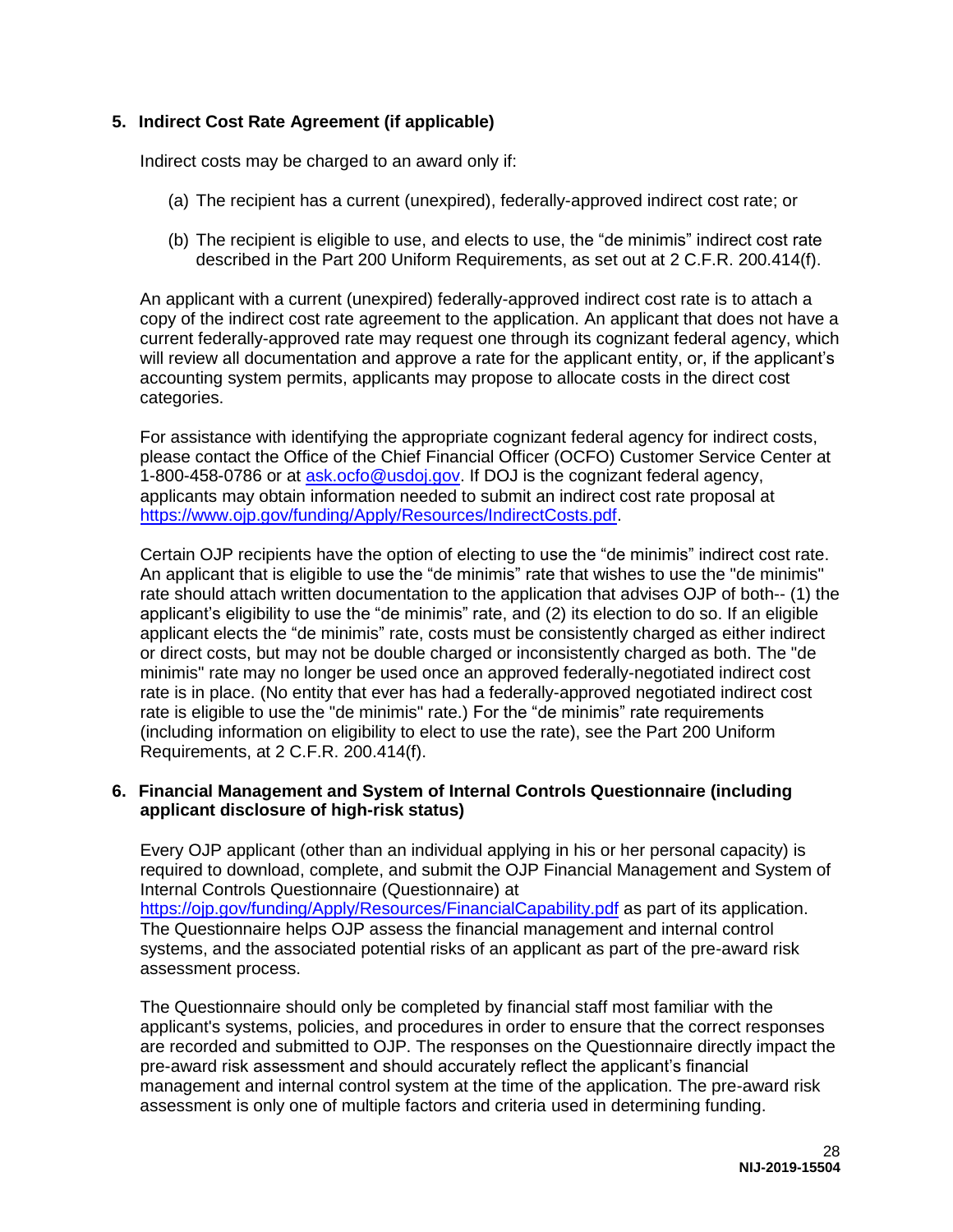**5. Indirect Cost Rate Agreement (if applicable)**

Indirect costs may be charged to an award only if:

(a) The recipient has a current (unexpired), federally-approved indirect cost rate; or

(b) The recipient is eligible to use, and elects to use, the “de minimis” indirect cost rate described in the Part 200 Uniform Requirements, as set out at 2 C.F.R. 200.414(f).

An applicant with a current (unexpired) federally-approved indirect cost rate is to attach a copy of the indirect cost rate agreement to the application. An applicant that does not have a current federally-approved rate may request one through its cognizant federal agency, which will review all documentation and approve a rate for the applicant entity, or, if the applicant’s accounting system permits, applicants may propose to allocate costs in the direct cost categories.

For assistance with identifying the appropriate cognizant federal agency for indirect costs, please contact the Office of the Chief Financial Officer (OCFO) Customer Service Center at 1-800-458-0786 or at [ask.ocfo@usdoj.gov](mailto:ask.ocfo@usdoj.gov). If DOJ is the cognizant federal agency, applicants may obtain information needed to submit an indirect cost rate proposal at [https://www.ojp.gov/funding/Apply/Resources/IndirectCosts.pdf](https://www.ojp.gov/funding/Apply/Resources/IndirectCosts.pdf).

Certain OJP recipients have the option of electing to use the “de minimis” indirect cost rate. An applicant that is eligible to use the “de minimis” rate that wishes to use the "de minimis" rate should attach written documentation to the application that advises OJP of both-- (1) the applicant’s eligibility to use the “de minimis” rate, and (2) its election to do so. If an eligible applicant elects the “de minimis” rate, costs must be consistently charged as either indirect or direct costs, but may not be double charged or inconsistently charged as both. The "de minimis" rate may no longer be used once an approved federally-negotiated indirect cost rate is in place. (No entity that ever has had a federally-approved negotiated indirect cost rate is eligible to use the "de minimis" rate.) For the “de minimis” rate requirements (including information on eligibility to elect to use the rate), see the Part 200 Uniform Requirements, at 2 C.F.R. 200.414(f).

**6. Financial Management and System of Internal Controls Questionnaire (including applicant disclosure of high-risk status)**

Every OJP applicant (other than an individual applying in his or her personal capacity) is required to download, complete, and submit the OJP Financial Management and System of Internal Controls Questionnaire (Questionnaire) at [https://ojp.gov/funding/Apply/Resources/FinancialCapability.pdf](https://ojp.gov/funding/Apply/Resources/FinancialCapability.pdf) as part of its application. The Questionnaire helps OJP assess the financial management and internal control systems, and the associated potential risks of an applicant as part of the pre-award risk assessment process.

The Questionnaire should only be completed by financial staff most familiar with the applicant's systems, policies, and procedures in order to ensure that the correct responses are recorded and submitted to OJP. The responses on the Questionnaire directly impact the pre-award risk assessment and should accurately reflect the applicant’s financial management and internal control system at the time of the application. The pre-award risk assessment is only one of multiple factors and criteria used in determining funding.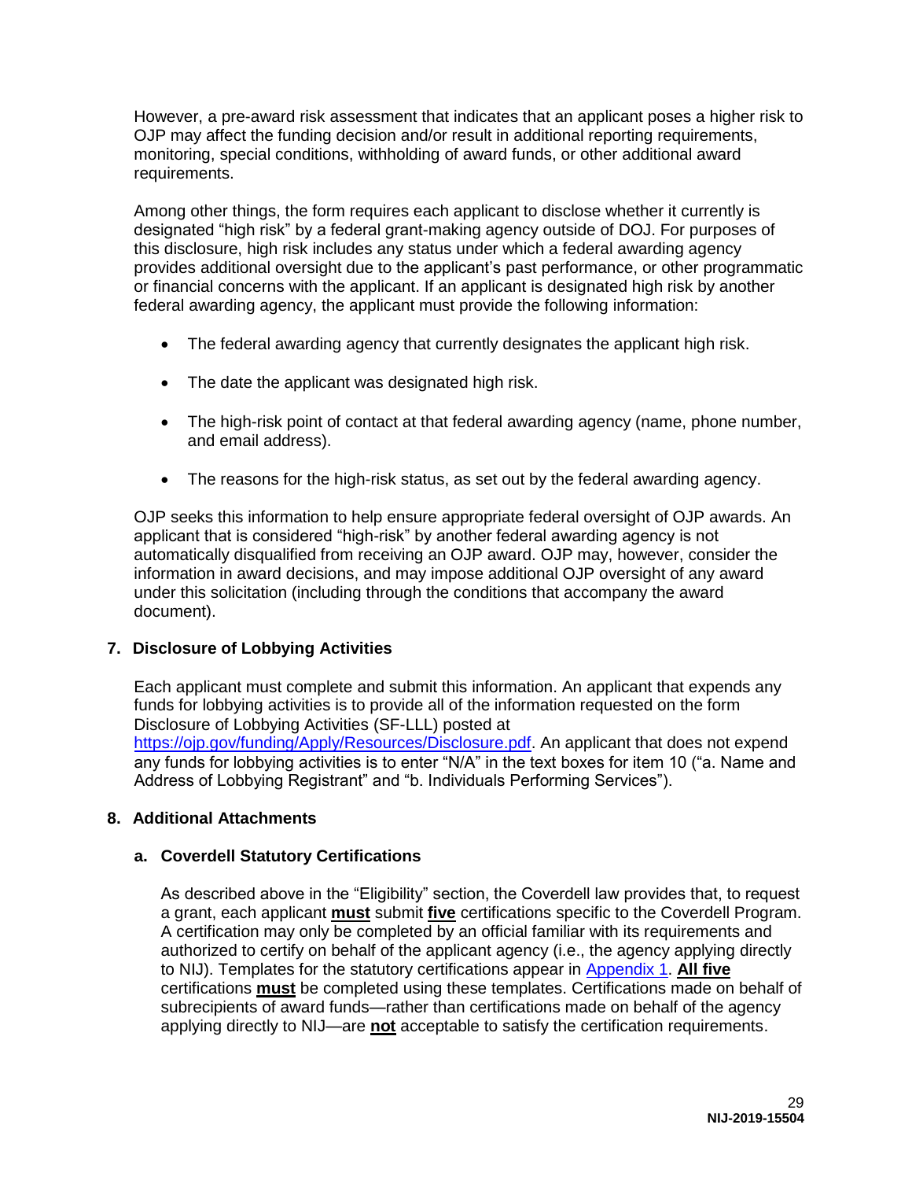However, a pre-award risk assessment that indicates that an applicant poses a higher risk to OJP may affect the funding decision and/or result in additional reporting requirements, monitoring, special conditions, withholding of award funds, or other additional award requirements.

Among other things, the form requires each applicant to disclose whether it currently is designated "high risk" by a federal grant-making agency outside of DOJ. For purposes of this disclosure, high risk includes any status under which a federal awarding agency provides additional oversight due to the applicant's past performance, or other programmatic or financial concerns with the applicant. If an applicant is designated high risk by another federal awarding agency, the applicant must provide the following information:

- The federal awarding agency that currently designates the applicant high risk.
- The date the applicant was designated high risk.
- The high-risk point of contact at that federal awarding agency (name, phone number, and email address).
- The reasons for the high-risk status, as set out by the federal awarding agency.

OJP seeks this information to help ensure appropriate federal oversight of OJP awards. An applicant that is considered "high-risk" by another federal awarding agency is not automatically disqualified from receiving an OJP award. OJP may, however, consider the information in award decisions, and may impose additional OJP oversight of any award under this solicitation (including through the conditions that accompany the award document).

### 7. Disclosure of Lobbying Activities

Each applicant must complete and submit this information. An applicant that expends any funds for lobbying activities is to provide all of the information requested on the form Disclosure of Lobbying Activities (SF-LLL) posted at [https://ojp.gov/funding/Apply/Resources/Disclosure.pdf](https://ojp.gov/funding/Apply/Resources/Disclosure.pdf). An applicant that does not expend any funds for lobbying activities is to enter "N/A" in the text boxes for item 10 ("a. Name and Address of Lobbying Registrant" and "b. Individuals Performing Services").

### 8. Additional Attachments

#### a. Coverdell Statutory Certifications

As described above in the "Eligibility" section, the Coverdell law provides that, to request a grant, each applicant **must** submit **five** certifications specific to the Coverdell Program. A certification may only be completed by an official familiar with its requirements and authorized to certify on behalf of the applicant agency (i.e., the agency applying directly to NIJ). Templates for the statutory certifications appear in Appendix 1. **All five** certifications **must** be completed using these templates. Certifications made on behalf of subrecipients of award funds—rather than certifications made on behalf of the agency applying directly to NIJ—are **not** acceptable to satisfy the certification requirements.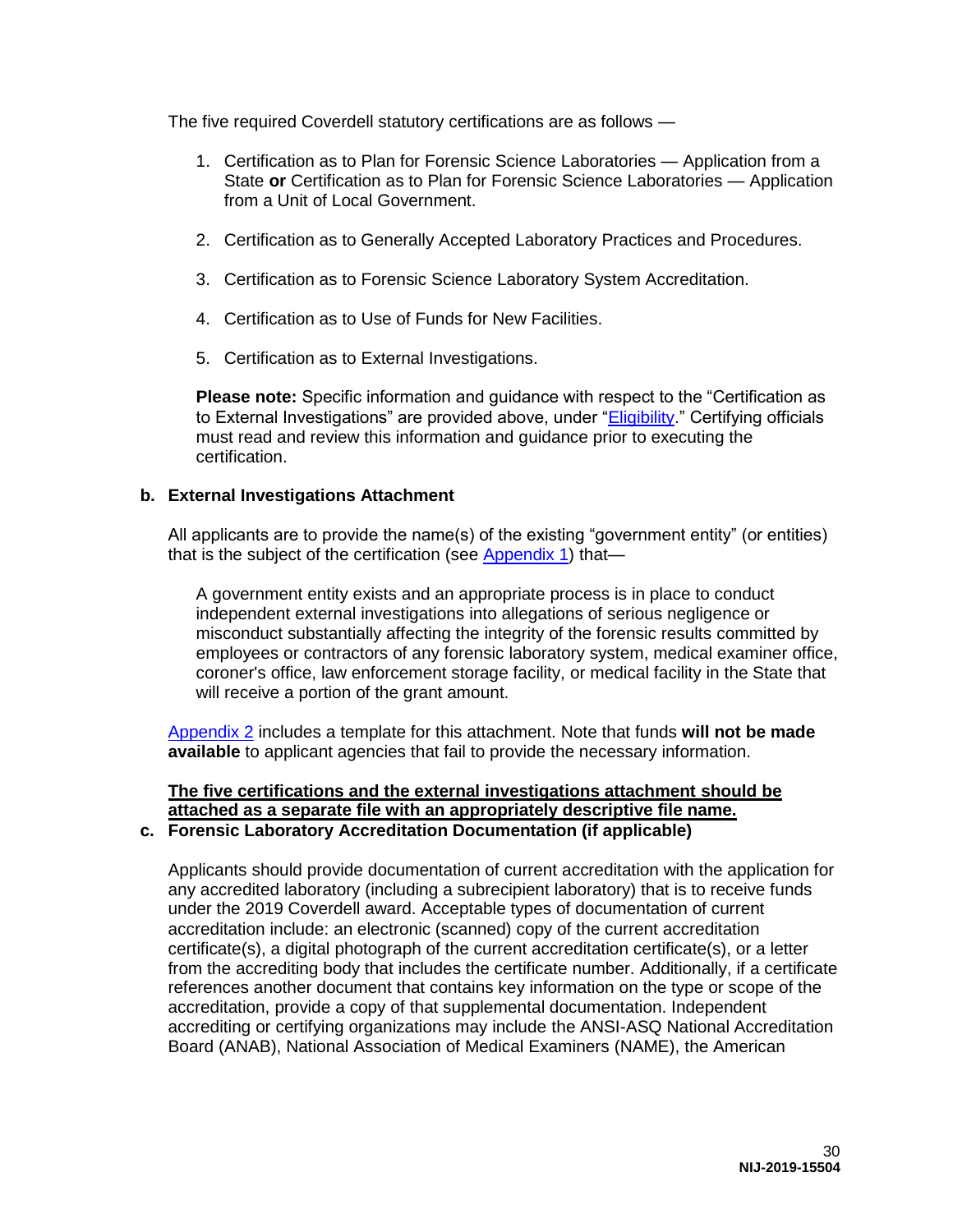The five required Coverdell statutory certifications are as follows —

1. Certification as to Plan for Forensic Science Laboratories — Application from a State **or** Certification as to Plan for Forensic Science Laboratories — Application from a Unit of Local Government.

2. Certification as to Generally Accepted Laboratory Practices and Procedures.

3. Certification as to Forensic Science Laboratory System Accreditation.

4. Certification as to Use of Funds for New Facilities.

5. Certification as to External Investigations.

**Please note:** Specific information and guidance with respect to the "Certification as to External Investigations" are provided above, under "Eligibility." Certifying officials must read and review this information and guidance prior to executing the certification.

**b. External Investigations Attachment**

All applicants are to provide the name(s) of the existing "government entity" (or entities) that is the subject of the certification (see Appendix 1) that—

> A government entity exists and an appropriate process is in place to conduct independent external investigations into allegations of serious negligence or misconduct substantially affecting the integrity of the forensic results committed by employees or contractors of any forensic laboratory system, medical examiner office, coroner's office, law enforcement storage facility, or medical facility in the State that will receive a portion of the grant amount.

Appendix 2 includes a template for this attachment. Note that funds **will not be made available** to applicant agencies that fail to provide the necessary information.

**The five certifications and the external investigations attachment should be attached as a separate file with an appropriately descriptive file name.**

**c. Forensic Laboratory Accreditation Documentation (if applicable)**

Applicants should provide documentation of current accreditation with the application for any accredited laboratory (including a subrecipient laboratory) that is to receive funds under the 2019 Coverdell award. Acceptable types of documentation of current accreditation include: an electronic (scanned) copy of the current accreditation certificate(s), a digital photograph of the current accreditation certificate(s), or a letter from the accrediting body that includes the certificate number. Additionally, if a certificate references another document that contains key information on the type or scope of the accreditation, provide a copy of that supplemental documentation. Independent accrediting or certifying organizations may include the ANSI-ASQ National Accreditation Board (ANAB), National Association of Medical Examiners (NAME), the American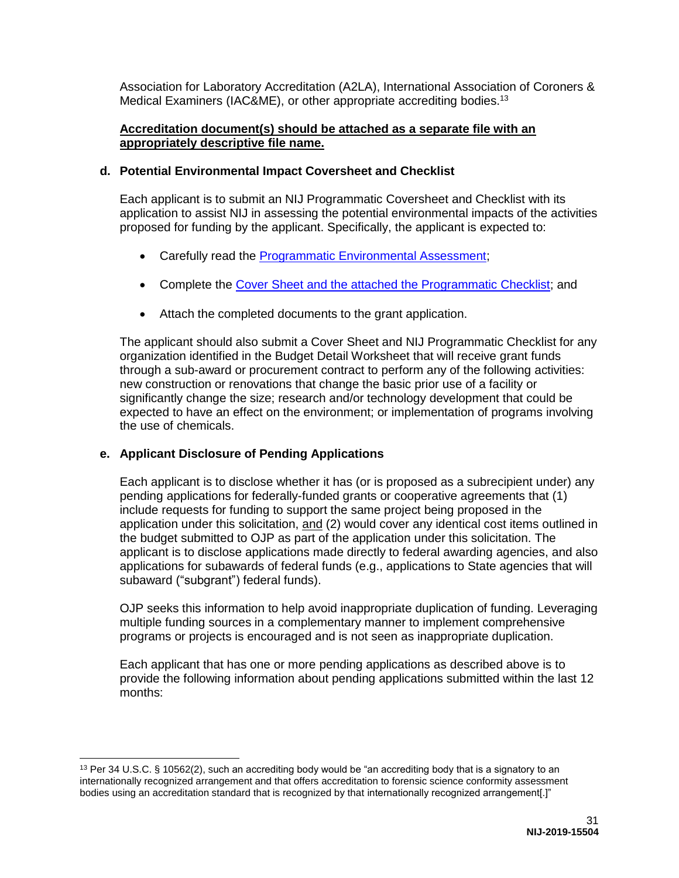Association for Laboratory Accreditation (A2LA), International Association of Coroners & Medical Examiners (IAC&ME), or other appropriate accrediting bodies.[13]

**Accreditation document(s) should be attached as a separate file with an appropriately descriptive file name.**

**d. Potential Environmental Impact Coversheet and Checklist**

Each applicant is to submit an NIJ Programmatic Coversheet and Checklist with its application to assist NIJ in assessing the potential environmental impacts of the activities proposed for funding by the applicant. Specifically, the applicant is expected to:

- Carefully read the Programmatic Environmental Assessment;
- Complete the Cover Sheet and the attached the Programmatic Checklist; and
- Attach the completed documents to the grant application.

The applicant should also submit a Cover Sheet and NIJ Programmatic Checklist for any organization identified in the Budget Detail Worksheet that will receive grant funds through a sub-award or procurement contract to perform any of the following activities: new construction or renovations that change the basic prior use of a facility or significantly change the size; research and/or technology development that could be expected to have an effect on the environment; or implementation of programs involving the use of chemicals.

**e. Applicant Disclosure of Pending Applications**

Each applicant is to disclose whether it has (or is proposed as a subrecipient under) any pending applications for federally-funded grants or cooperative agreements that (1) include requests for funding to support the same project being proposed in the application under this solicitation, and (2) would cover any identical cost items outlined in the budget submitted to OJP as part of the application under this solicitation. The applicant is to disclose applications made directly to federal awarding agencies, and also applications for subawards of federal funds (e.g., applications to State agencies that will subaward ("subgrant") federal funds).

OJP seeks this information to help avoid inappropriate duplication of funding. Leveraging multiple funding sources in a complementary manner to implement comprehensive programs or projects is encouraged and is not seen as inappropriate duplication.

Each applicant that has one or more pending applications as described above is to provide the following information about pending applications submitted within the last 12 months:

---

[13] Per 34 U.S.C. § 10562(2), such an accrediting body would be "an accrediting body that is a signatory to an internationally recognized arrangement and that offers accreditation to forensic science conformity assessment bodies using an accreditation standard that is recognized by that internationally recognized arrangement[.]"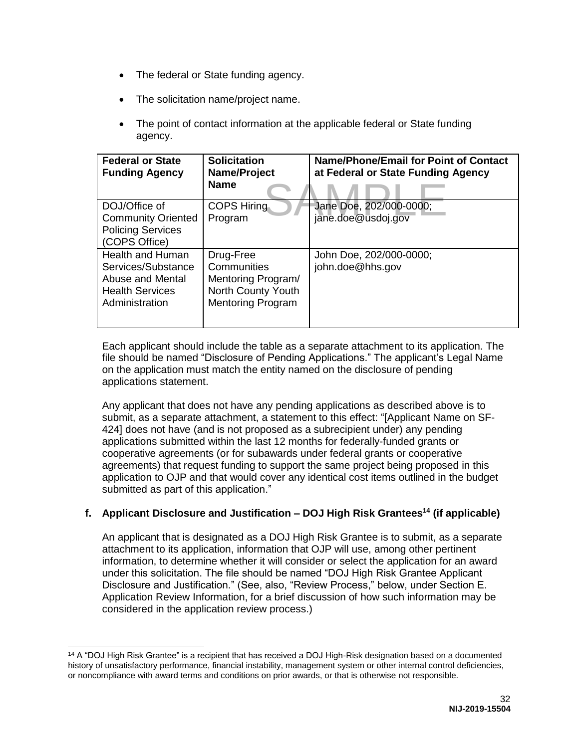- The federal or State funding agency.
- The solicitation name/project name.
- The point of contact information at the applicable federal or State funding agency.

| Federal or State Funding Agency | Solicitation Name/Project Name | Name/Phone/Email for Point of Contact at Federal or State Funding Agency |
|---|---|---|
| DOJ/Office of Community Oriented Policing Services (COPS Office) | COPS Hiring Program | Jane Doe, 202/000-0000; jane.doe@usdoj.gov |
| Health and Human Services/Substance Abuse and Mental Health Services Administration | Drug-Free Communities Mentoring Program/ North County Youth Mentoring Program | John Doe, 202/000-0000; john.doe@hhs.gov |

Each applicant should include the table as a separate attachment to its application. The file should be named "Disclosure of Pending Applications." The applicant's Legal Name on the application must match the entity named on the disclosure of pending applications statement.

Any applicant that does not have any pending applications as described above is to submit, as a separate attachment, a statement to this effect: "[Applicant Name on SF-424] does not have (and is not proposed as a subrecipient under) any pending applications submitted within the last 12 months for federally-funded grants or cooperative agreements (or for subawards under federal grants or cooperative agreements) that request funding to support the same project being proposed in this application to OJP and that would cover any identical cost items outlined in the budget submitted as part of this application."

**f. Applicant Disclosure and Justification – DOJ High Risk Grantees[14] (if applicable)**

An applicant that is designated as a DOJ High Risk Grantee is to submit, as a separate attachment to its application, information that OJP will use, among other pertinent information, to determine whether it will consider or select the application for an award under this solicitation. The file should be named "DOJ High Risk Grantee Applicant Disclosure and Justification." (See, also, "Review Process," below, under Section E. Application Review Information, for a brief discussion of how such information may be considered in the application review process.)

[14] A "DOJ High Risk Grantee" is a recipient that has received a DOJ High-Risk designation based on a documented history of unsatisfactory performance, financial instability, management system or other internal control deficiencies, or noncompliance with award terms and conditions on prior awards, or that is otherwise not responsible.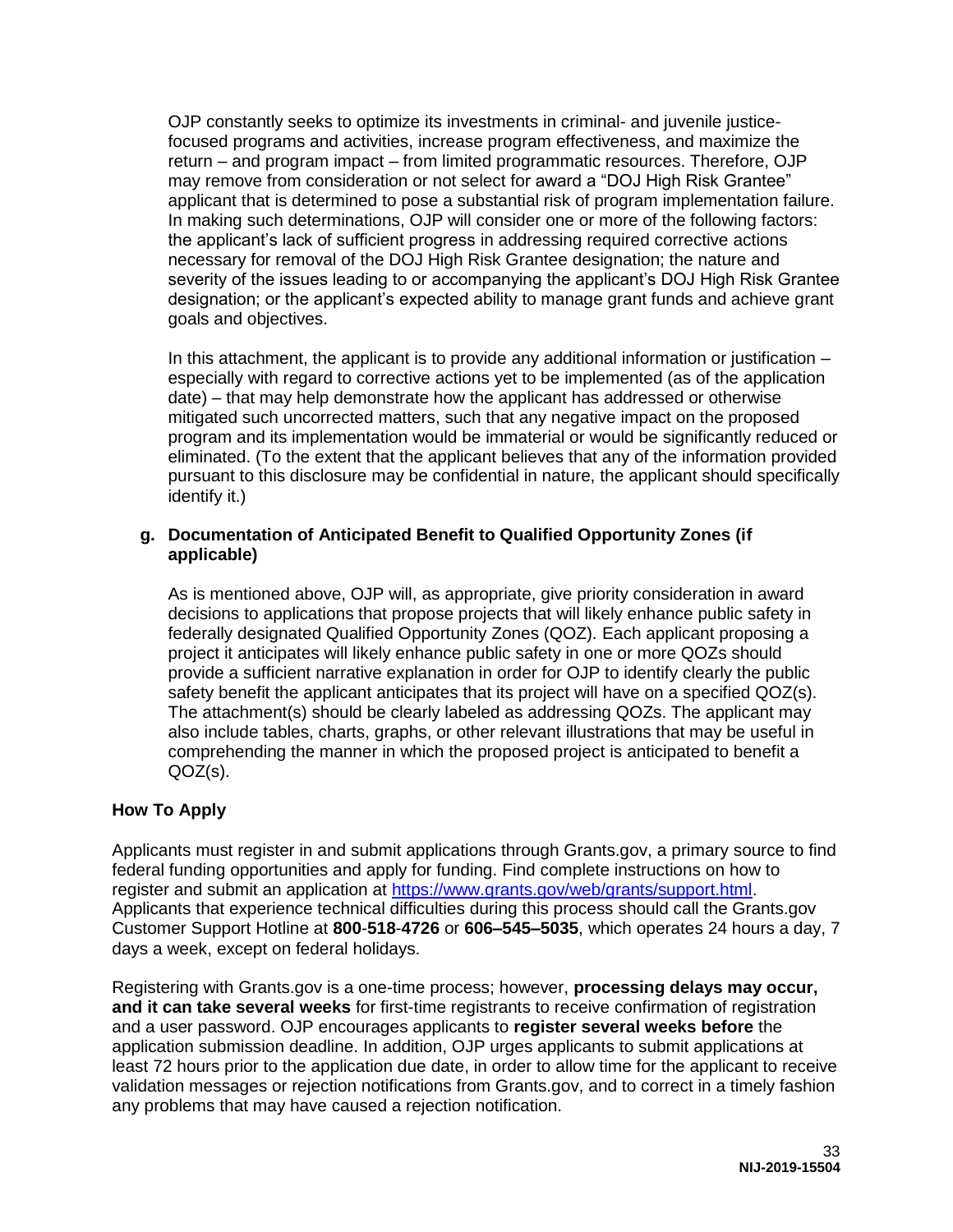OJP constantly seeks to optimize its investments in criminal- and juvenile justice-focused programs and activities, increase program effectiveness, and maximize the return – and program impact – from limited programmatic resources. Therefore, OJP may remove from consideration or not select for award a "DOJ High Risk Grantee" applicant that is determined to pose a substantial risk of program implementation failure. In making such determinations, OJP will consider one or more of the following factors: the applicant's lack of sufficient progress in addressing required corrective actions necessary for removal of the DOJ High Risk Grantee designation; the nature and severity of the issues leading to or accompanying the applicant's DOJ High Risk Grantee designation; or the applicant's expected ability to manage grant funds and achieve grant goals and objectives.

In this attachment, the applicant is to provide any additional information or justification – especially with regard to corrective actions yet to be implemented (as of the application date) – that may help demonstrate how the applicant has addressed or otherwise mitigated such uncorrected matters, such that any negative impact on the proposed program and its implementation would be immaterial or would be significantly reduced or eliminated. (To the extent that the applicant believes that any of the information provided pursuant to this disclosure may be confidential in nature, the applicant should specifically identify it.)

**g. Documentation of Anticipated Benefit to Qualified Opportunity Zones (if applicable)**

As is mentioned above, OJP will, as appropriate, give priority consideration in award decisions to applications that propose projects that will likely enhance public safety in federally designated Qualified Opportunity Zones (QOZ). Each applicant proposing a project it anticipates will likely enhance public safety in one or more QOZs should provide a sufficient narrative explanation in order for OJP to identify clearly the public safety benefit the applicant anticipates that its project will have on a specified QOZ(s). The attachment(s) should be clearly labeled as addressing QOZs. The applicant may also include tables, charts, graphs, or other relevant illustrations that may be useful in comprehending the manner in which the proposed project is anticipated to benefit a QOZ(s).

### How To Apply

Applicants must register in and submit applications through Grants.gov, a primary source to find federal funding opportunities and apply for funding. Find complete instructions on how to register and submit an application at [https://www.grants.gov/web/grants/support.html](https://www.grants.gov/web/grants/support.html). Applicants that experience technical difficulties during this process should call the Grants.gov Customer Support Hotline at **800**-**518**-**4726** or **606–545–5035**, which operates 24 hours a day, 7 days a week, except on federal holidays.

Registering with Grants.gov is a one-time process; however, **processing delays may occur, and it can take several weeks** for first-time registrants to receive confirmation of registration and a user password. OJP encourages applicants to **register several weeks before** the application submission deadline. In addition, OJP urges applicants to submit applications at least 72 hours prior to the application due date, in order to allow time for the applicant to receive validation messages or rejection notifications from Grants.gov, and to correct in a timely fashion any problems that may have caused a rejection notification.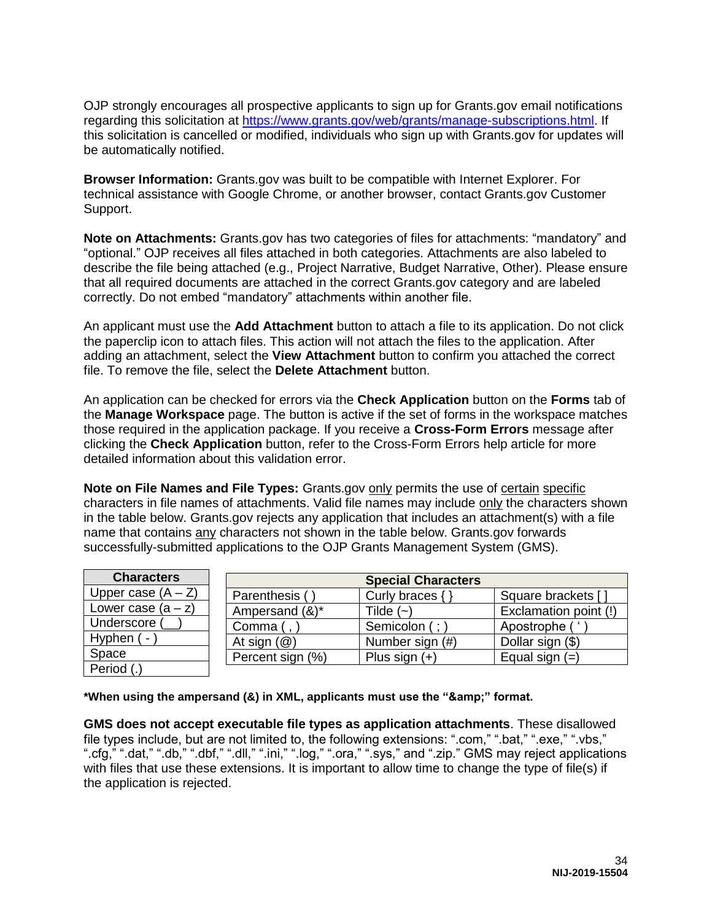OJP strongly encourages all prospective applicants to sign up for Grants.gov email notifications regarding this solicitation at [https://www.grants.gov/web/grants/manage-subscriptions.html](https://www.grants.gov/web/grants/manage-subscriptions.html). If this solicitation is cancelled or modified, individuals who sign up with Grants.gov for updates will be automatically notified.

**Browser Information:** Grants.gov was built to be compatible with Internet Explorer. For technical assistance with Google Chrome, or another browser, contact Grants.gov Customer Support.

**Note on Attachments:** Grants.gov has two categories of files for attachments: "mandatory" and "optional." OJP receives all files attached in both categories. Attachments are also labeled to describe the file being attached (e.g., Project Narrative, Budget Narrative, Other). Please ensure that all required documents are attached in the correct Grants.gov category and are labeled correctly. Do not embed "mandatory" attachments within another file.

An applicant must use the **Add Attachment** button to attach a file to its application. Do not click the paperclip icon to attach files. This action will not attach the files to the application. After adding an attachment, select the **View Attachment** button to confirm you attached the correct file. To remove the file, select the **Delete Attachment** button.

An application can be checked for errors via the **Check Application** button on the **Forms** tab of the **Manage Workspace** page. The button is active if the set of forms in the workspace matches those required in the application package. If you receive a **Cross-Form Errors** message after clicking the **Check Application** button, refer to the Cross-Form Errors help article for more detailed information about this validation error.

**Note on File Names and File Types:** Grants.gov <u>only</u> permits the use of <u>certain</u> <u>specific</u> characters in file names of attachments. Valid file names may include <u>only</u> the characters shown in the table below. Grants.gov rejects any application that includes an attachment(s) with a file name that contains <u>any</u> characters not shown in the table below. Grants.gov forwards successfully-submitted applications to the OJP Grants Management System (GMS).

| Characters |
|---|
| Upper case (A – Z) |
| Lower case (a – z) |
| Underscore (__) |
| Hyphen ( - ) |
| Space |
| Period (.) |

| Special Characters | | |
|---|---|---|
| Parenthesis ( ) | Curly braces { } | Square brackets [ ] |
| Ampersand (&)* | Tilde (~) | Exclamation point (!) |
| Comma ( , ) | Semicolon ( ; ) | Apostrophe ( ' ) |
| At sign (@) | Number sign (#) | Dollar sign ($) |
| Percent sign (%) | Plus sign (+) | Equal sign (=) |

**\*When using the ampersand (&) in XML, applicants must use the "&amp;amp;" format.**

**GMS does not accept executable file types as application attachments**. These disallowed file types include, but are not limited to, the following extensions: ".com," ".bat," ".exe," ".vbs," ".cfg," ".dat," ".db," ".dbf," ".dll," ".ini," ".log," ".ora," ".sys," and ".zip." GMS may reject applications with files that use these extensions. It is important to allow time to change the type of file(s) if the application is rejected.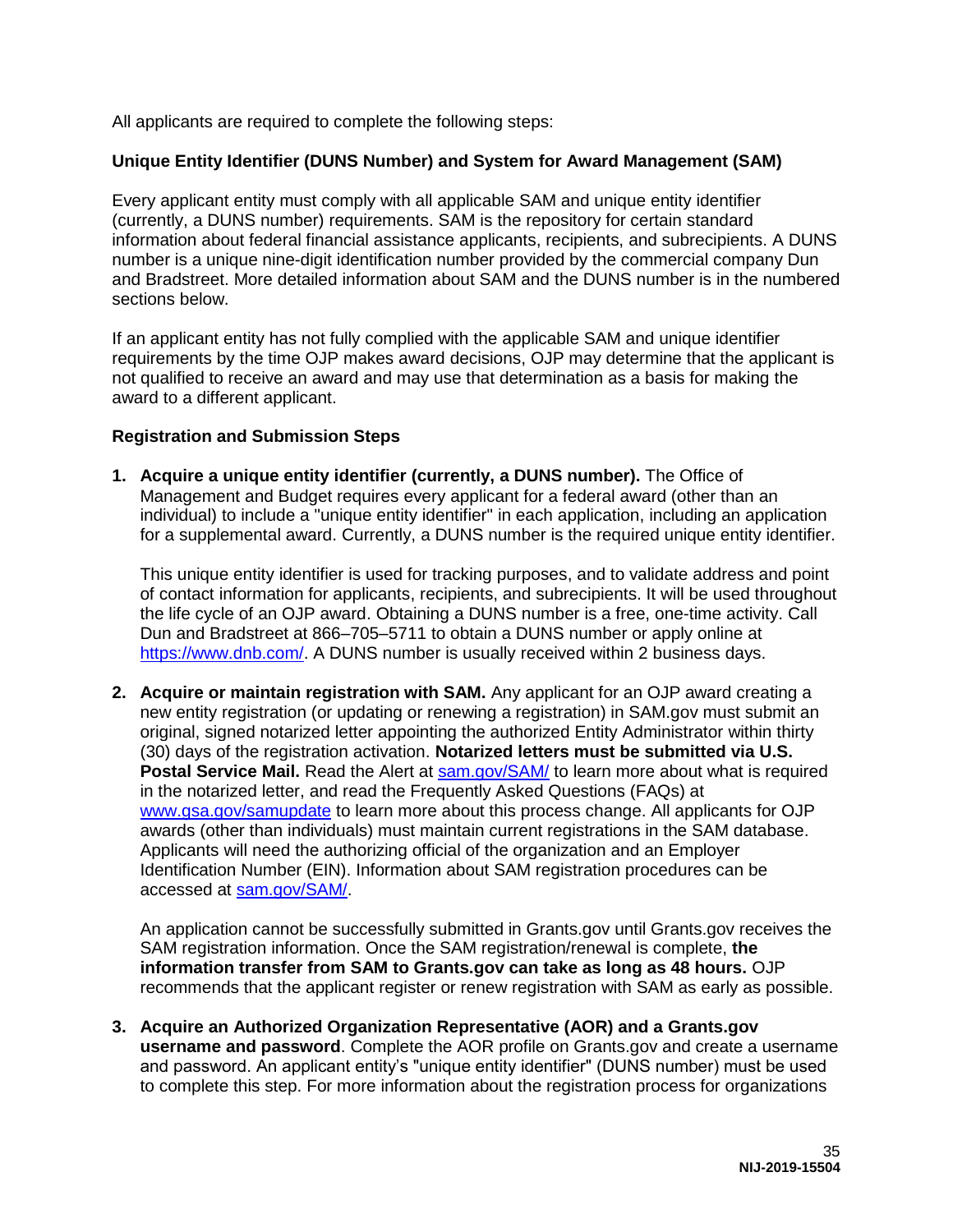All applicants are required to complete the following steps:

**Unique Entity Identifier (DUNS Number) and System for Award Management (SAM)**

Every applicant entity must comply with all applicable SAM and unique entity identifier (currently, a DUNS number) requirements. SAM is the repository for certain standard information about federal financial assistance applicants, recipients, and subrecipients. A DUNS number is a unique nine-digit identification number provided by the commercial company Dun and Bradstreet. More detailed information about SAM and the DUNS number is in the numbered sections below.

If an applicant entity has not fully complied with the applicable SAM and unique identifier requirements by the time OJP makes award decisions, OJP may determine that the applicant is not qualified to receive an award and may use that determination as a basis for making the award to a different applicant.

**Registration and Submission Steps**

1. **Acquire a unique entity identifier (currently, a DUNS number).** The Office of Management and Budget requires every applicant for a federal award (other than an individual) to include a "unique entity identifier" in each application, including an application for a supplemental award. Currently, a DUNS number is the required unique entity identifier.

   This unique entity identifier is used for tracking purposes, and to validate address and point of contact information for applicants, recipients, and subrecipients. It will be used throughout the life cycle of an OJP award. Obtaining a DUNS number is a free, one-time activity. Call Dun and Bradstreet at 866–705–5711 to obtain a DUNS number or apply online at https://www.dnb.com/. A DUNS number is usually received within 2 business days.

2. **Acquire or maintain registration with SAM.** Any applicant for an OJP award creating a new entity registration (or updating or renewing a registration) in SAM.gov must submit an original, signed notarized letter appointing the authorized Entity Administrator within thirty (30) days of the registration activation. **Notarized letters must be submitted via U.S. Postal Service Mail.** Read the Alert at sam.gov/SAM/ to learn more about what is required in the notarized letter, and read the Frequently Asked Questions (FAQs) at www.gsa.gov/samupdate to learn more about this process change. All applicants for OJP awards (other than individuals) must maintain current registrations in the SAM database. Applicants will need the authorizing official of the organization and an Employer Identification Number (EIN). Information about SAM registration procedures can be accessed at sam.gov/SAM/.

   An application cannot be successfully submitted in Grants.gov until Grants.gov receives the SAM registration information. Once the SAM registration/renewal is complete, **the information transfer from SAM to Grants.gov can take as long as 48 hours.** OJP recommends that the applicant register or renew registration with SAM as early as possible.

3. **Acquire an Authorized Organization Representative (AOR) and a Grants.gov username and password**. Complete the AOR profile on Grants.gov and create a username and password. An applicant entity's "unique entity identifier" (DUNS number) must be used to complete this step. For more information about the registration process for organizations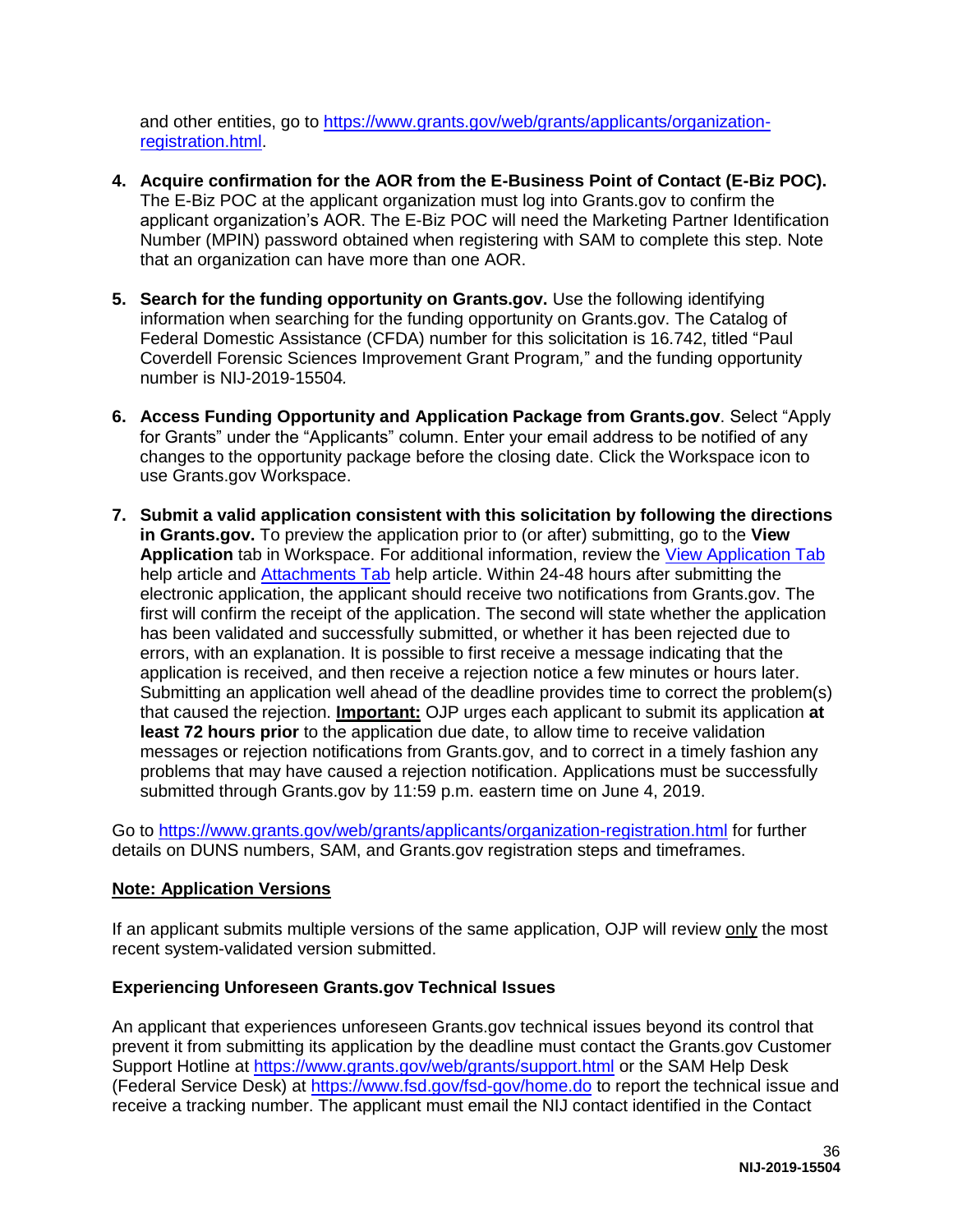and other entities, go to [https://www.grants.gov/web/grants/applicants/organization-registration.html](https://www.grants.gov/web/grants/applicants/organization-registration.html).

4. **Acquire confirmation for the AOR from the E-Business Point of Contact (E-Biz POC).** The E-Biz POC at the applicant organization must log into Grants.gov to confirm the applicant organization's AOR. The E-Biz POC will need the Marketing Partner Identification Number (MPIN) password obtained when registering with SAM to complete this step. Note that an organization can have more than one AOR.

5. **Search for the funding opportunity on Grants.gov.** Use the following identifying information when searching for the funding opportunity on Grants.gov. The Catalog of Federal Domestic Assistance (CFDA) number for this solicitation is 16.742, titled "Paul Coverdell Forensic Sciences Improvement Grant Program," and the funding opportunity number is NIJ-2019-15504*.*

6. **Access Funding Opportunity and Application Package from Grants.gov**. Select "Apply for Grants" under the "Applicants" column. Enter your email address to be notified of any changes to the opportunity package before the closing date. Click the Workspace icon to use Grants.gov Workspace.

7. **Submit a valid application consistent with this solicitation by following the directions in Grants.gov.** To preview the application prior to (or after) submitting, go to the **View Application** tab in Workspace. For additional information, review the [View Application Tab](#) help article and [Attachments Tab](#) help article. Within 24-48 hours after submitting the electronic application, the applicant should receive two notifications from Grants.gov. The first will confirm the receipt of the application. The second will state whether the application has been validated and successfully submitted, or whether it has been rejected due to errors, with an explanation. It is possible to first receive a message indicating that the application is received, and then receive a rejection notice a few minutes or hours later. Submitting an application well ahead of the deadline provides time to correct the problem(s) that caused the rejection. **Important:** OJP urges each applicant to submit its application **at least 72 hours prior** to the application due date, to allow time to receive validation messages or rejection notifications from Grants.gov, and to correct in a timely fashion any problems that may have caused a rejection notification. Applications must be successfully submitted through Grants.gov by 11:59 p.m. eastern time on June 4, 2019.

Go to [https://www.grants.gov/web/grants/applicants/organization-registration.html](https://www.grants.gov/web/grants/applicants/organization-registration.html) for further details on DUNS numbers, SAM, and Grants.gov registration steps and timeframes.

**Note: Application Versions**

If an applicant submits multiple versions of the same application, OJP will review only the most recent system-validated version submitted.

**Experiencing Unforeseen Grants.gov Technical Issues**

An applicant that experiences unforeseen Grants.gov technical issues beyond its control that prevent it from submitting its application by the deadline must contact the Grants.gov Customer Support Hotline at [https://www.grants.gov/web/grants/support.html](https://www.grants.gov/web/grants/support.html) or the SAM Help Desk (Federal Service Desk) at [https://www.fsd.gov/fsd-gov/home.do](https://www.fsd.gov/fsd-gov/home.do) to report the technical issue and receive a tracking number. The applicant must email the NIJ contact identified in the Contact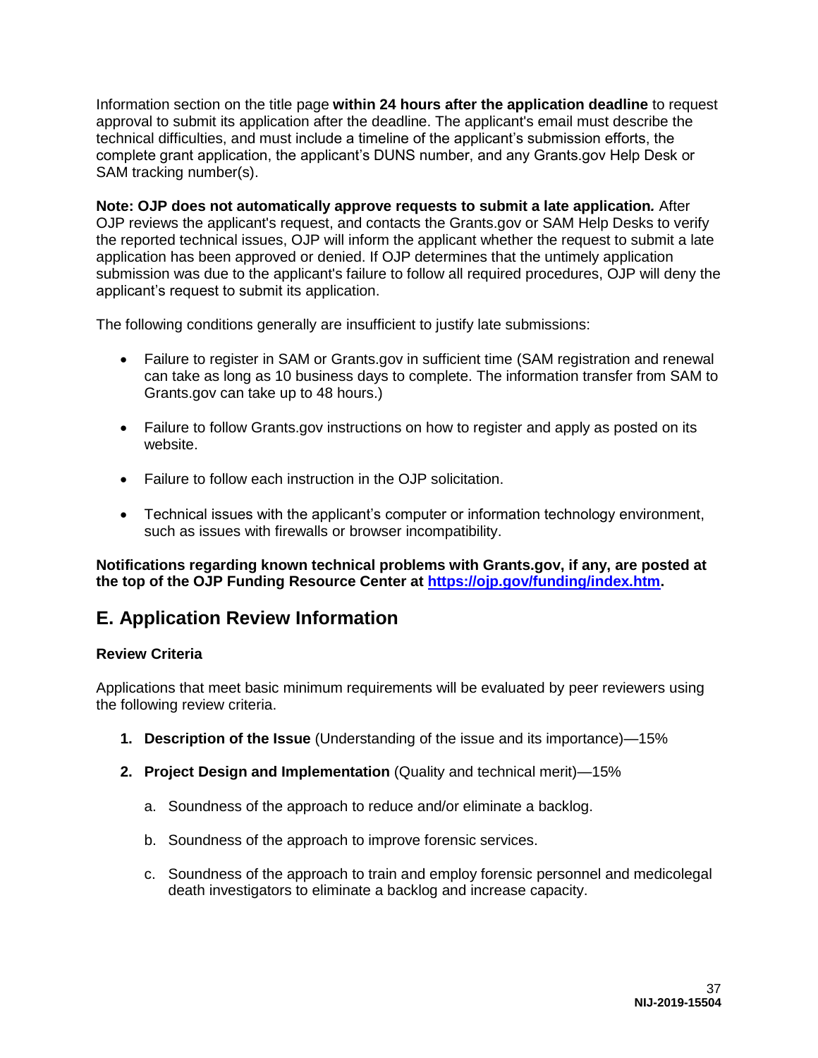Information section on the title page **within 24 hours after the application deadline** to request approval to submit its application after the deadline. The applicant's email must describe the technical difficulties, and must include a timeline of the applicant's submission efforts, the complete grant application, the applicant's DUNS number, and any Grants.gov Help Desk or SAM tracking number(s).

**Note: OJP does not automatically approve requests to submit a late application.** After OJP reviews the applicant's request, and contacts the Grants.gov or SAM Help Desks to verify the reported technical issues, OJP will inform the applicant whether the request to submit a late application has been approved or denied. If OJP determines that the untimely application submission was due to the applicant's failure to follow all required procedures, OJP will deny the applicant's request to submit its application.

The following conditions generally are insufficient to justify late submissions:

- Failure to register in SAM or Grants.gov in sufficient time (SAM registration and renewal can take as long as 10 business days to complete. The information transfer from SAM to Grants.gov can take up to 48 hours.)
- Failure to follow Grants.gov instructions on how to register and apply as posted on its website.
- Failure to follow each instruction in the OJP solicitation.
- Technical issues with the applicant's computer or information technology environment, such as issues with firewalls or browser incompatibility.

**Notifications regarding known technical problems with Grants.gov, if any, are posted at the top of the OJP Funding Resource Center at [https://ojp.gov/funding/index.htm](https://ojp.gov/funding/index.htm).**

## E. Application Review Information

**Review Criteria**

Applications that meet basic minimum requirements will be evaluated by peer reviewers using the following review criteria.

1. **Description of the Issue** (Understanding of the issue and its importance)—15%
2. **Project Design and Implementation** (Quality and technical merit)—15%
   a. Soundness of the approach to reduce and/or eliminate a backlog.
   b. Soundness of the approach to improve forensic services.
   c. Soundness of the approach to train and employ forensic personnel and medicolegal death investigators to eliminate a backlog and increase capacity.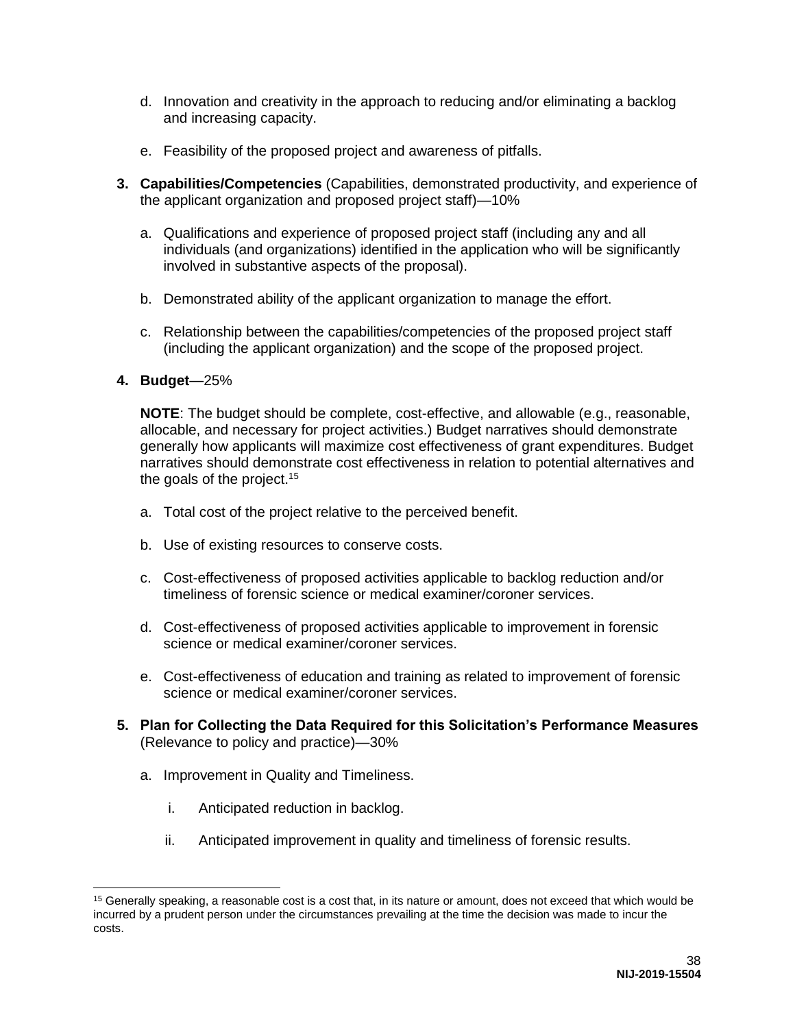d. Innovation and creativity in the approach to reducing and/or eliminating a backlog and increasing capacity.

e. Feasibility of the proposed project and awareness of pitfalls.

3. **Capabilities/Competencies** (Capabilities, demonstrated productivity, and experience of the applicant organization and proposed project staff)—10%

   a. Qualifications and experience of proposed project staff (including any and all individuals (and organizations) identified in the application who will be significantly involved in substantive aspects of the proposal).

   b. Demonstrated ability of the applicant organization to manage the effort.

   c. Relationship between the capabilities/competencies of the proposed project staff (including the applicant organization) and the scope of the proposed project.

4. **Budget**—25%

   **NOTE**: The budget should be complete, cost-effective, and allowable (e.g., reasonable, allocable, and necessary for project activities.) Budget narratives should demonstrate generally how applicants will maximize cost effectiveness of grant expenditures. Budget narratives should demonstrate cost effectiveness in relation to potential alternatives and the goals of the project.[15]

   a. Total cost of the project relative to the perceived benefit.

   b. Use of existing resources to conserve costs.

   c. Cost-effectiveness of proposed activities applicable to backlog reduction and/or timeliness of forensic science or medical examiner/coroner services.

   d. Cost-effectiveness of proposed activities applicable to improvement in forensic science or medical examiner/coroner services.

   e. Cost-effectiveness of education and training as related to improvement of forensic science or medical examiner/coroner services.

5. **Plan for Collecting the Data Required for this Solicitation's Performance Measures** (Relevance to policy and practice)—30%

   a. Improvement in Quality and Timeliness.

      i. Anticipated reduction in backlog.

      ii. Anticipated improvement in quality and timeliness of forensic results.

---

[15] Generally speaking, a reasonable cost is a cost that, in its nature or amount, does not exceed that which would be incurred by a prudent person under the circumstances prevailing at the time the decision was made to incur the costs.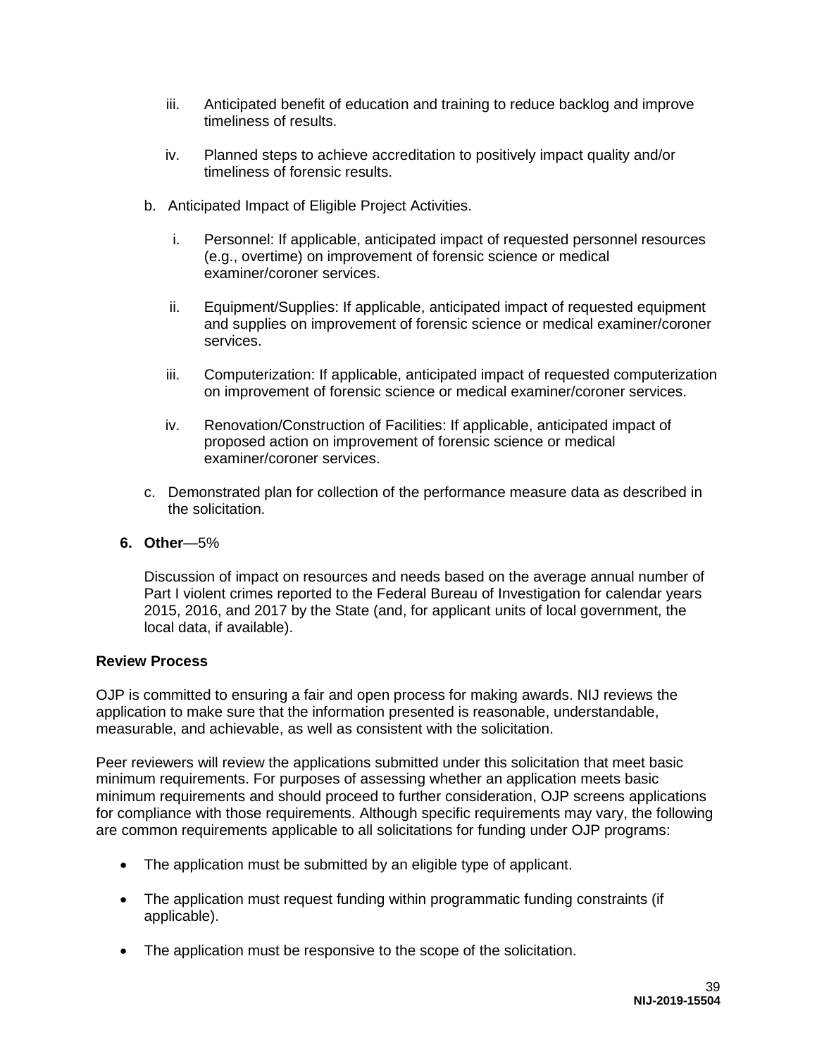iii. Anticipated benefit of education and training to reduce backlog and improve timeliness of results.

iv. Planned steps to achieve accreditation to positively impact quality and/or timeliness of forensic results.

b. Anticipated Impact of Eligible Project Activities.

i. Personnel: If applicable, anticipated impact of requested personnel resources (e.g., overtime) on improvement of forensic science or medical examiner/coroner services.

ii. Equipment/Supplies: If applicable, anticipated impact of requested equipment and supplies on improvement of forensic science or medical examiner/coroner services.

iii. Computerization: If applicable, anticipated impact of requested computerization on improvement of forensic science or medical examiner/coroner services.

iv. Renovation/Construction of Facilities: If applicable, anticipated impact of proposed action on improvement of forensic science or medical examiner/coroner services.

c. Demonstrated plan for collection of the performance measure data as described in the solicitation.

**6. Other**—5%

Discussion of impact on resources and needs based on the average annual number of Part I violent crimes reported to the Federal Bureau of Investigation for calendar years 2015, 2016, and 2017 by the State (and, for applicant units of local government, the local data, if available).

**Review Process**

OJP is committed to ensuring a fair and open process for making awards. NIJ reviews the application to make sure that the information presented is reasonable, understandable, measurable, and achievable, as well as consistent with the solicitation.

Peer reviewers will review the applications submitted under this solicitation that meet basic minimum requirements. For purposes of assessing whether an application meets basic minimum requirements and should proceed to further consideration, OJP screens applications for compliance with those requirements. Although specific requirements may vary, the following are common requirements applicable to all solicitations for funding under OJP programs:

- The application must be submitted by an eligible type of applicant.
- The application must request funding within programmatic funding constraints (if applicable).
- The application must be responsive to the scope of the solicitation.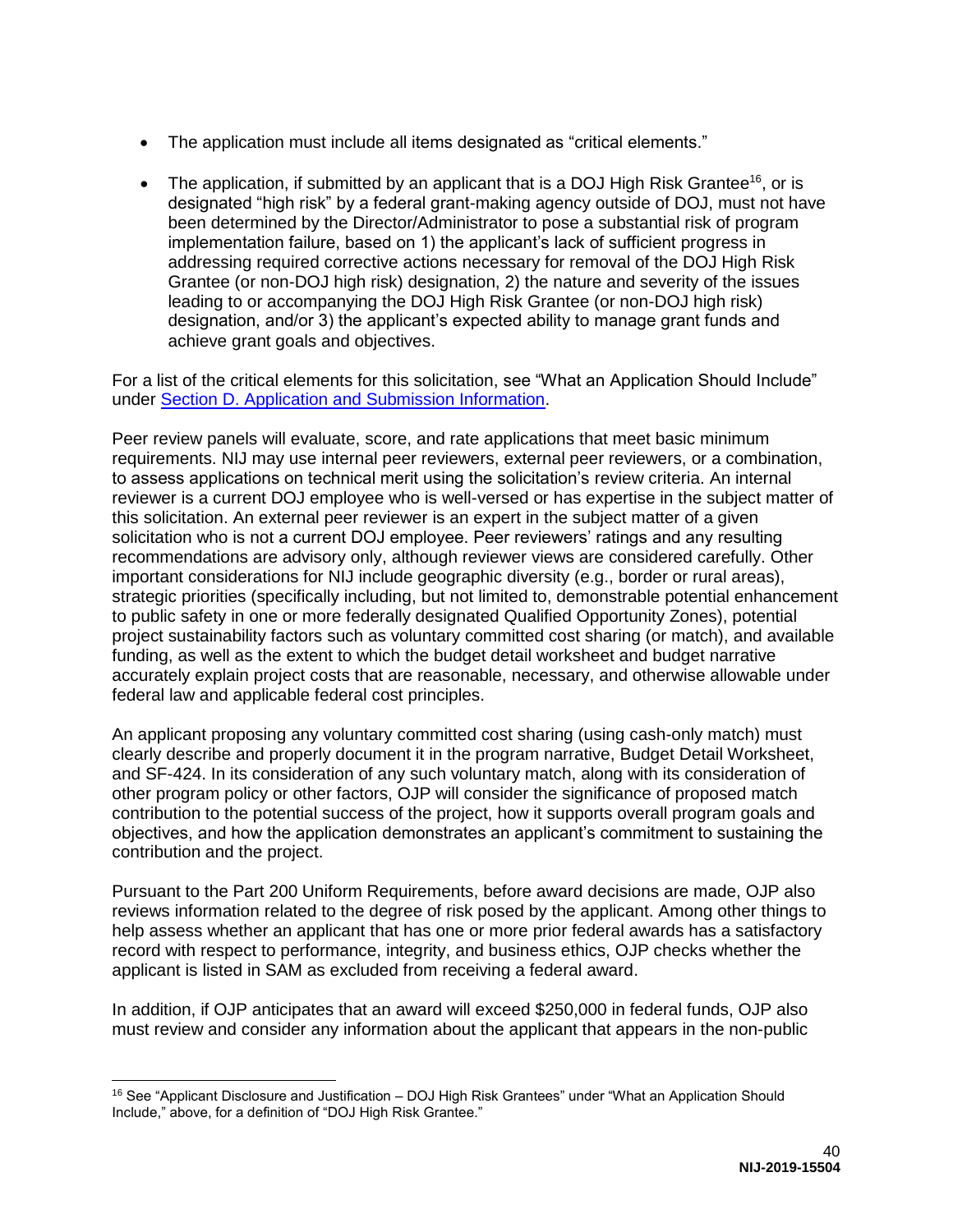- The application must include all items designated as “critical elements.”
- The application, if submitted by an applicant that is a DOJ High Risk Grantee[16], or is designated “high risk” by a federal grant-making agency outside of DOJ, must not have been determined by the Director/Administrator to pose a substantial risk of program implementation failure, based on 1) the applicant’s lack of sufficient progress in addressing required corrective actions necessary for removal of the DOJ High Risk Grantee (or non-DOJ high risk) designation, 2) the nature and severity of the issues leading to or accompanying the DOJ High Risk Grantee (or non-DOJ high risk) designation, and/or 3) the applicant’s expected ability to manage grant funds and achieve grant goals and objectives.

For a list of the critical elements for this solicitation, see “What an Application Should Include” under Section D. Application and Submission Information.

Peer review panels will evaluate, score, and rate applications that meet basic minimum requirements. NIJ may use internal peer reviewers, external peer reviewers, or a combination, to assess applications on technical merit using the solicitation’s review criteria. An internal reviewer is a current DOJ employee who is well-versed or has expertise in the subject matter of this solicitation. An external peer reviewer is an expert in the subject matter of a given solicitation who is not a current DOJ employee. Peer reviewers’ ratings and any resulting recommendations are advisory only, although reviewer views are considered carefully. Other important considerations for NIJ include geographic diversity (e.g., border or rural areas), strategic priorities (specifically including, but not limited to, demonstrable potential enhancement to public safety in one or more federally designated Qualified Opportunity Zones), potential project sustainability factors such as voluntary committed cost sharing (or match), and available funding, as well as the extent to which the budget detail worksheet and budget narrative accurately explain project costs that are reasonable, necessary, and otherwise allowable under federal law and applicable federal cost principles.

An applicant proposing any voluntary committed cost sharing (using cash-only match) must clearly describe and properly document it in the program narrative, Budget Detail Worksheet, and SF-424. In its consideration of any such voluntary match, along with its consideration of other program policy or other factors, OJP will consider the significance of proposed match contribution to the potential success of the project, how it supports overall program goals and objectives, and how the application demonstrates an applicant’s commitment to sustaining the contribution and the project.

Pursuant to the Part 200 Uniform Requirements, before award decisions are made, OJP also reviews information related to the degree of risk posed by the applicant. Among other things to help assess whether an applicant that has one or more prior federal awards has a satisfactory record with respect to performance, integrity, and business ethics, OJP checks whether the applicant is listed in SAM as excluded from receiving a federal award.

In addition, if OJP anticipates that an award will exceed $250,000 in federal funds, OJP also must review and consider any information about the applicant that appears in the non-public

[16] See “Applicant Disclosure and Justification – DOJ High Risk Grantees” under “What an Application Should Include,” above, for a definition of “DOJ High Risk Grantee.”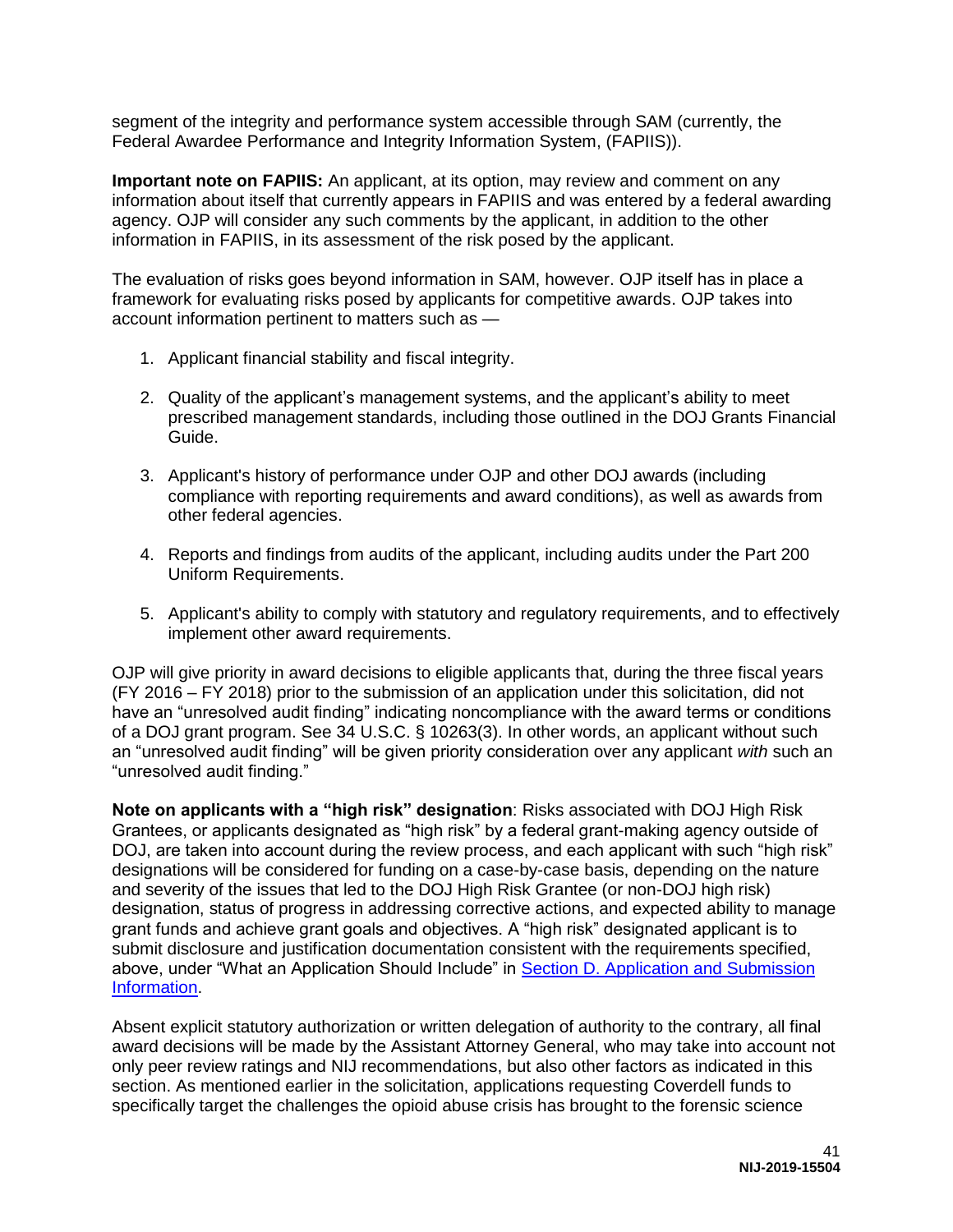segment of the integrity and performance system accessible through SAM (currently, the Federal Awardee Performance and Integrity Information System, (FAPIIS)).

**Important note on FAPIIS:** An applicant, at its option, may review and comment on any information about itself that currently appears in FAPIIS and was entered by a federal awarding agency. OJP will consider any such comments by the applicant, in addition to the other information in FAPIIS, in its assessment of the risk posed by the applicant.

The evaluation of risks goes beyond information in SAM, however. OJP itself has in place a framework for evaluating risks posed by applicants for competitive awards. OJP takes into account information pertinent to matters such as —

1. Applicant financial stability and fiscal integrity.
2. Quality of the applicant's management systems, and the applicant's ability to meet prescribed management standards, including those outlined in the DOJ Grants Financial Guide.
3. Applicant's history of performance under OJP and other DOJ awards (including compliance with reporting requirements and award conditions), as well as awards from other federal agencies.
4. Reports and findings from audits of the applicant, including audits under the Part 200 Uniform Requirements.
5. Applicant's ability to comply with statutory and regulatory requirements, and to effectively implement other award requirements.

OJP will give priority in award decisions to eligible applicants that, during the three fiscal years (FY 2016 – FY 2018) prior to the submission of an application under this solicitation, did not have an "unresolved audit finding" indicating noncompliance with the award terms or conditions of a DOJ grant program. See 34 U.S.C. § 10263(3). In other words, an applicant without such an "unresolved audit finding" will be given priority consideration over any applicant *with* such an "unresolved audit finding."

**Note on applicants with a "high risk" designation**: Risks associated with DOJ High Risk Grantees, or applicants designated as "high risk" by a federal grant-making agency outside of DOJ, are taken into account during the review process, and each applicant with such "high risk" designations will be considered for funding on a case-by-case basis, depending on the nature and severity of the issues that led to the DOJ High Risk Grantee (or non-DOJ high risk) designation, status of progress in addressing corrective actions, and expected ability to manage grant funds and achieve grant goals and objectives. A "high risk" designated applicant is to submit disclosure and justification documentation consistent with the requirements specified, above, under "What an Application Should Include" in Section D. Application and Submission Information.

Absent explicit statutory authorization or written delegation of authority to the contrary, all final award decisions will be made by the Assistant Attorney General, who may take into account not only peer review ratings and NIJ recommendations, but also other factors as indicated in this section. As mentioned earlier in the solicitation, applications requesting Coverdell funds to specifically target the challenges the opioid abuse crisis has brought to the forensic science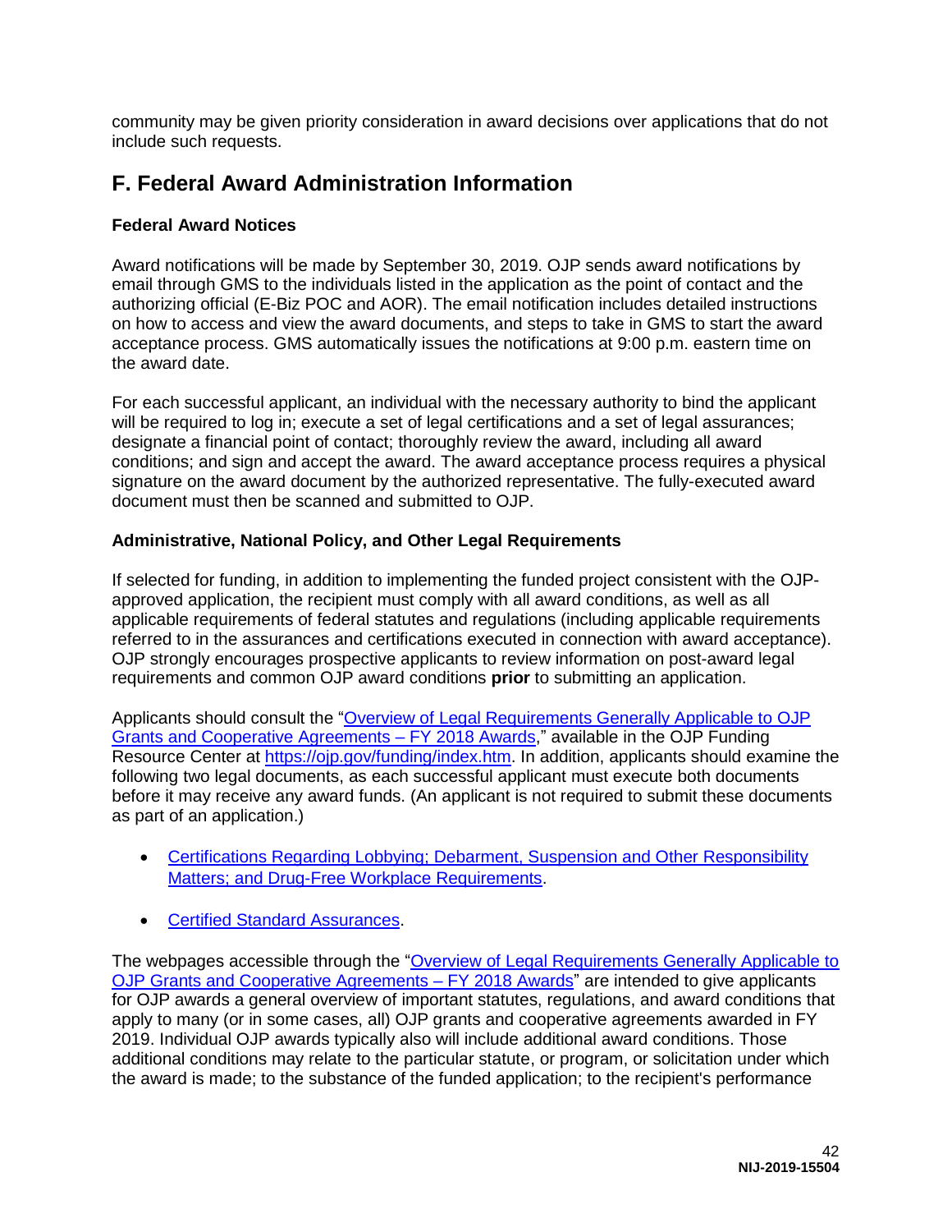community may be given priority consideration in award decisions over applications that do not include such requests.

## F. Federal Award Administration Information

### Federal Award Notices

Award notifications will be made by September 30, 2019. OJP sends award notifications by email through GMS to the individuals listed in the application as the point of contact and the authorizing official (E-Biz POC and AOR). The email notification includes detailed instructions on how to access and view the award documents, and steps to take in GMS to start the award acceptance process. GMS automatically issues the notifications at 9:00 p.m. eastern time on the award date.

For each successful applicant, an individual with the necessary authority to bind the applicant will be required to log in; execute a set of legal certifications and a set of legal assurances; designate a financial point of contact; thoroughly review the award, including all award conditions; and sign and accept the award. The award acceptance process requires a physical signature on the award document by the authorized representative. The fully-executed award document must then be scanned and submitted to OJP.

### Administrative, National Policy, and Other Legal Requirements

If selected for funding, in addition to implementing the funded project consistent with the OJP-approved application, the recipient must comply with all award conditions, as well as all applicable requirements of federal statutes and regulations (including applicable requirements referred to in the assurances and certifications executed in connection with award acceptance). OJP strongly encourages prospective applicants to review information on post-award legal requirements and common OJP award conditions **prior** to submitting an application.

Applicants should consult the "Overview of Legal Requirements Generally Applicable to OJP Grants and Cooperative Agreements – FY 2018 Awards," available in the OJP Funding Resource Center at https://ojp.gov/funding/index.htm. In addition, applicants should examine the following two legal documents, as each successful applicant must execute both documents before it may receive any award funds. (An applicant is not required to submit these documents as part of an application.)

- Certifications Regarding Lobbying; Debarment, Suspension and Other Responsibility Matters; and Drug-Free Workplace Requirements.
- Certified Standard Assurances.

The webpages accessible through the "Overview of Legal Requirements Generally Applicable to OJP Grants and Cooperative Agreements – FY 2018 Awards" are intended to give applicants for OJP awards a general overview of important statutes, regulations, and award conditions that apply to many (or in some cases, all) OJP grants and cooperative agreements awarded in FY 2019. Individual OJP awards typically also will include additional award conditions. Those additional conditions may relate to the particular statute, or program, or solicitation under which the award is made; to the substance of the funded application; to the recipient's performance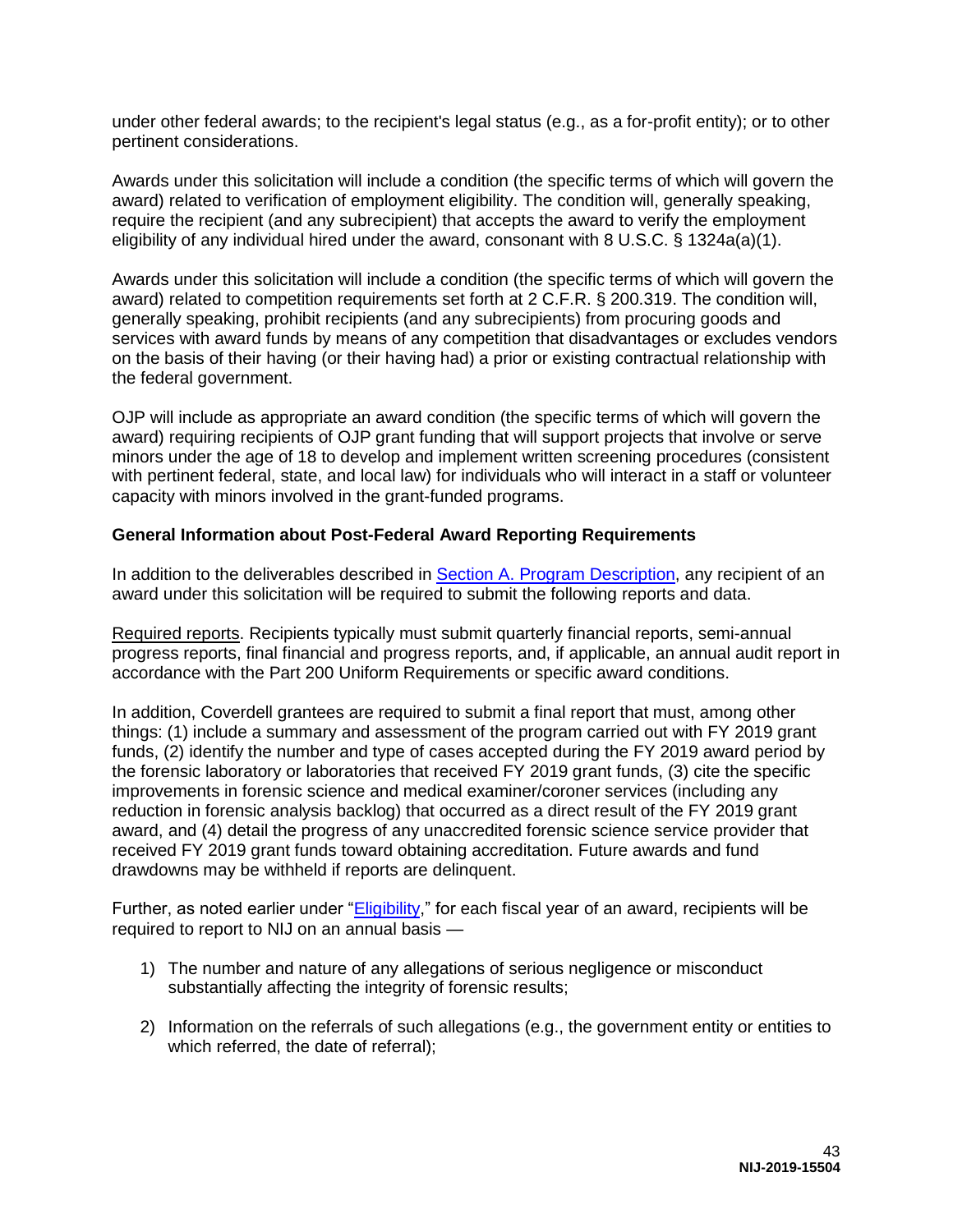under other federal awards; to the recipient's legal status (e.g., as a for-profit entity); or to other pertinent considerations.

Awards under this solicitation will include a condition (the specific terms of which will govern the award) related to verification of employment eligibility. The condition will, generally speaking, require the recipient (and any subrecipient) that accepts the award to verify the employment eligibility of any individual hired under the award, consonant with 8 U.S.C. § 1324a(a)(1).

Awards under this solicitation will include a condition (the specific terms of which will govern the award) related to competition requirements set forth at 2 C.F.R. § 200.319. The condition will, generally speaking, prohibit recipients (and any subrecipients) from procuring goods and services with award funds by means of any competition that disadvantages or excludes vendors on the basis of their having (or their having had) a prior or existing contractual relationship with the federal government.

OJP will include as appropriate an award condition (the specific terms of which will govern the award) requiring recipients of OJP grant funding that will support projects that involve or serve minors under the age of 18 to develop and implement written screening procedures (consistent with pertinent federal, state, and local law) for individuals who will interact in a staff or volunteer capacity with minors involved in the grant-funded programs.

**General Information about Post-Federal Award Reporting Requirements**

In addition to the deliverables described in Section A. Program Description, any recipient of an award under this solicitation will be required to submit the following reports and data.

Required reports. Recipients typically must submit quarterly financial reports, semi-annual progress reports, final financial and progress reports, and, if applicable, an annual audit report in accordance with the Part 200 Uniform Requirements or specific award conditions.

In addition, Coverdell grantees are required to submit a final report that must, among other things: (1) include a summary and assessment of the program carried out with FY 2019 grant funds, (2) identify the number and type of cases accepted during the FY 2019 award period by the forensic laboratory or laboratories that received FY 2019 grant funds, (3) cite the specific improvements in forensic science and medical examiner/coroner services (including any reduction in forensic analysis backlog) that occurred as a direct result of the FY 2019 grant award, and (4) detail the progress of any unaccredited forensic science service provider that received FY 2019 grant funds toward obtaining accreditation. Future awards and fund drawdowns may be withheld if reports are delinquent.

Further, as noted earlier under "Eligibility," for each fiscal year of an award, recipients will be required to report to NIJ on an annual basis —

1) The number and nature of any allegations of serious negligence or misconduct substantially affecting the integrity of forensic results;

2) Information on the referrals of such allegations (e.g., the government entity or entities to which referred, the date of referral);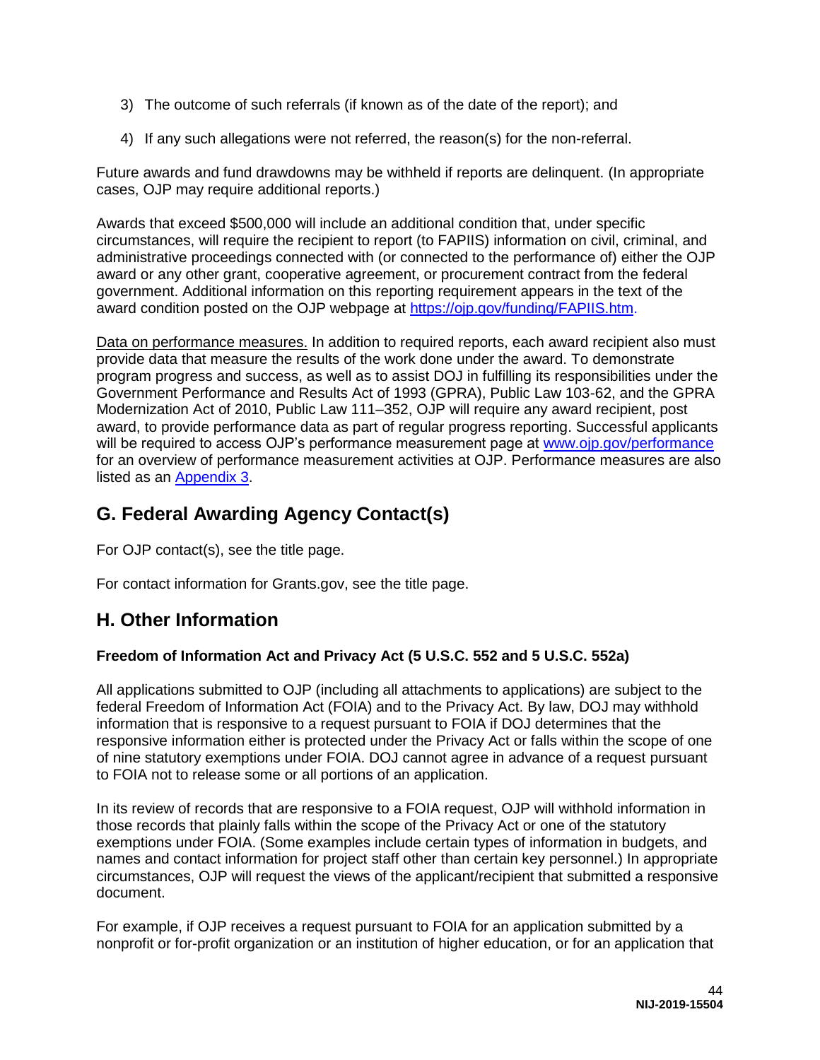3) The outcome of such referrals (if known as of the date of the report); and

4) If any such allegations were not referred, the reason(s) for the non-referral.

Future awards and fund drawdowns may be withheld if reports are delinquent. (In appropriate cases, OJP may require additional reports.)

Awards that exceed $500,000 will include an additional condition that, under specific circumstances, will require the recipient to report (to FAPIIS) information on civil, criminal, and administrative proceedings connected with (or connected to the performance of) either the OJP award or any other grant, cooperative agreement, or procurement contract from the federal government. Additional information on this reporting requirement appears in the text of the award condition posted on the OJP webpage at [https://ojp.gov/funding/FAPIIS.htm](https://ojp.gov/funding/FAPIIS.htm).

Data on performance measures. In addition to required reports, each award recipient also must provide data that measure the results of the work done under the award. To demonstrate program progress and success, as well as to assist DOJ in fulfilling its responsibilities under the Government Performance and Results Act of 1993 (GPRA), Public Law 103-62, and the GPRA Modernization Act of 2010, Public Law 111–352, OJP will require any award recipient, post award, to provide performance data as part of regular progress reporting. Successful applicants will be required to access OJP's performance measurement page at [www.ojp.gov/performance](www.ojp.gov/performance) for an overview of performance measurement activities at OJP. Performance measures are also listed as an [Appendix 3](#).

## G. Federal Awarding Agency Contact(s)

For OJP contact(s), see the title page.

For contact information for Grants.gov, see the title page.

## H. Other Information

**Freedom of Information Act and Privacy Act (5 U.S.C. 552 and 5 U.S.C. 552a)**

All applications submitted to OJP (including all attachments to applications) are subject to the federal Freedom of Information Act (FOIA) and to the Privacy Act. By law, DOJ may withhold information that is responsive to a request pursuant to FOIA if DOJ determines that the responsive information either is protected under the Privacy Act or falls within the scope of one of nine statutory exemptions under FOIA. DOJ cannot agree in advance of a request pursuant to FOIA not to release some or all portions of an application.

In its review of records that are responsive to a FOIA request, OJP will withhold information in those records that plainly falls within the scope of the Privacy Act or one of the statutory exemptions under FOIA. (Some examples include certain types of information in budgets, and names and contact information for project staff other than certain key personnel.) In appropriate circumstances, OJP will request the views of the applicant/recipient that submitted a responsive document.

For example, if OJP receives a request pursuant to FOIA for an application submitted by a nonprofit or for-profit organization or an institution of higher education, or for an application that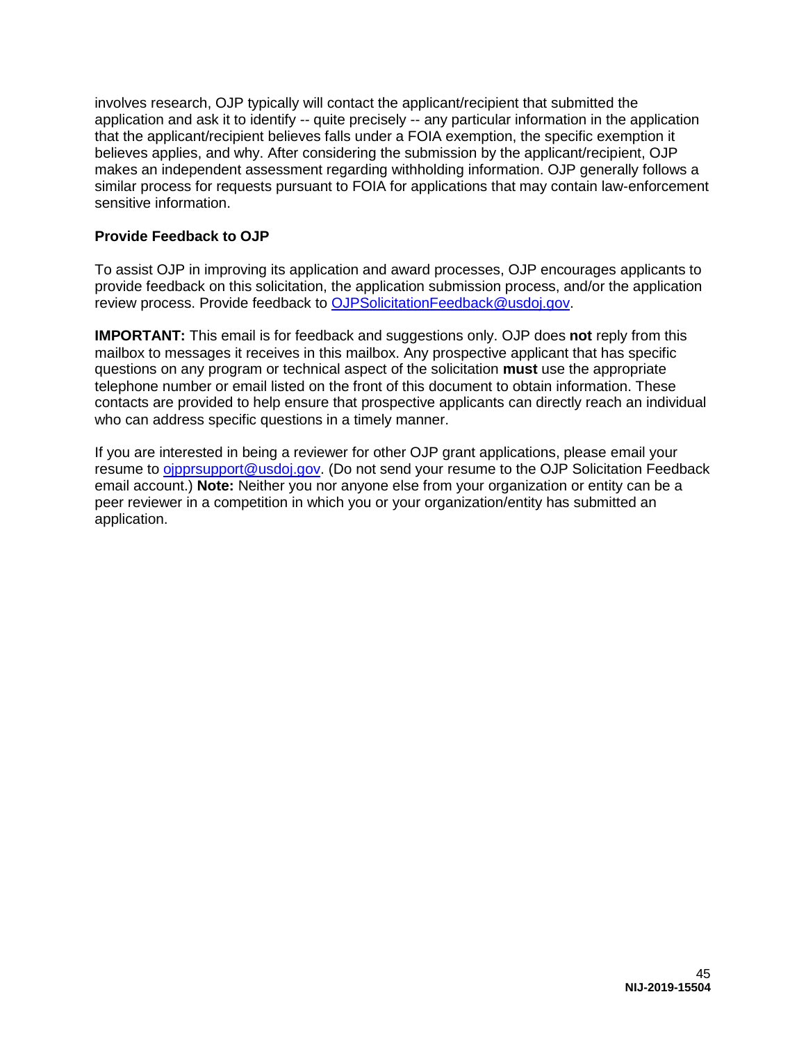involves research, OJP typically will contact the applicant/recipient that submitted the application and ask it to identify -- quite precisely -- any particular information in the application that the applicant/recipient believes falls under a FOIA exemption, the specific exemption it believes applies, and why. After considering the submission by the applicant/recipient, OJP makes an independent assessment regarding withholding information. OJP generally follows a similar process for requests pursuant to FOIA for applications that may contain law-enforcement sensitive information.

**Provide Feedback to OJP**

To assist OJP in improving its application and award processes, OJP encourages applicants to provide feedback on this solicitation, the application submission process, and/or the application review process. Provide feedback to [OJPSolicitationFeedback@usdoj.gov](mailto:OJPSolicitationFeedback@usdoj.gov).

**IMPORTANT:** This email is for feedback and suggestions only. OJP does **not** reply from this mailbox to messages it receives in this mailbox. Any prospective applicant that has specific questions on any program or technical aspect of the solicitation **must** use the appropriate telephone number or email listed on the front of this document to obtain information. These contacts are provided to help ensure that prospective applicants can directly reach an individual who can address specific questions in a timely manner.

If you are interested in being a reviewer for other OJP grant applications, please email your resume to [ojpprsupport@usdoj.gov](mailto:ojpprsupport@usdoj.gov). (Do not send your resume to the OJP Solicitation Feedback email account.) **Note:** Neither you nor anyone else from your organization or entity can be a peer reviewer in a competition in which you or your organization/entity has submitted an application.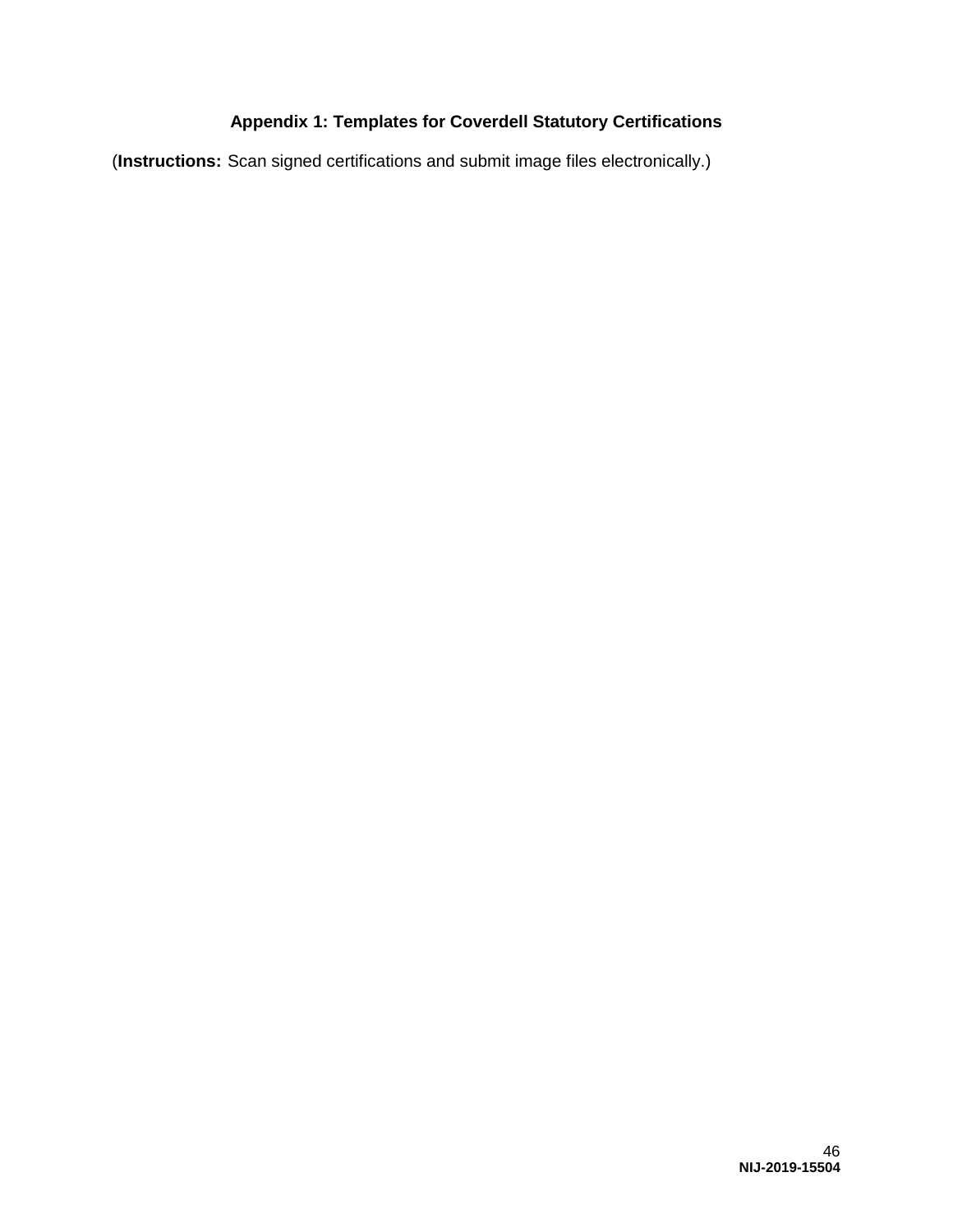## Appendix 1: Templates for Coverdell Statutory Certifications

(**Instructions:** Scan signed certifications and submit image files electronically.)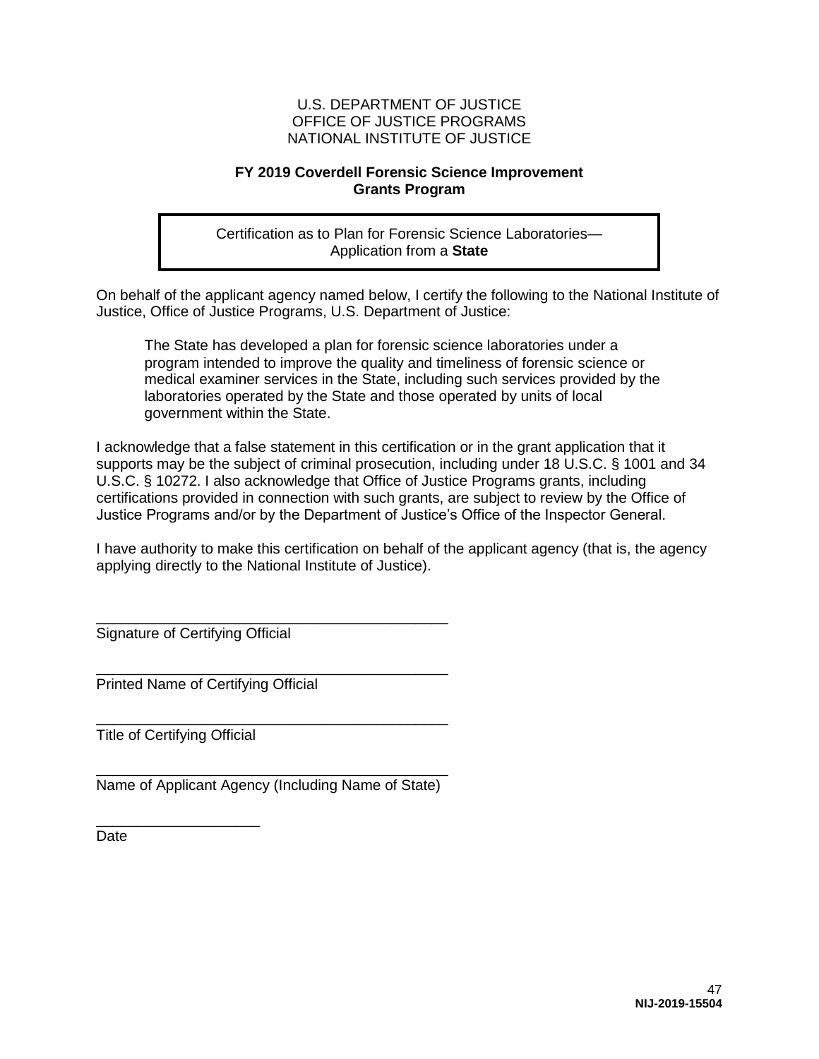U.S. DEPARTMENT OF JUSTICE
OFFICE OF JUSTICE PROGRAMS
NATIONAL INSTITUTE OF JUSTICE

**FY 2019 Coverdell Forensic Science Improvement Grants Program**

Certification as to Plan for Forensic Science Laboratories—
Application from a **State**

On behalf of the applicant agency named below, I certify the following to the National Institute of Justice, Office of Justice Programs, U.S. Department of Justice:

> The State has developed a plan for forensic science laboratories under a program intended to improve the quality and timeliness of forensic science or medical examiner services in the State, including such services provided by the laboratories operated by the State and those operated by units of local government within the State.

I acknowledge that a false statement in this certification or in the grant application that it supports may be the subject of criminal prosecution, including under 18 U.S.C. § 1001 and 34 U.S.C. § 10272. I also acknowledge that Office of Justice Programs grants, including certifications provided in connection with such grants, are subject to review by the Office of Justice Programs and/or by the Department of Justice's Office of the Inspector General.

I have authority to make this certification on behalf of the applicant agency (that is, the agency applying directly to the National Institute of Justice).

\_\_\_\_\_\_\_\_\_\_\_\_\_\_\_\_\_\_\_\_\_\_\_\_\_\_\_\_\_\_\_\_\_\_\_\_\_\_\_\_\_\_\_
Signature of Certifying Official

\_\_\_\_\_\_\_\_\_\_\_\_\_\_\_\_\_\_\_\_\_\_\_\_\_\_\_\_\_\_\_\_\_\_\_\_\_\_\_\_\_\_\_
Printed Name of Certifying Official

\_\_\_\_\_\_\_\_\_\_\_\_\_\_\_\_\_\_\_\_\_\_\_\_\_\_\_\_\_\_\_\_\_\_\_\_\_\_\_\_\_\_\_
Title of Certifying Official

\_\_\_\_\_\_\_\_\_\_\_\_\_\_\_\_\_\_\_\_\_\_\_\_\_\_\_\_\_\_\_\_\_\_\_\_\_\_\_\_\_\_\_
Name of Applicant Agency (Including Name of State)

\_\_\_\_\_\_\_\_\_\_\_\_\_\_\_\_\_\_\_\_
Date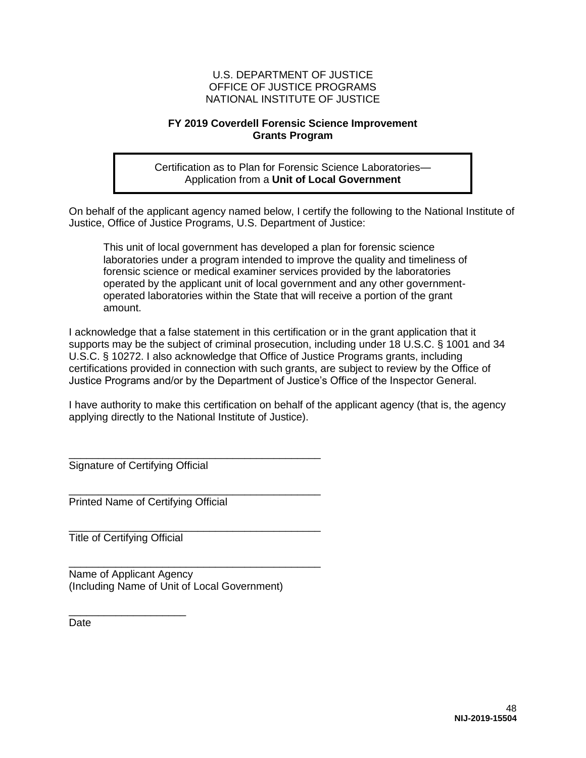U.S. DEPARTMENT OF JUSTICE
OFFICE OF JUSTICE PROGRAMS
NATIONAL INSTITUTE OF JUSTICE

**FY 2019 Coverdell Forensic Science Improvement Grants Program**

| Certification as to Plan for Forensic Science Laboratories—<br>Application from a **Unit of Local Government** |
|---|

On behalf of the applicant agency named below, I certify the following to the National Institute of Justice, Office of Justice Programs, U.S. Department of Justice:

> This unit of local government has developed a plan for forensic science laboratories under a program intended to improve the quality and timeliness of forensic science or medical examiner services provided by the laboratories operated by the applicant unit of local government and any other government-operated laboratories within the State that will receive a portion of the grant amount.

I acknowledge that a false statement in this certification or in the grant application that it supports may be the subject of criminal prosecution, including under 18 U.S.C. § 1001 and 34 U.S.C. § 10272. I also acknowledge that Office of Justice Programs grants, including certifications provided in connection with such grants, are subject to review by the Office of Justice Programs and/or by the Department of Justice's Office of the Inspector General.

I have authority to make this certification on behalf of the applicant agency (that is, the agency applying directly to the National Institute of Justice).

\_\_\_\_\_\_\_\_\_\_\_\_\_\_\_\_\_\_\_\_\_\_\_\_\_\_\_\_\_\_\_\_\_\_\_\_\_\_\_\_\_\_\_\_
Signature of Certifying Official

\_\_\_\_\_\_\_\_\_\_\_\_\_\_\_\_\_\_\_\_\_\_\_\_\_\_\_\_\_\_\_\_\_\_\_\_\_\_\_\_\_\_\_\_
Printed Name of Certifying Official

\_\_\_\_\_\_\_\_\_\_\_\_\_\_\_\_\_\_\_\_\_\_\_\_\_\_\_\_\_\_\_\_\_\_\_\_\_\_\_\_\_\_\_\_
Title of Certifying Official

\_\_\_\_\_\_\_\_\_\_\_\_\_\_\_\_\_\_\_\_\_\_\_\_\_\_\_\_\_\_\_\_\_\_\_\_\_\_\_\_\_\_\_\_
Name of Applicant Agency
(Including Name of Unit of Local Government)

\_\_\_\_\_\_\_\_\_\_\_\_\_\_\_\_\_\_\_\_
Date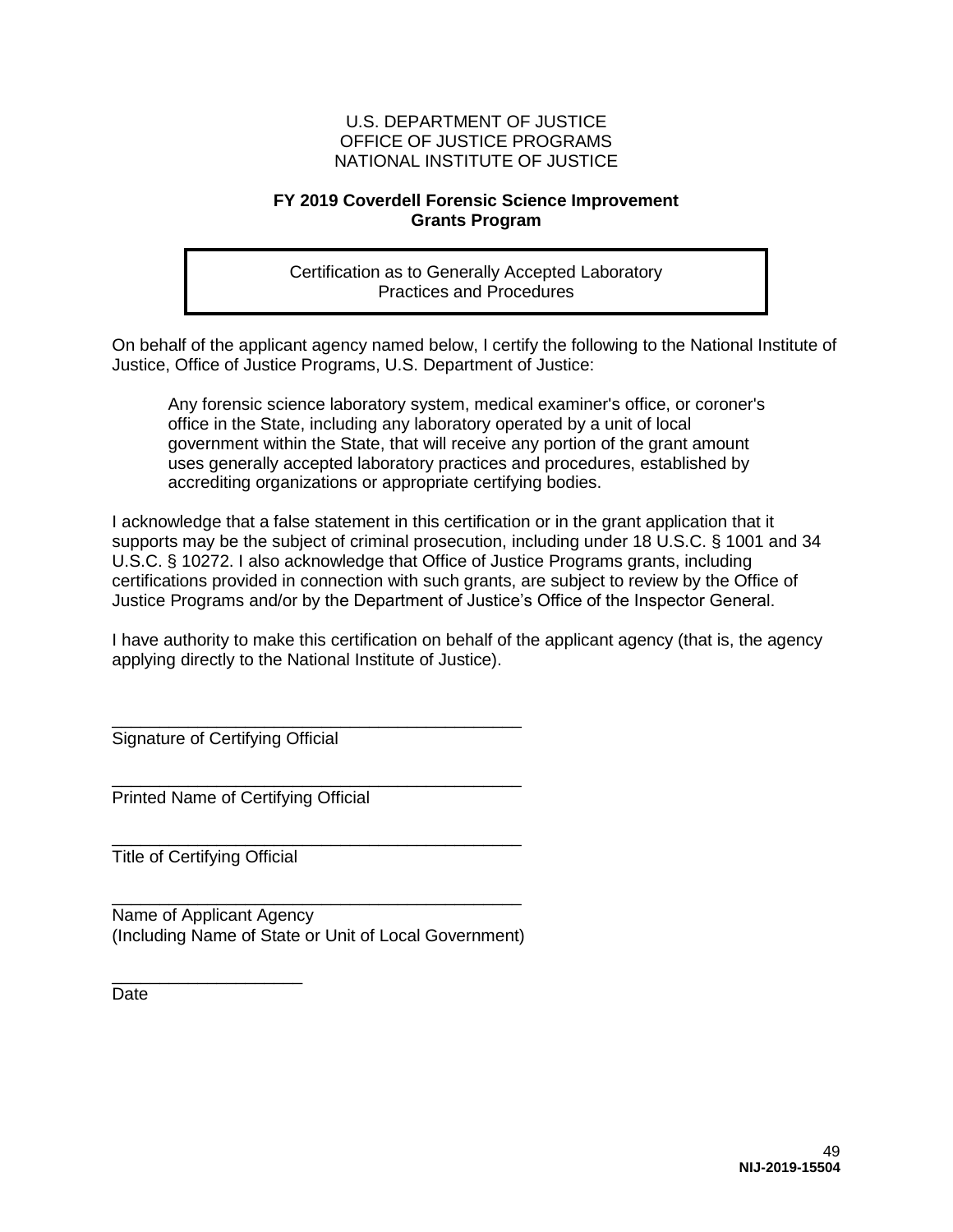U.S. DEPARTMENT OF JUSTICE
OFFICE OF JUSTICE PROGRAMS
NATIONAL INSTITUTE OF JUSTICE

**FY 2019 Coverdell Forensic Science Improvement Grants Program**

## Certification as to Generally Accepted Laboratory Practices and Procedures

On behalf of the applicant agency named below, I certify the following to the National Institute of Justice, Office of Justice Programs, U.S. Department of Justice:

> Any forensic science laboratory system, medical examiner's office, or coroner's office in the State, including any laboratory operated by a unit of local government within the State, that will receive any portion of the grant amount uses generally accepted laboratory practices and procedures, established by accrediting organizations or appropriate certifying bodies.

I acknowledge that a false statement in this certification or in the grant application that it supports may be the subject of criminal prosecution, including under 18 U.S.C. § 1001 and 34 U.S.C. § 10272. I also acknowledge that Office of Justice Programs grants, including certifications provided in connection with such grants, are subject to review by the Office of Justice Programs and/or by the Department of Justice's Office of the Inspector General.

I have authority to make this certification on behalf of the applicant agency (that is, the agency applying directly to the National Institute of Justice).

\_\_\_\_\_\_\_\_\_\_\_\_\_\_\_\_\_\_\_\_\_\_\_\_\_\_\_\_\_\_\_\_\_\_\_\_\_\_\_\_\_\_\_
Signature of Certifying Official

\_\_\_\_\_\_\_\_\_\_\_\_\_\_\_\_\_\_\_\_\_\_\_\_\_\_\_\_\_\_\_\_\_\_\_\_\_\_\_\_\_\_\_
Printed Name of Certifying Official

\_\_\_\_\_\_\_\_\_\_\_\_\_\_\_\_\_\_\_\_\_\_\_\_\_\_\_\_\_\_\_\_\_\_\_\_\_\_\_\_\_\_\_
Title of Certifying Official

\_\_\_\_\_\_\_\_\_\_\_\_\_\_\_\_\_\_\_\_\_\_\_\_\_\_\_\_\_\_\_\_\_\_\_\_\_\_\_\_\_\_\_
Name of Applicant Agency
(Including Name of State or Unit of Local Government)

\_\_\_\_\_\_\_\_\_\_\_\_\_\_\_\_\_\_\_\_
Date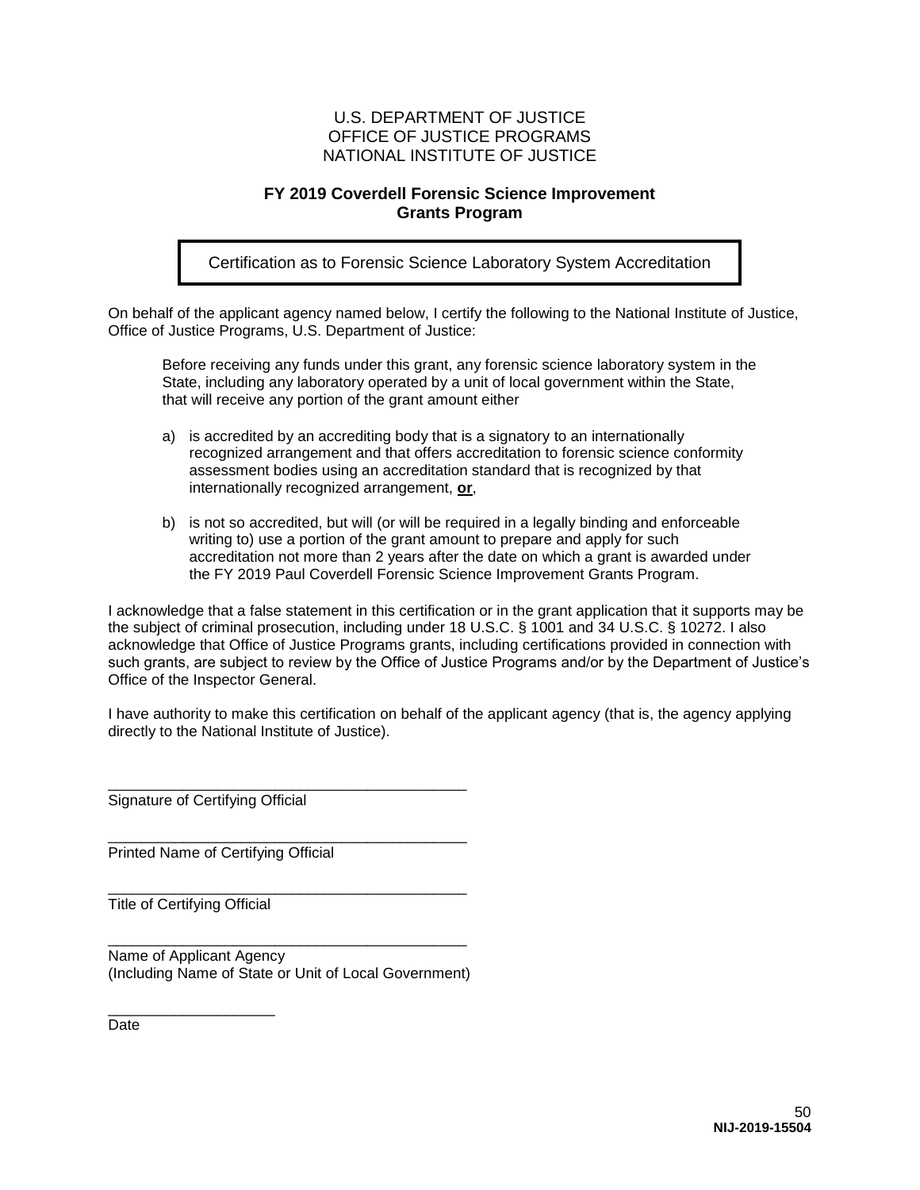U.S. DEPARTMENT OF JUSTICE
OFFICE OF JUSTICE PROGRAMS
NATIONAL INSTITUTE OF JUSTICE

**FY 2019 Coverdell Forensic Science Improvement Grants Program**

## Certification as to Forensic Science Laboratory System Accreditation

On behalf of the applicant agency named below, I certify the following to the National Institute of Justice, Office of Justice Programs, U.S. Department of Justice:

> Before receiving any funds under this grant, any forensic science laboratory system in the State, including any laboratory operated by a unit of local government within the State, that will receive any portion of the grant amount either
>
> a) is accredited by an accrediting body that is a signatory to an internationally recognized arrangement and that offers accreditation to forensic science conformity assessment bodies using an accreditation standard that is recognized by that internationally recognized arrangement, **or**,
>
> b) is not so accredited, but will (or will be required in a legally binding and enforceable writing to) use a portion of the grant amount to prepare and apply for such accreditation not more than 2 years after the date on which a grant is awarded under the FY 2019 Paul Coverdell Forensic Science Improvement Grants Program.

I acknowledge that a false statement in this certification or in the grant application that it supports may be the subject of criminal prosecution, including under 18 U.S.C. § 1001 and 34 U.S.C. § 10272. I also acknowledge that Office of Justice Programs grants, including certifications provided in connection with such grants, are subject to review by the Office of Justice Programs and/or by the Department of Justice's Office of the Inspector General.

I have authority to make this certification on behalf of the applicant agency (that is, the agency applying directly to the National Institute of Justice).

_____________________________________________
Signature of Certifying Official

_____________________________________________
Printed Name of Certifying Official

_____________________________________________
Title of Certifying Official

_____________________________________________
Name of Applicant Agency
(Including Name of State or Unit of Local Government)

____________________
Date

**NIJ-2019-15504**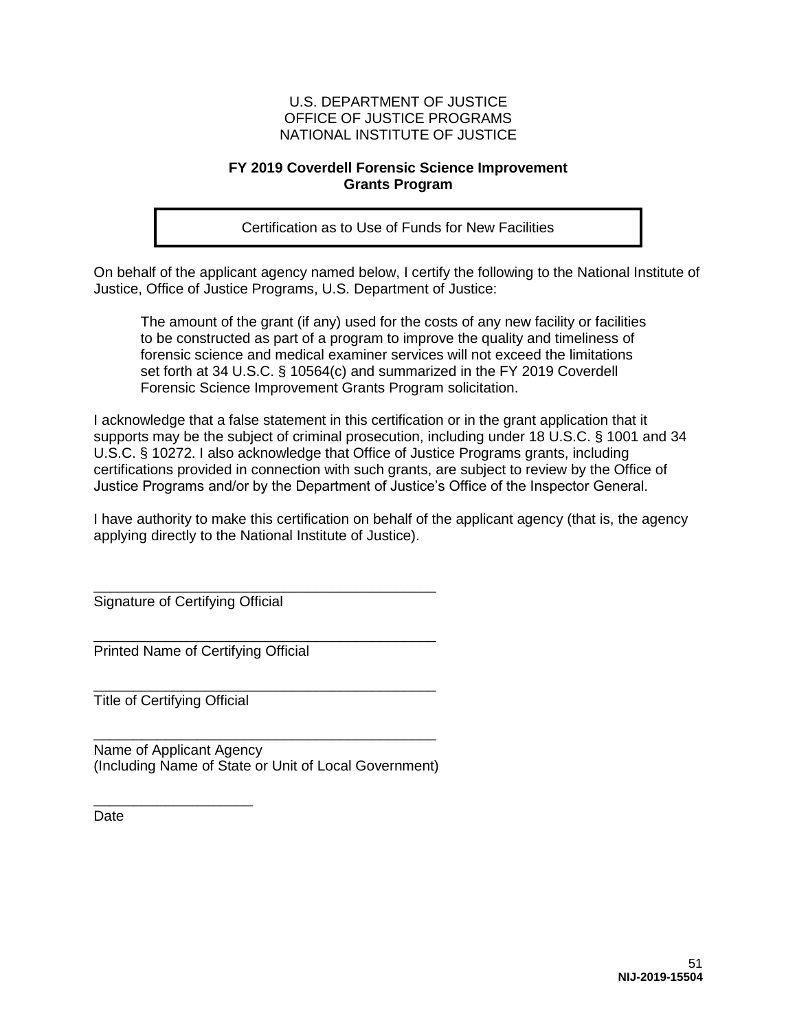U.S. DEPARTMENT OF JUSTICE
OFFICE OF JUSTICE PROGRAMS
NATIONAL INSTITUTE OF JUSTICE

**FY 2019 Coverdell Forensic Science Improvement Grants Program**

## Certification as to Use of Funds for New Facilities

On behalf of the applicant agency named below, I certify the following to the National Institute of Justice, Office of Justice Programs, U.S. Department of Justice:

> The amount of the grant (if any) used for the costs of any new facility or facilities to be constructed as part of a program to improve the quality and timeliness of forensic science and medical examiner services will not exceed the limitations set forth at 34 U.S.C. § 10564(c) and summarized in the FY 2019 Coverdell Forensic Science Improvement Grants Program solicitation.

I acknowledge that a false statement in this certification or in the grant application that it supports may be the subject of criminal prosecution, including under 18 U.S.C. § 1001 and 34 U.S.C. § 10272. I also acknowledge that Office of Justice Programs grants, including certifications provided in connection with such grants, are subject to review by the Office of Justice Programs and/or by the Department of Justice's Office of the Inspector General.

I have authority to make this certification on behalf of the applicant agency (that is, the agency applying directly to the National Institute of Justice).

\_\_\_\_\_\_\_\_\_\_\_\_\_\_\_\_\_\_\_\_\_\_\_\_\_\_\_\_\_\_\_\_\_\_\_\_\_\_\_\_\_\_\_\_
Signature of Certifying Official

\_\_\_\_\_\_\_\_\_\_\_\_\_\_\_\_\_\_\_\_\_\_\_\_\_\_\_\_\_\_\_\_\_\_\_\_\_\_\_\_\_\_\_\_
Printed Name of Certifying Official

\_\_\_\_\_\_\_\_\_\_\_\_\_\_\_\_\_\_\_\_\_\_\_\_\_\_\_\_\_\_\_\_\_\_\_\_\_\_\_\_\_\_\_\_
Title of Certifying Official

\_\_\_\_\_\_\_\_\_\_\_\_\_\_\_\_\_\_\_\_\_\_\_\_\_\_\_\_\_\_\_\_\_\_\_\_\_\_\_\_\_\_\_\_
Name of Applicant Agency
(Including Name of State or Unit of Local Government)

\_\_\_\_\_\_\_\_\_\_\_\_\_\_\_\_\_\_\_\_
Date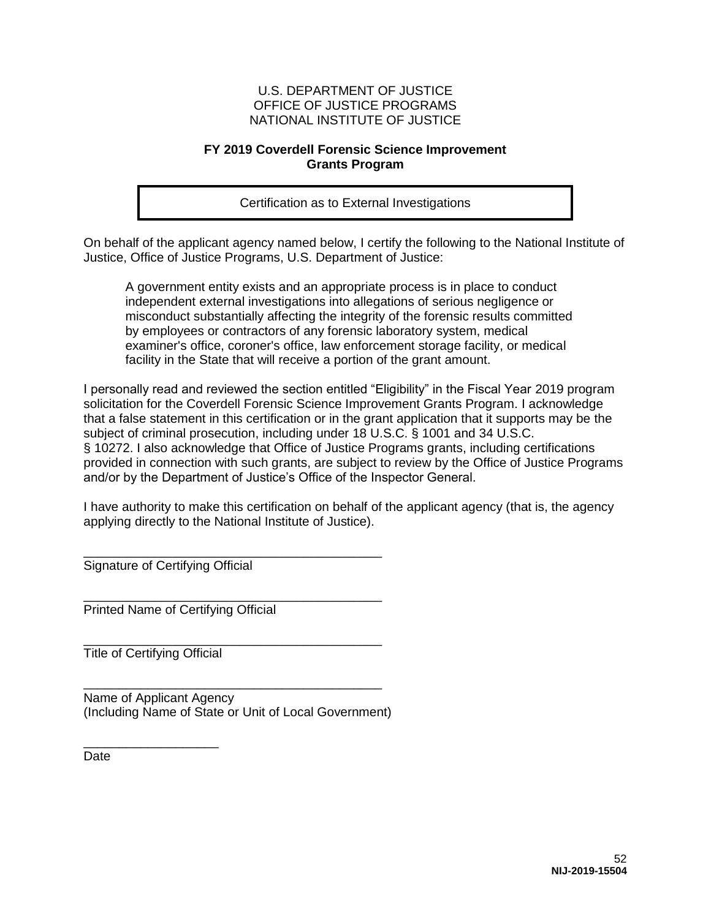U.S. DEPARTMENT OF JUSTICE
OFFICE OF JUSTICE PROGRAMS
NATIONAL INSTITUTE OF JUSTICE

**FY 2019 Coverdell Forensic Science Improvement Grants Program**

| Certification as to External Investigations |
| --- |

On behalf of the applicant agency named below, I certify the following to the National Institute of Justice, Office of Justice Programs, U.S. Department of Justice:

> A government entity exists and an appropriate process is in place to conduct independent external investigations into allegations of serious negligence or misconduct substantially affecting the integrity of the forensic results committed by employees or contractors of any forensic laboratory system, medical examiner's office, coroner's office, law enforcement storage facility, or medical facility in the State that will receive a portion of the grant amount.

I personally read and reviewed the section entitled "Eligibility" in the Fiscal Year 2019 program solicitation for the Coverdell Forensic Science Improvement Grants Program. I acknowledge that a false statement in this certification or in the grant application that it supports may be the subject of criminal prosecution, including under 18 U.S.C. § 1001 and 34 U.S.C. § 10272. I also acknowledge that Office of Justice Programs grants, including certifications provided in connection with such grants, are subject to review by the Office of Justice Programs and/or by the Department of Justice's Office of the Inspector General.

I have authority to make this certification on behalf of the applicant agency (that is, the agency applying directly to the National Institute of Justice).

_____________________________________________
Signature of Certifying Official

_____________________________________________
Printed Name of Certifying Official

_____________________________________________
Title of Certifying Official

_____________________________________________
Name of Applicant Agency
(Including Name of State or Unit of Local Government)

____________________
Date

NIJ-2019-15504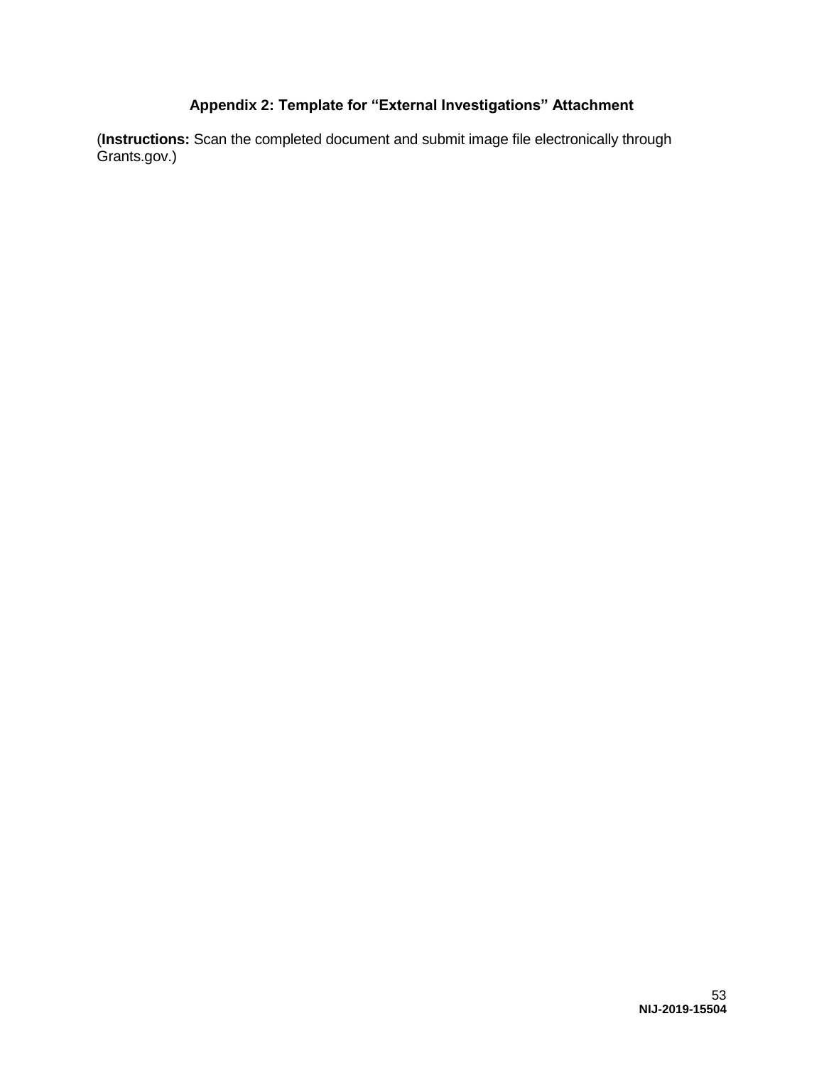## Appendix 2: Template for "External Investigations" Attachment

(**Instructions:** Scan the completed document and submit image file electronically through Grants.gov.)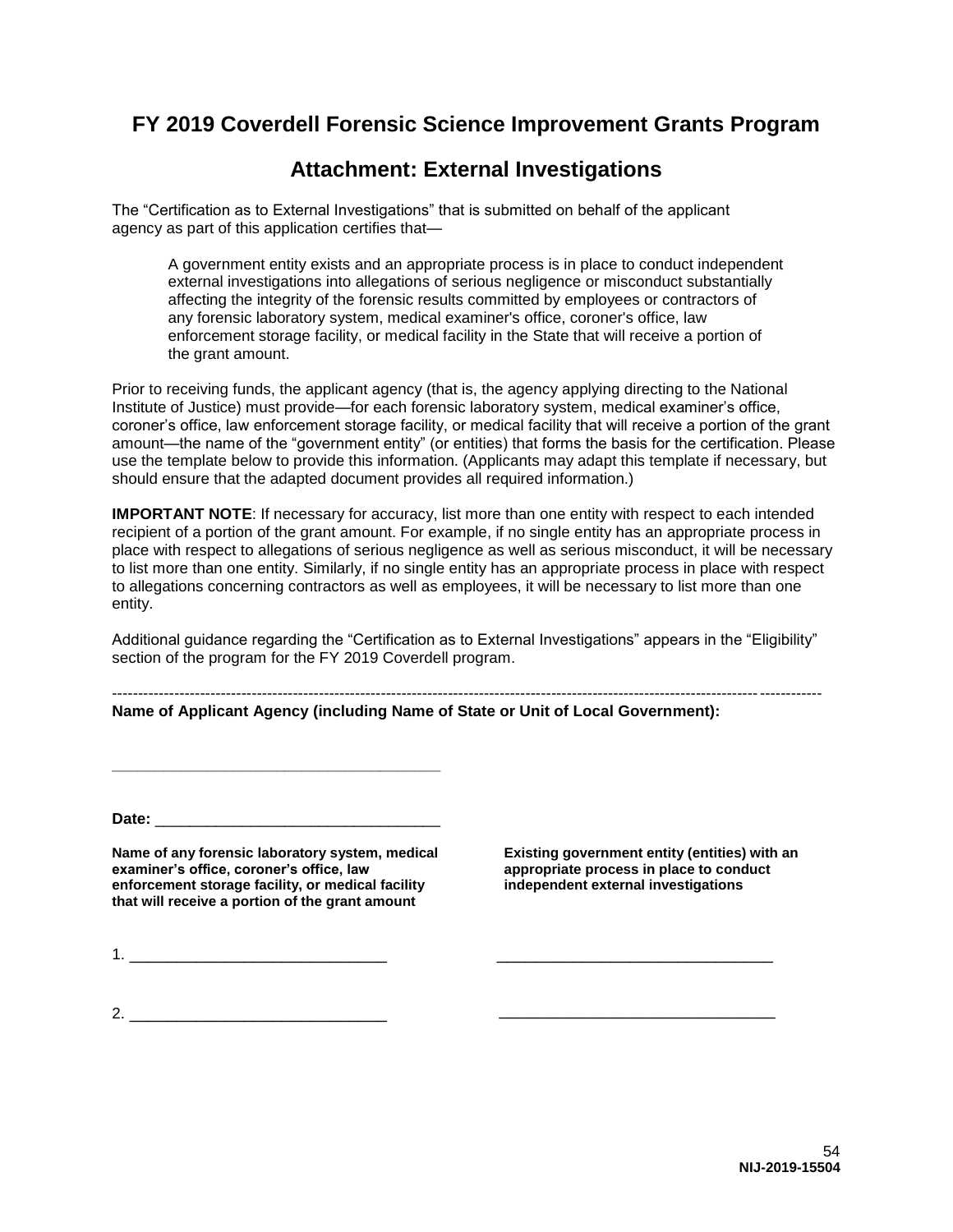# FY 2019 Coverdell Forensic Science Improvement Grants Program

## Attachment: External Investigations

The "Certification as to External Investigations" that is submitted on behalf of the applicant agency as part of this application certifies that—

> A government entity exists and an appropriate process is in place to conduct independent external investigations into allegations of serious negligence or misconduct substantially affecting the integrity of the forensic results committed by employees or contractors of any forensic laboratory system, medical examiner's office, coroner's office, law enforcement storage facility, or medical facility in the State that will receive a portion of the grant amount.

Prior to receiving funds, the applicant agency (that is, the agency applying directing to the National Institute of Justice) must provide—for each forensic laboratory system, medical examiner's office, coroner's office, law enforcement storage facility, or medical facility that will receive a portion of the grant amount—the name of the "government entity" (or entities) that forms the basis for the certification. Please use the template below to provide this information. (Applicants may adapt this template if necessary, but should ensure that the adapted document provides all required information.)

**IMPORTANT NOTE**: If necessary for accuracy, list more than one entity with respect to each intended recipient of a portion of the grant amount. For example, if no single entity has an appropriate process in place with respect to allegations of serious negligence as well as serious misconduct, it will be necessary to list more than one entity. Similarly, if no single entity has an appropriate process in place with respect to allegations concerning contractors as well as employees, it will be necessary to list more than one entity.

Additional guidance regarding the "Certification as to External Investigations" appears in the "Eligibility" section of the program for the FY 2019 Coverdell program.

---

**Name of Applicant Agency (including Name of State or Unit of Local Government):**

______________________________________

**Date:** ________________________________

| **Name of any forensic laboratory system, medical examiner's office, coroner's office, law enforcement storage facility, or medical facility that will receive a portion of the grant amount** | **Existing government entity (entities) with an appropriate process in place to conduct independent external investigations** |
| --- | --- |
| 1. ____________________________ | ______________________________ |
| 2. ____________________________ | ______________________________ |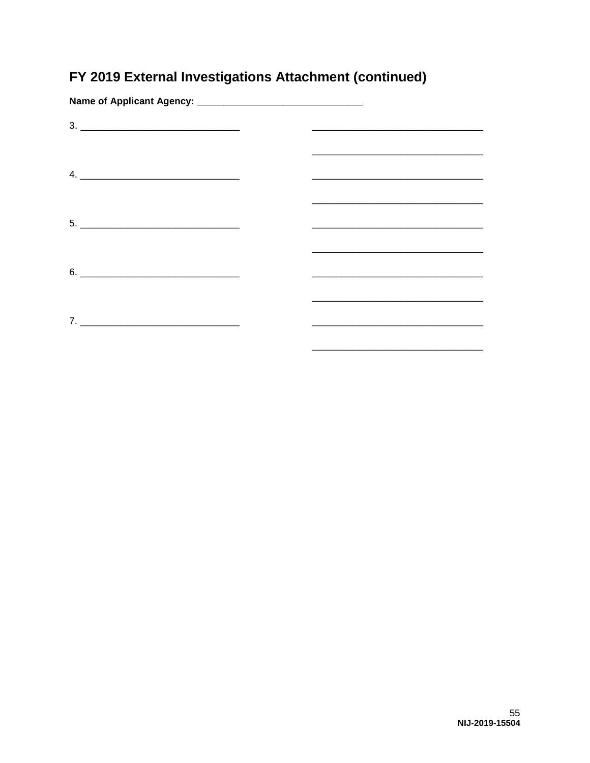## FY 2019 External Investigations Attachment (continued)

**Name of Applicant Agency: ______________________________**

3. ______________________________ ______________________________

______________________________

4. ______________________________ ______________________________

______________________________

5. ______________________________ ______________________________

______________________________

6. ______________________________ ______________________________

______________________________

7. ______________________________ ______________________________

______________________________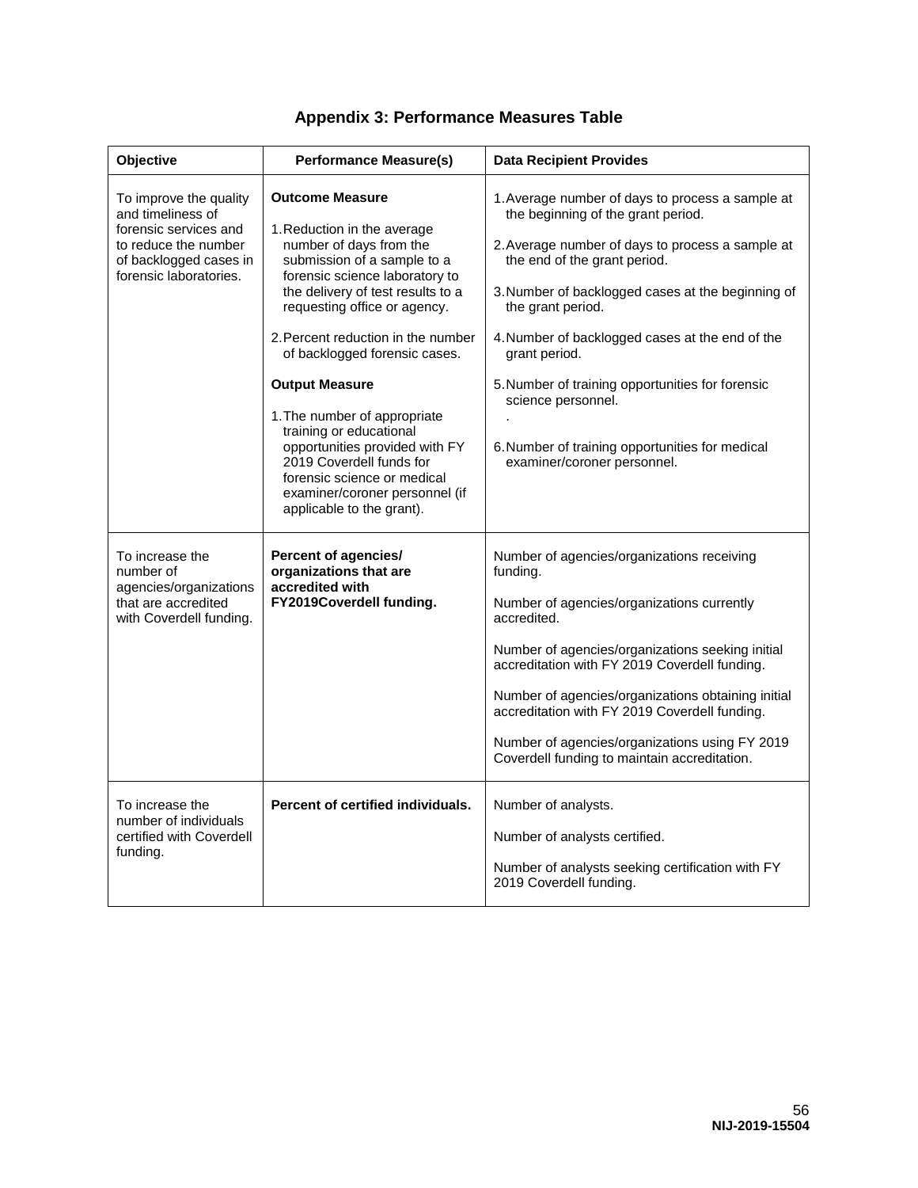## Appendix 3: Performance Measures Table

| Objective | Performance Measure(s) | Data Recipient Provides |
|---|---|---|
| To improve the quality and timeliness of forensic services and to reduce the number of backlogged cases in forensic laboratories. | **Outcome Measure**<br><br>1. Reduction in the average number of days from the submission of a sample to a forensic science laboratory to the delivery of test results to a requesting office or agency.<br><br>2. Percent reduction in the number of backlogged forensic cases.<br><br>**Output Measure**<br><br>1. The number of appropriate training or educational opportunities provided with FY 2019 Coverdell funds for forensic science or medical examiner/coroner personnel (if applicable to the grant). | 1. Average number of days to process a sample at the beginning of the grant period.<br><br>2. Average number of days to process a sample at the end of the grant period.<br><br>3. Number of backlogged cases at the beginning of the grant period.<br><br>4. Number of backlogged cases at the end of the grant period.<br><br>5. Number of training opportunities for forensic science personnel.<br>.<br><br>6. Number of training opportunities for medical examiner/coroner personnel. |
| To increase the number of agencies/organizations that are accredited with Coverdell funding. | **Percent of agencies/ organizations that are accredited with FY2019Coverdell funding.** | Number of agencies/organizations receiving funding.<br><br>Number of agencies/organizations currently accredited.<br><br>Number of agencies/organizations seeking initial accreditation with FY 2019 Coverdell funding.<br><br>Number of agencies/organizations obtaining initial accreditation with FY 2019 Coverdell funding.<br><br>Number of agencies/organizations using FY 2019 Coverdell funding to maintain accreditation. |
| To increase the number of individuals certified with Coverdell funding. | **Percent of certified individuals.** | Number of analysts.<br><br>Number of analysts certified.<br><br>Number of analysts seeking certification with FY 2019 Coverdell funding. |

NIJ-2019-15504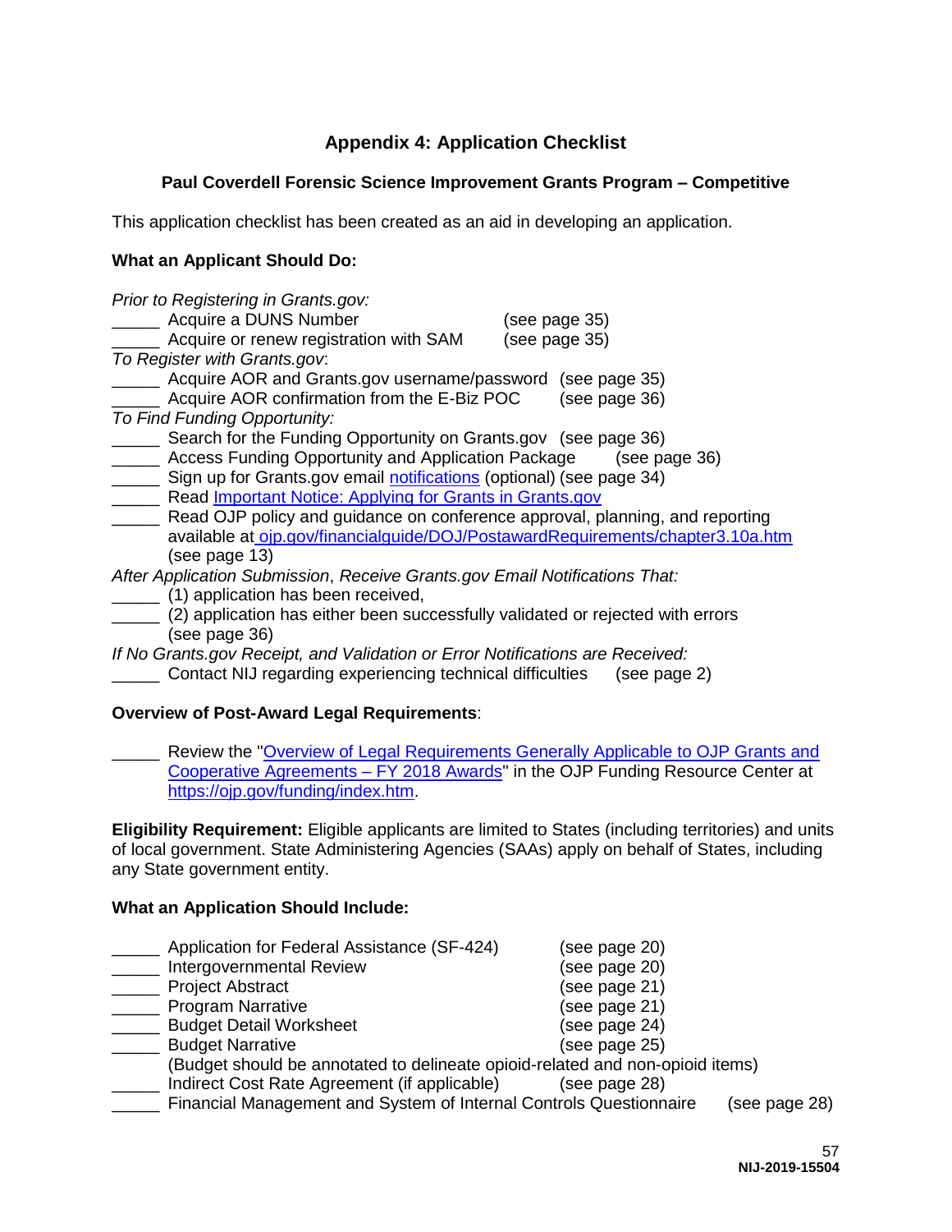# Appendix 4: Application Checklist

## Paul Coverdell Forensic Science Improvement Grants Program – Competitive

This application checklist has been created as an aid in developing an application.

### What an Applicant Should Do:

*Prior to Registering in Grants.gov:*
_____ Acquire a DUNS Number (see page 35)
_____ Acquire or renew registration with SAM (see page 35)
*To Register with Grants.gov*:
_____ Acquire AOR and Grants.gov username/password (see page 35)
_____ Acquire AOR confirmation from the E-Biz POC (see page 36)
*To Find Funding Opportunity:*
_____ Search for the Funding Opportunity on Grants.gov (see page 36)
_____ Access Funding Opportunity and Application Package (see page 36)
_____ Sign up for Grants.gov email notifications (optional) (see page 34)
_____ Read Important Notice: Applying for Grants in Grants.gov
_____ Read OJP policy and guidance on conference approval, planning, and reporting available at ojp.gov/financialguide/DOJ/PostawardRequirements/chapter3.10a.htm (see page 13)
*After Application Submission*, *Receive Grants.gov Email Notifications That:*
_____ (1) application has been received,
_____ (2) application has either been successfully validated or rejected with errors (see page 36)
*If No Grants.gov Receipt, and Validation or Error Notifications are Received:*
_____ Contact NIJ regarding experiencing technical difficulties (see page 2)

**Overview of Post-Award Legal Requirements**:

_____ Review the "Overview of Legal Requirements Generally Applicable to OJP Grants and Cooperative Agreements – FY 2018 Awards" in the OJP Funding Resource Center at https://ojp.gov/funding/index.htm.

**Eligibility Requirement:** Eligible applicants are limited to States (including territories) and units of local government. State Administering Agencies (SAAs) apply on behalf of States, including any State government entity.

### What an Application Should Include:

_____ Application for Federal Assistance (SF-424) (see page 20)
_____ Intergovernmental Review (see page 20)
_____ Project Abstract (see page 21)
_____ Program Narrative (see page 21)
_____ Budget Detail Worksheet (see page 24)
_____ Budget Narrative (see page 25)
(Budget should be annotated to delineate opioid-related and non-opioid items)
_____ Indirect Cost Rate Agreement (if applicable) (see page 28)
_____ Financial Management and System of Internal Controls Questionnaire (see page 28)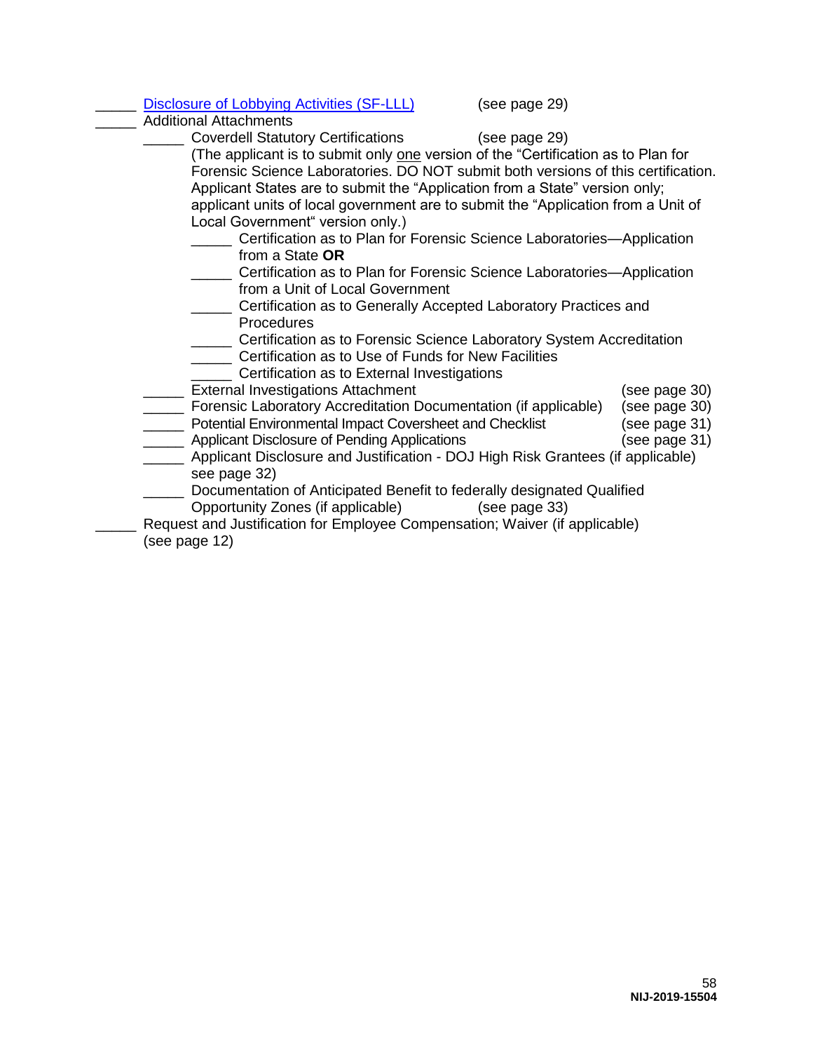_____ [Disclosure of Lobbying Activities (SF-LLL)] (see page 29)

_____ Additional Attachments

- _____ Coverdell Statutory Certifications (see page 29)

  (The applicant is to submit only one version of the "Certification as to Plan for Forensic Science Laboratories. DO NOT submit both versions of this certification. Applicant States are to submit the "Application from a State" version only; applicant units of local government are to submit the "Application from a Unit of Local Government" version only.)

  - _____ Certification as to Plan for Forensic Science Laboratories—Application from a State **OR**
  - _____ Certification as to Plan for Forensic Science Laboratories—Application from a Unit of Local Government
  - _____ Certification as to Generally Accepted Laboratory Practices and Procedures
  - _____ Certification as to Forensic Science Laboratory System Accreditation
  - _____ Certification as to Use of Funds for New Facilities
  - _____ Certification as to External Investigations
- _____ External Investigations Attachment (see page 30)
- _____ Forensic Laboratory Accreditation Documentation (if applicable) (see page 30)
- _____ Potential Environmental Impact Coversheet and Checklist (see page 31)
- _____ Applicant Disclosure of Pending Applications (see page 31)
- _____ Applicant Disclosure and Justification - DOJ High Risk Grantees (if applicable) see page 32)
- _____ Documentation of Anticipated Benefit to federally designated Qualified Opportunity Zones (if applicable) (see page 33)

_____ Request and Justification for Employee Compensation; Waiver (if applicable) (see page 12)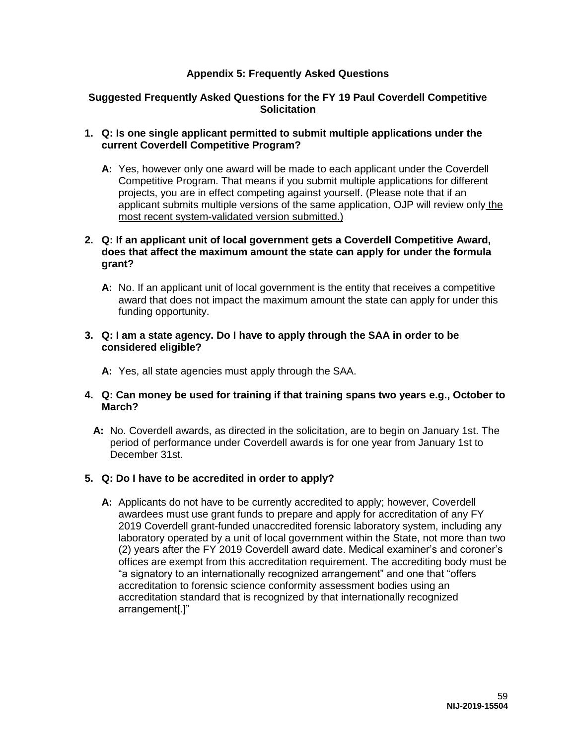## Appendix 5: Frequently Asked Questions

### Suggested Frequently Asked Questions for the FY 19 Paul Coverdell Competitive Solicitation

1. **Q: Is one single applicant permitted to submit multiple applications under the current Coverdell Competitive Program?**

   **A:** Yes, however only one award will be made to each applicant under the Coverdell Competitive Program. That means if you submit multiple applications for different projects, you are in effect competing against yourself. (Please note that if an applicant submits multiple versions of the same application, OJP will review only the most recent system-validated version submitted.)

2. **Q: If an applicant unit of local government gets a Coverdell Competitive Award, does that affect the maximum amount the state can apply for under the formula grant?**

   **A:** No. If an applicant unit of local government is the entity that receives a competitive award that does not impact the maximum amount the state can apply for under this funding opportunity.

3. **Q: I am a state agency. Do I have to apply through the SAA in order to be considered eligible?**

   **A:** Yes, all state agencies must apply through the SAA.

4. **Q: Can money be used for training if that training spans two years e.g., October to March?**

   **A:** No. Coverdell awards, as directed in the solicitation, are to begin on January 1st. The period of performance under Coverdell awards is for one year from January 1st to December 31st.

5. **Q: Do I have to be accredited in order to apply?**

   **A:** Applicants do not have to be currently accredited to apply; however, Coverdell awardees must use grant funds to prepare and apply for accreditation of any FY 2019 Coverdell grant-funded unaccredited forensic laboratory system, including any laboratory operated by a unit of local government within the State, not more than two (2) years after the FY 2019 Coverdell award date. Medical examiner's and coroner's offices are exempt from this accreditation requirement. The accrediting body must be "a signatory to an internationally recognized arrangement" and one that "offers accreditation to forensic science conformity assessment bodies using an accreditation standard that is recognized by that internationally recognized arrangement[.]"